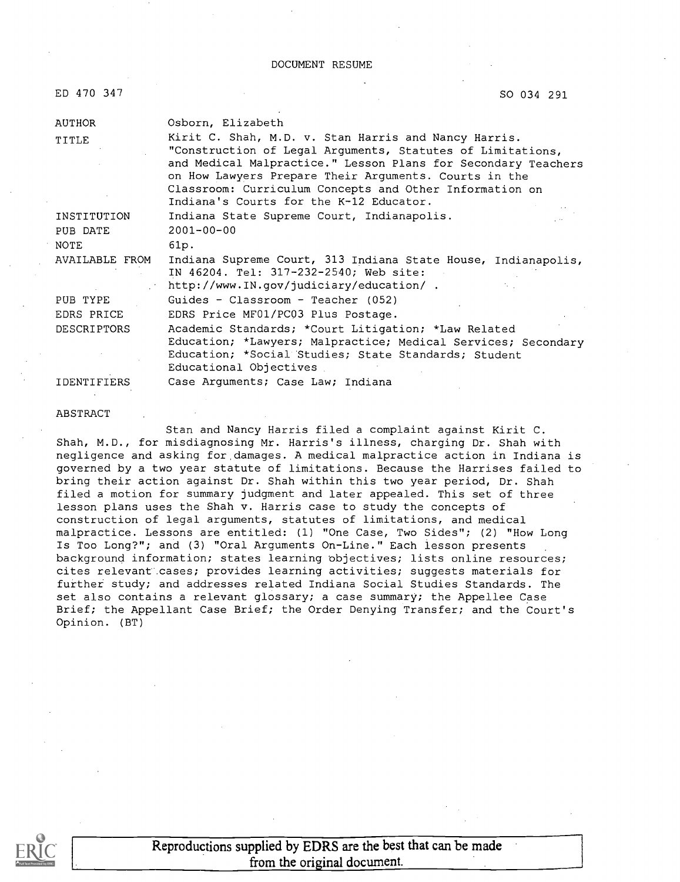# DOCUMENT RESUME

| ED 470 347 | SO 034 291 |
|---|---|
| AUTHOR | Osborn, Elizabeth |
| TITLE | Kirit C. Shah, M.D. v. Stan Harris and Nancy Harris. "Construction of Legal Arguments, Statutes of Limitations, and Medical Malpractice." Lesson Plans for Secondary Teachers on How Lawyers Prepare Their Arguments. Courts in the Classroom: Curriculum Concepts and Other Information on Indiana's Courts for the K-12 Educator. |
| INSTITUTION | Indiana State Supreme Court, Indianapolis. |
| PUB DATE | 2001-00-00 |
| NOTE | 61p. |
| AVAILABLE FROM | Indiana Supreme Court, 313 Indiana State House, Indianapolis, IN 46204. Tel: 317-232-2540; Web site: http://www.IN.gov/judiciary/education/ . |
| PUB TYPE | Guides - Classroom - Teacher (052) |
| EDRS PRICE | EDRS Price MF01/PC03 Plus Postage. |
| DESCRIPTORS | Academic Standards; *Court Litigation; *Law Related Education; *Lawyers; Malpractice; Medical Services; Secondary Education; *Social Studies; State Standards; Student Educational Objectives |
| IDENTIFIERS | Case Arguments; Case Law; Indiana |

## ABSTRACT

Stan and Nancy Harris filed a complaint against Kirit C. Shah, M.D., for misdiagnosing Mr. Harris's illness, charging Dr. Shah with negligence and asking for damages. A medical malpractice action in Indiana is governed by a two year statute of limitations. Because the Harrises failed to bring their action against Dr. Shah within this two year period, Dr. Shah filed a motion for summary judgment and later appealed. This set of three lesson plans uses the Shah v. Harris case to study the concepts of construction of legal arguments, statutes of limitations, and medical malpractice. Lessons are entitled: (1) "One Case, Two Sides"; (2) "How Long Is Too Long?"; and (3) "Oral Arguments On-Line." Each lesson presents background information; states learning objectives; lists online resources; cites relevant cases; provides learning activities; suggests materials for further study; and addresses related Indiana Social Studies Standards. The set also contains a relevant glossary; a case summary; the Appellee Case Brief; the Appellant Case Brief; the Order Denying Transfer; and the Court's Opinion. (BT)

Reproductions supplied by EDRS are the best that can be made from the original document.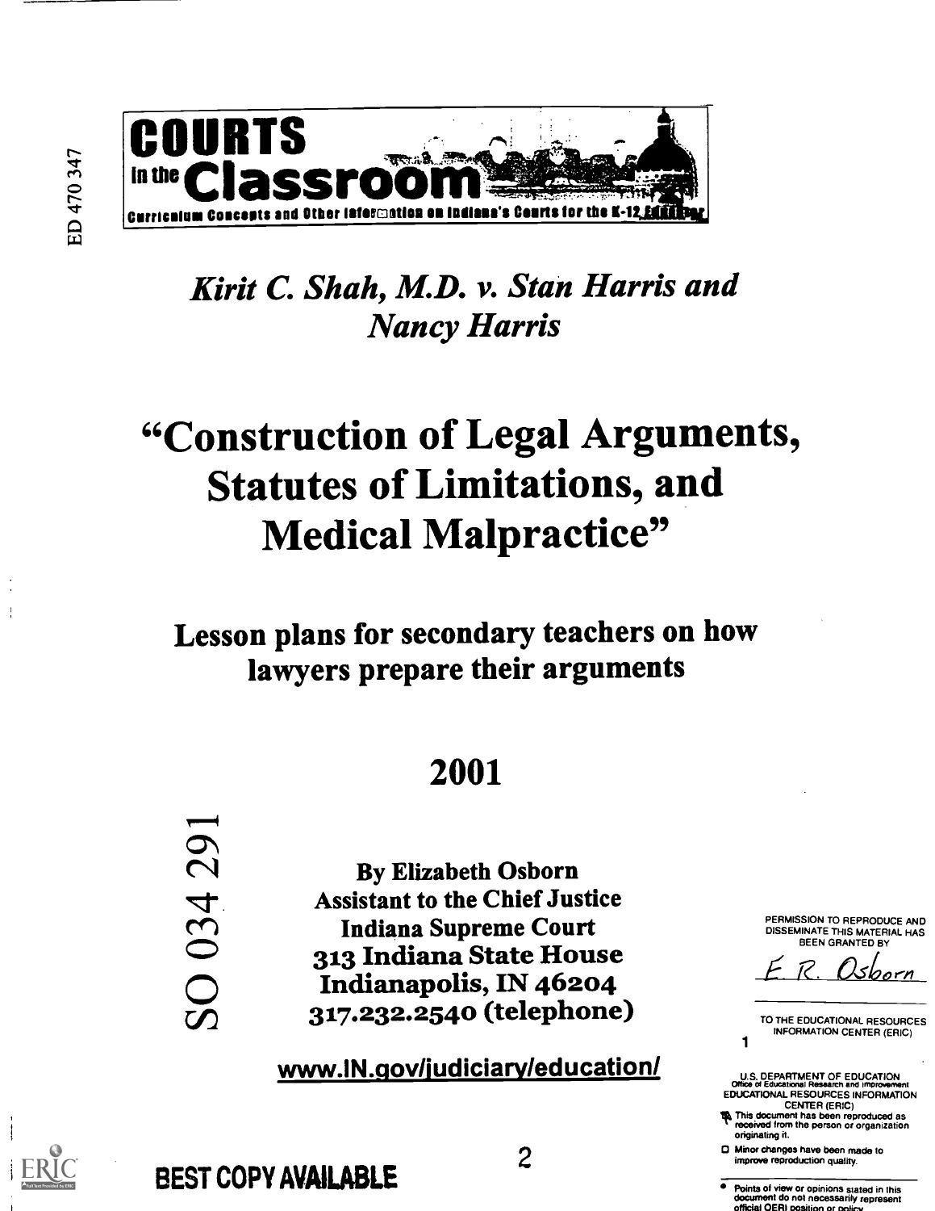# COURTS in the Classroom

Curriculum Concepts and Other Information on Indiana's Courts for the K-12 Educator

*Kirit C. Shah, M.D. v. Stan Harris and Nancy Harris*

# "Construction of Legal Arguments, Statutes of Limitations, and Medical Malpractice"

**Lesson plans for secondary teachers on how lawyers prepare their arguments**

## 2001

**By Elizabeth Osborn**
**Assistant to the Chief Justice**
**Indiana Supreme Court**
**313 Indiana State House**
**Indianapolis, IN 46204**
**317.232.2540 (telephone)**

www.IN.gov/judiciary/education/

PERMISSION TO REPRODUCE AND DISSEMINATE THIS MATERIAL HAS BEEN GRANTED BY

E. R. Osborn

TO THE EDUCATIONAL RESOURCES INFORMATION CENTER (ERIC)

U.S. DEPARTMENT OF EDUCATION
Office of Educational Research and Improvement
EDUCATIONAL RESOURCES INFORMATION CENTER (ERIC)

- This document has been reproduced as received from the person or organization originating it.
- Minor changes have been made to improve reproduction quality.
- Points of view or opinions stated in this document do not necessarily represent official OERI position or policy.

ED 470 347

SO 034 291

BEST COPY AVAILABLE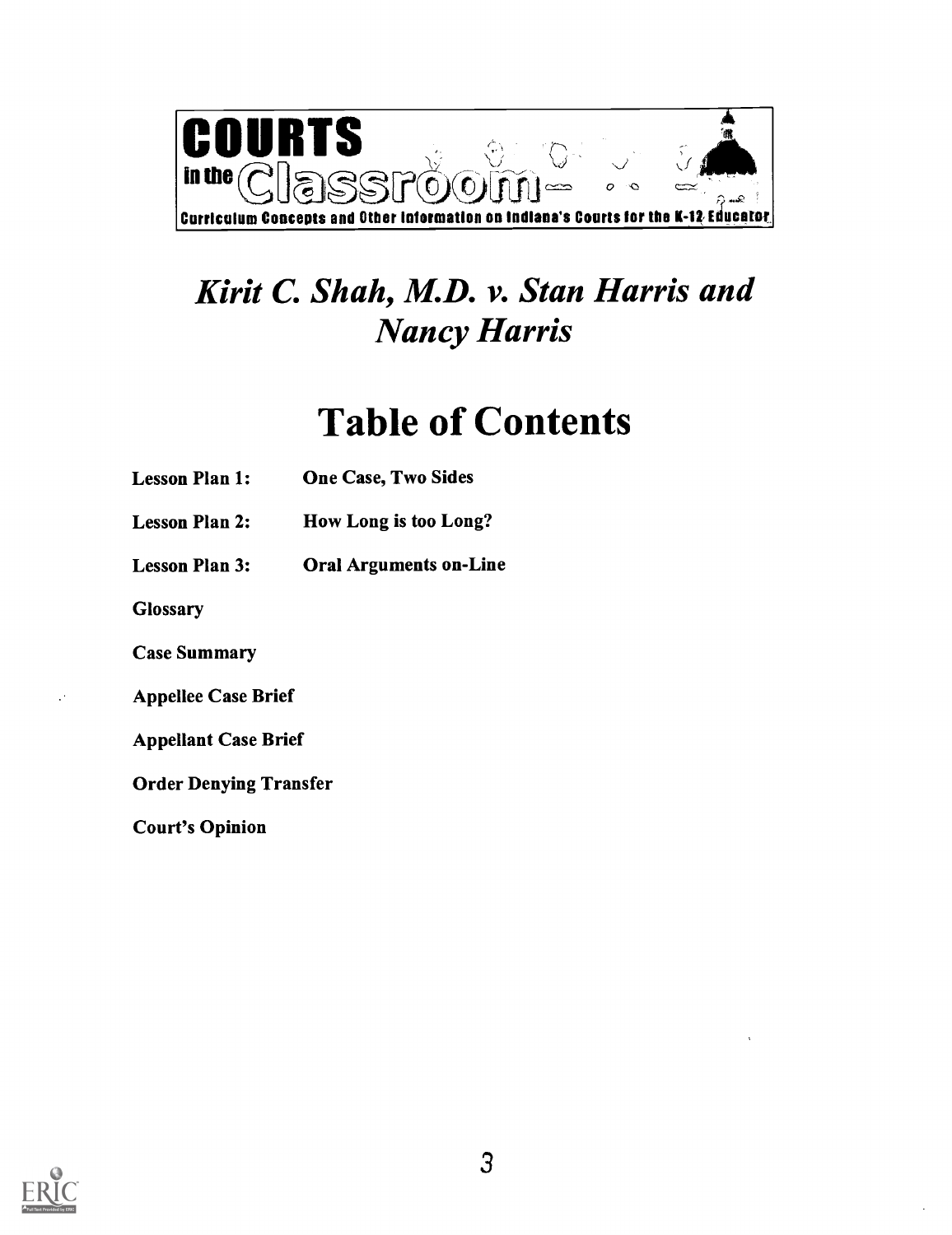COURTS in the Classroom

Curriculum Concepts and Other Information on Indiana's Courts for the K-12 Educator

# *Kirit C. Shah, M.D. v. Stan Harris and Nancy Harris*

# Table of Contents

**Lesson Plan 1:** **One Case, Two Sides**

**Lesson Plan 2:** **How Long is too Long?**

**Lesson Plan 3:** **Oral Arguments on-Line**

**Glossary**

**Case Summary**

**Appellee Case Brief**

**Appellant Case Brief**

**Order Denying Transfer**

**Court's Opinion**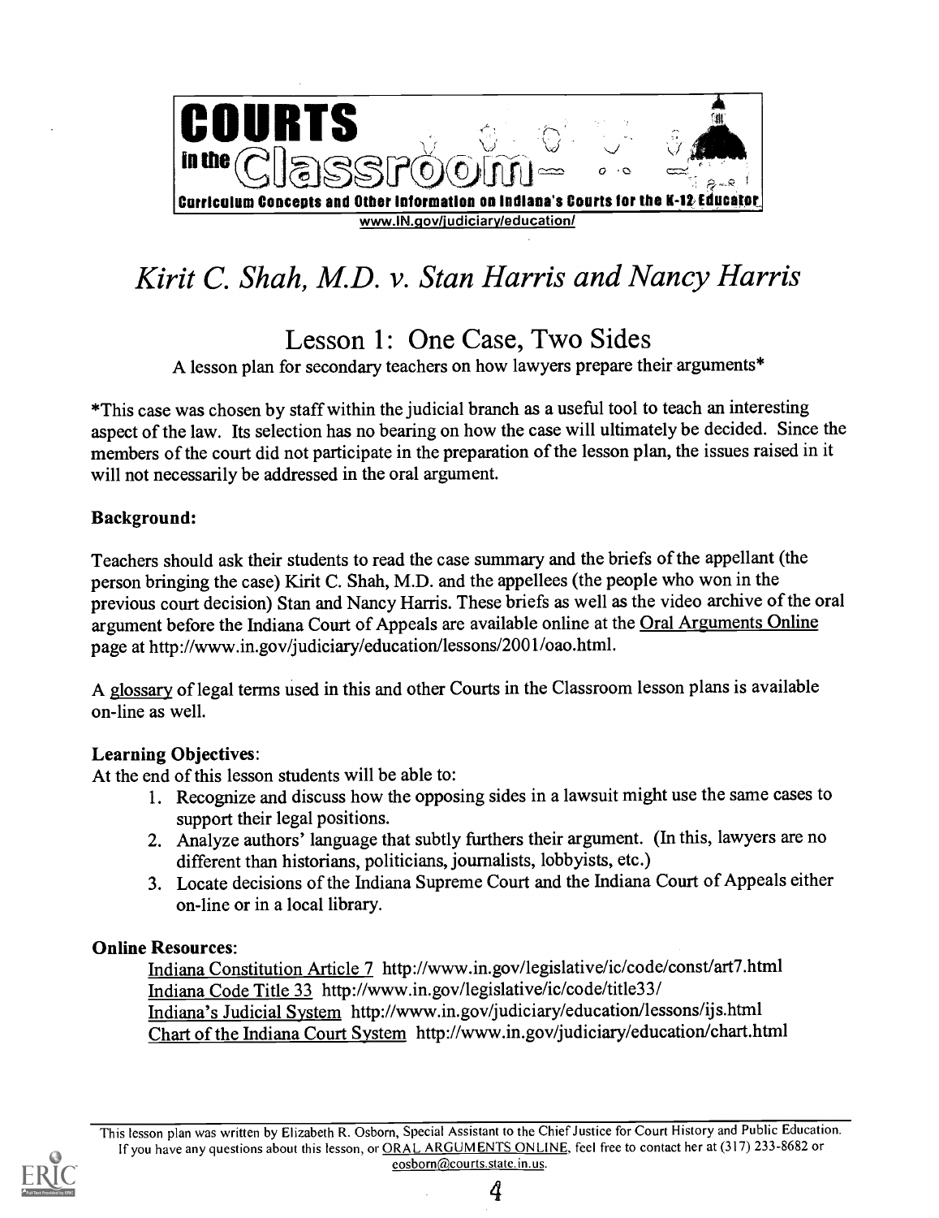**COURTS in the Classroom**

**Curriculum Concepts and Other Information on Indiana's Courts for the K-12 Educator**

www.IN.gov/judiciary/education/

# *Kirit C. Shah, M.D. v. Stan Harris and Nancy Harris*

## Lesson 1: One Case, Two Sides

A lesson plan for secondary teachers on how lawyers prepare their arguments*

*This case was chosen by staff within the judicial branch as a useful tool to teach an interesting aspect of the law. Its selection has no bearing on how the case will ultimately be decided. Since the members of the court did not participate in the preparation of the lesson plan, the issues raised in it will not necessarily be addressed in the oral argument.

### Background:

Teachers should ask their students to read the case summary and the briefs of the appellant (the person bringing the case) Kirit C. Shah, M.D. and the appellees (the people who won in the previous court decision) Stan and Nancy Harris. These briefs as well as the video archive of the oral argument before the Indiana Court of Appeals are available online at the Oral Arguments Online page at http://www.in.gov/judiciary/education/lessons/2001/oao.html.

A glossary of legal terms used in this and other Courts in the Classroom lesson plans is available on-line as well.

### Learning Objectives:

At the end of this lesson students will be able to:

1. Recognize and discuss how the opposing sides in a lawsuit might use the same cases to support their legal positions.
2. Analyze authors' language that subtly furthers their argument. (In this, lawyers are no different than historians, politicians, journalists, lobbyists, etc.)
3. Locate decisions of the Indiana Supreme Court and the Indiana Court of Appeals either on-line or in a local library.

### Online Resources:

Indiana Constitution Article 7 http://www.in.gov/legislative/ic/code/const/art7.html
Indiana Code Title 33 http://www.in.gov/legislative/ic/code/title33/
Indiana's Judicial System http://www.in.gov/judiciary/education/lessons/ijs.html
Chart of the Indiana Court System http://www.in.gov/judiciary/education/chart.html

This lesson plan was written by Elizabeth R. Osborn, Special Assistant to the Chief Justice for Court History and Public Education. If you have any questions about this lesson, or ORAL ARGUMENTS ONLINE, feel free to contact her at (317) 233-8682 or eosborn@courts.state.in.us.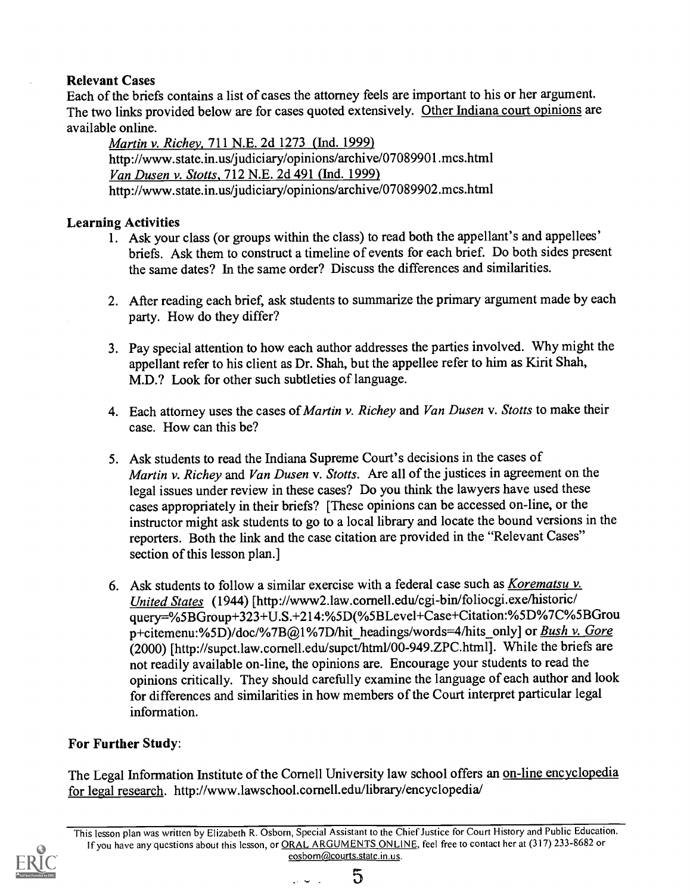**Relevant Cases**

Each of the briefs contains a list of cases the attorney feels are important to his or her argument. The two links provided below are for cases quoted extensively. Other Indiana court opinions are available online.

*Martin v. Richey*, 711 N.E. 2d 1273 (Ind. 1999)
http://www.state.in.us/judiciary/opinions/archive/07089901.mcs.html
*Van Dusen v. Stotts*, 712 N.E. 2d 491 (Ind. 1999)
http://www.state.in.us/judiciary/opinions/archive/07089902.mcs.html

**Learning Activities**

1. Ask your class (or groups within the class) to read both the appellant's and appellees' briefs. Ask them to construct a timeline of events for each brief. Do both sides present the same dates? In the same order? Discuss the differences and similarities.

2. After reading each brief, ask students to summarize the primary argument made by each party. How do they differ?

3. Pay special attention to how each author addresses the parties involved. Why might the appellant refer to his client as Dr. Shah, but the appellee refer to him as Kirit Shah, M.D.? Look for other such subtleties of language.

4. Each attorney uses the cases of *Martin v. Richey* and *Van Dusen* v. *Stotts* to make their case. How can this be?

5. Ask students to read the Indiana Supreme Court's decisions in the cases of *Martin v. Richey* and *Van Dusen* v. *Stotts*. Are all of the justices in agreement on the legal issues under review in these cases? Do you think the lawyers have used these cases appropriately in their briefs? [These opinions can be accessed on-line, or the instructor might ask students to go to a local library and locate the bound versions in the reporters. Both the link and the case citation are provided in the "Relevant Cases" section of this lesson plan.]

6. Ask students to follow a similar exercise with a federal case such as *Korematsu v. United States* (1944) [http://www2.law.cornell.edu/cgi-bin/foliocgi.exe/historic/query=%5BGroup+323+U.S.+214:%5D(%5BLevel+Case+Citation:%5D%7C%5BGroup+citemenu:%5D)/doc/%7B@1%7D/hit_headings/words=4/hits_only] or *Bush v. Gore* (2000) [http://supct.law.cornell.edu/supct/html/00-949.ZPC.html]. While the briefs are not readily available on-line, the opinions are. Encourage your students to read the opinions critically. They should carefully examine the language of each author and look for differences and similarities in how members of the Court interpret particular legal information.

**For Further Study**:

The Legal Information Institute of the Cornell University law school offers an on-line encyclopedia for legal research. http://www.lawschool.cornell.edu/library/encyclopedia/

---

This lesson plan was written by Elizabeth R. Osborn, Special Assistant to the Chief Justice for Court History and Public Education. If you have any questions about this lesson, or ORAL ARGUMENTS ONLINE, feel free to contact her at (317) 233-8682 or eosborn@courts.state.in.us.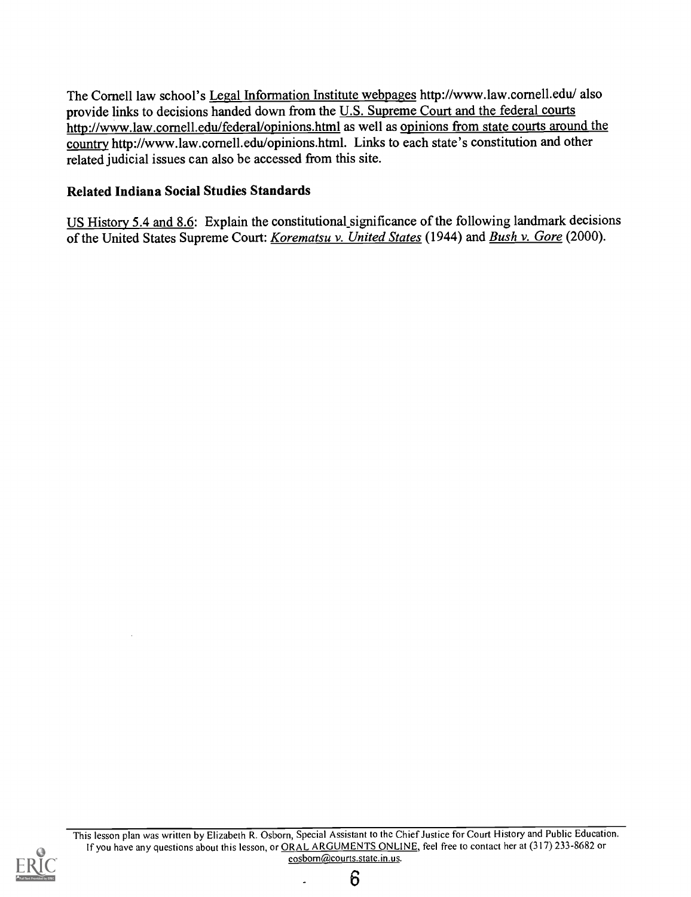The Cornell law school's Legal Information Institute webpages http://www.law.cornell.edu/ also provide links to decisions handed down from the U.S. Supreme Court and the federal courts http://www.law.cornell.edu/federal/opinions.html as well as opinions from state courts around the country http://www.law.cornell.edu/opinions.html. Links to each state's constitution and other related judicial issues can also be accessed from this site.

### Related Indiana Social Studies Standards

US History 5.4 and 8.6: Explain the constitutional significance of the following landmark decisions of the United States Supreme Court: *Korematsu v. United States* (1944) and *Bush v. Gore* (2000).

This lesson plan was written by Elizabeth R. Osborn, Special Assistant to the Chief Justice for Court History and Public Education. If you have any questions about this lesson, or ORAL ARGUMENTS ONLINE, feel free to contact her at (317) 233-8682 or eosborn@courts.state.in.us.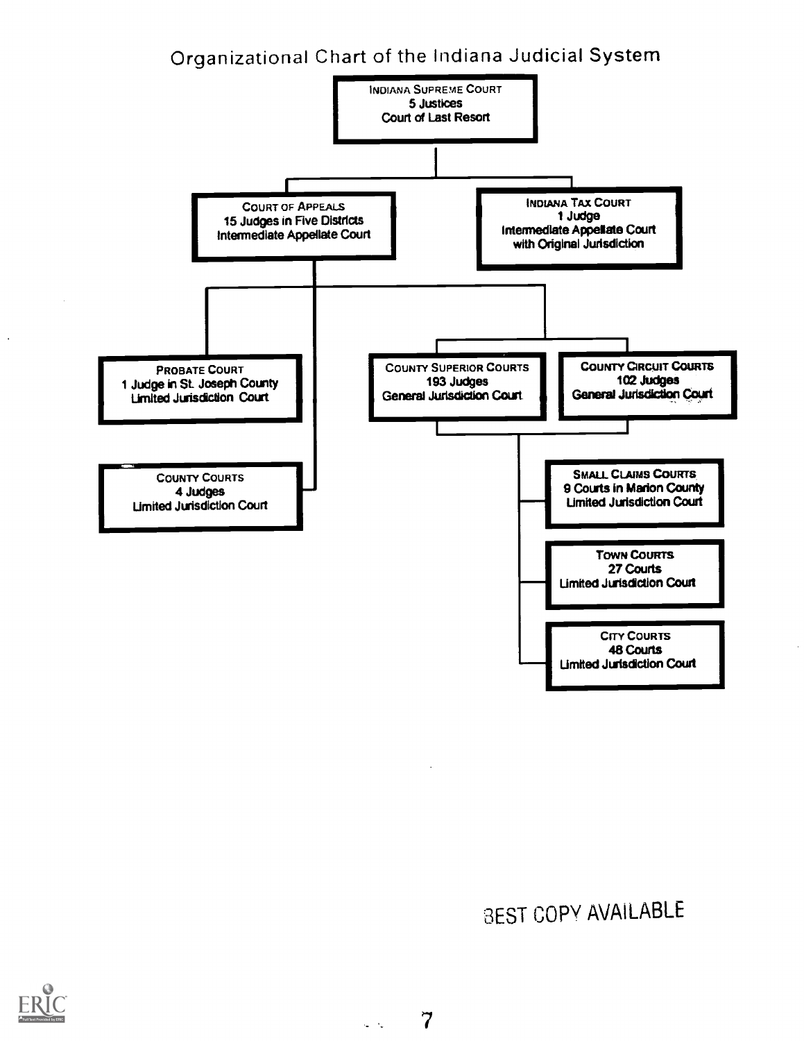# Organizational Chart of the Indiana Judicial System

**INDIANA SUPREME COURT**
5 Justices
Court of Last Resort

**COURT OF APPEALS**
15 Judges in Five Districts
Intermediate Appellate Court

**INDIANA TAX COURT**
1 Judge
Intermediate Appellate Court with Original Jurisdiction

**PROBATE COURT**
1 Judge in St. Joseph County
Limited Jurisdiction Court

**COUNTY COURTS**
4 Judges
Limited Jurisdiction Court

**COUNTY SUPERIOR COURTS**
193 Judges
General Jurisdiction Court

**COUNTY CIRCUIT COURTS**
102 Judges
General Jurisdiction Court

**SMALL CLAIMS COURTS**
9 Courts in Marion County
Limited Jurisdiction Court

**TOWN COURTS**
27 Courts
Limited Jurisdiction Court

**CITY COURTS**
48 Courts
Limited Jurisdiction Court

BEST COPY AVAILABLE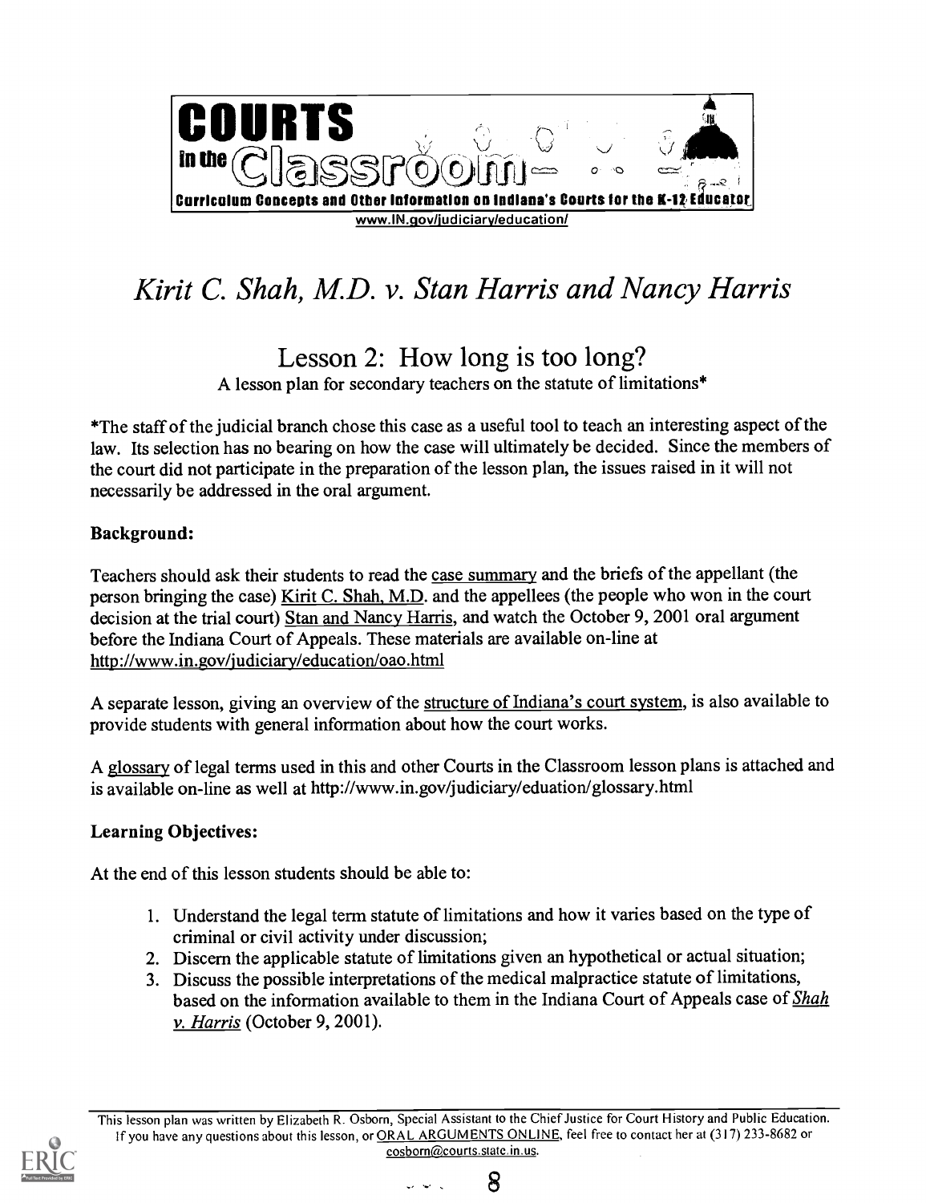**COURTS in the Classroom**

**Curriculum Concepts and Other Information on Indiana's Courts for the K-12 Educator**

www.IN.gov/judiciary/education/

# *Kirit C. Shah, M.D. v. Stan Harris and Nancy Harris*

## Lesson 2: How long is too long?

A lesson plan for secondary teachers on the statute of limitations*

*The staff of the judicial branch chose this case as a useful tool to teach an interesting aspect of the law. Its selection has no bearing on how the case will ultimately be decided. Since the members of the court did not participate in the preparation of the lesson plan, the issues raised in it will not necessarily be addressed in the oral argument.

### Background:

Teachers should ask their students to read the case summary and the briefs of the appellant (the person bringing the case) Kirit C. Shah, M.D. and the appellees (the people who won in the court decision at the trial court) Stan and Nancy Harris, and watch the October 9, 2001 oral argument before the Indiana Court of Appeals. These materials are available on-line at http://www.in.gov/judiciary/education/oao.html

A separate lesson, giving an overview of the structure of Indiana's court system, is also available to provide students with general information about how the court works.

A glossary of legal terms used in this and other Courts in the Classroom lesson plans is attached and is available on-line as well at http://www.in.gov/judiciary/eduation/glossary.html

### Learning Objectives:

At the end of this lesson students should be able to:

1. Understand the legal term statute of limitations and how it varies based on the type of criminal or civil activity under discussion;
2. Discern the applicable statute of limitations given an hypothetical or actual situation;
3. Discuss the possible interpretations of the medical malpractice statute of limitations, based on the information available to them in the Indiana Court of Appeals case of *Shah v. Harris* (October 9, 2001).

This lesson plan was written by Elizabeth R. Osborn, Special Assistant to the Chief Justice for Court History and Public Education. If you have any questions about this lesson, or ORAL ARGUMENTS ONLINE, feel free to contact her at (317) 233-8682 or eosborn@courts.state.in.us.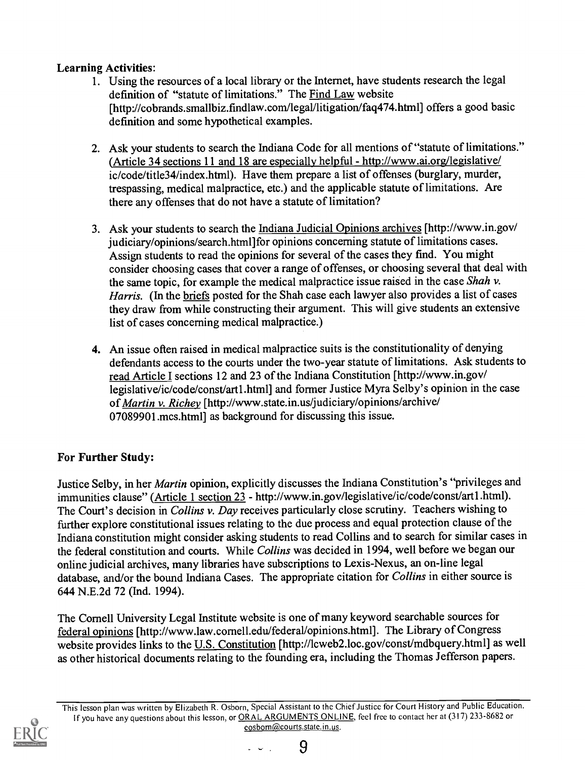**Learning Activities**:

1. Using the resources of a local library or the Internet, have students research the legal definition of "statute of limitations." The Find Law website [http://cobrands.smallbiz.findlaw.com/legal/litigation/faq474.html] offers a good basic definition and some hypothetical examples.

2. Ask your students to search the Indiana Code for all mentions of "statute of limitations." (Article 34 sections 11 and 18 are especially helpful - http://www.ai.org/legislative/ic/code/title34/index.html). Have them prepare a list of offenses (burglary, murder, trespassing, medical malpractice, etc.) and the applicable statute of limitations. Are there any offenses that do not have a statute of limitation?

3. Ask your students to search the Indiana Judicial Opinions archives [http://www.in.gov/judiciary/opinions/search.html]for opinions concerning statute of limitations cases. Assign students to read the opinions for several of the cases they find. You might consider choosing cases that cover a range of offenses, or choosing several that deal with the same topic, for example the medical malpractice issue raised in the case *Shah v. Harris*. (In the briefs posted for the Shah case each lawyer also provides a list of cases they draw from while constructing their argument. This will give students an extensive list of cases concerning medical malpractice.)

4. An issue often raised in medical malpractice suits is the constitutionality of denying defendants access to the courts under the two-year statute of limitations. Ask students to read Article I sections 12 and 23 of the Indiana Constitution [http://www.in.gov/legislative/ic/code/const/art1.html] and former Justice Myra Selby's opinion in the case of *Martin v. Richey* [http://www.state.in.us/judiciary/opinions/archive/07089901.mcs.html] as background for discussing this issue.

**For Further Study:**

Justice Selby, in her *Martin* opinion, explicitly discusses the Indiana Constitution's "privileges and immunities clause" (Article 1 section 23 - http://www.in.gov/legislative/ic/code/const/art1.html). The Court's decision in *Collins v. Day* receives particularly close scrutiny. Teachers wishing to further explore constitutional issues relating to the due process and equal protection clause of the Indiana constitution might consider asking students to read Collins and to search for similar cases in the federal constitution and courts. While *Collins* was decided in 1994, well before we began our online judicial archives, many libraries have subscriptions to Lexis-Nexus, an on-line legal database, and/or the bound Indiana Cases. The appropriate citation for *Collins* in either source is 644 N.E.2d 72 (Ind. 1994).

The Cornell University Legal Institute website is one of many keyword searchable sources for federal opinions [http://www.law.cornell.edu/federal/opinions.html]. The Library of Congress website provides links to the U.S. Constitution [http://lcweb2.loc.gov/const/mdbquery.html] as well as other historical documents relating to the founding era, including the Thomas Jefferson papers.

This lesson plan was written by Elizabeth R. Osborn, Special Assistant to the Chief Justice for Court History and Public Education. If you have any questions about this lesson, or ORAL ARGUMENTS ONLINE, feel free to contact her at (317) 233-8682 or eosborn@courts.state.in.us.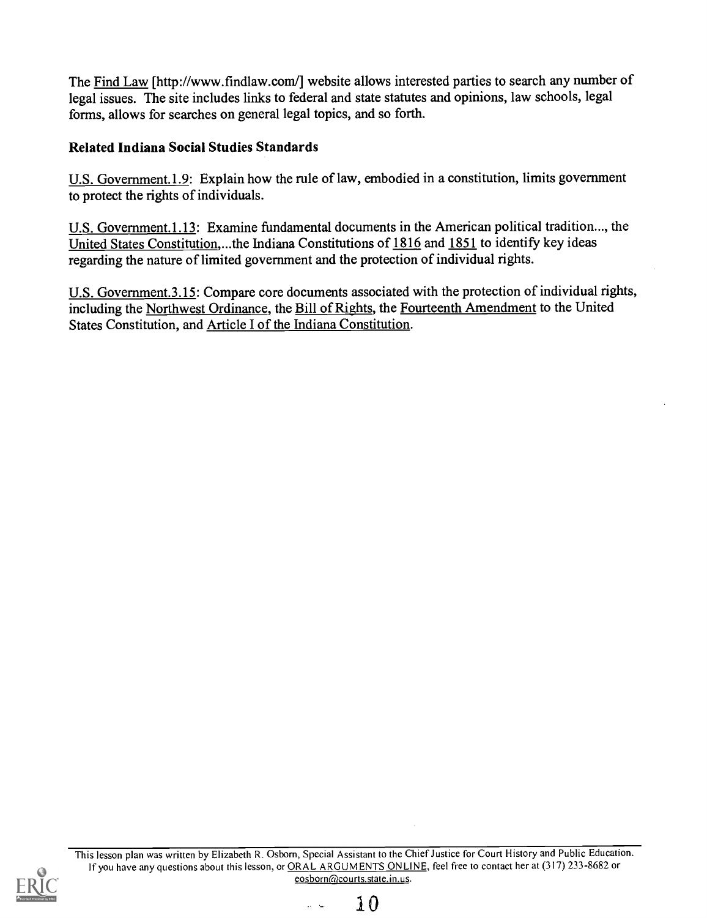The Find Law [http://www.findlaw.com/] website allows interested parties to search any number of legal issues. The site includes links to federal and state statutes and opinions, law schools, legal forms, allows for searches on general legal topics, and so forth.

### Related Indiana Social Studies Standards

U.S. Government.1.9: Explain how the rule of law, embodied in a constitution, limits government to protect the rights of individuals.

U.S. Government.1.13: Examine fundamental documents in the American political tradition..., the United States Constitution,...the Indiana Constitutions of 1816 and 1851 to identify key ideas regarding the nature of limited government and the protection of individual rights.

U.S. Government.3.15: Compare core documents associated with the protection of individual rights, including the Northwest Ordinance, the Bill of Rights, the Fourteenth Amendment to the United States Constitution, and Article I of the Indiana Constitution.

This lesson plan was written by Elizabeth R. Osborn, Special Assistant to the Chief Justice for Court History and Public Education. If you have any questions about this lesson, or ORAL ARGUMENTS ONLINE, feel free to contact her at (317) 233-8682 or eosborn@courts.state.in.us.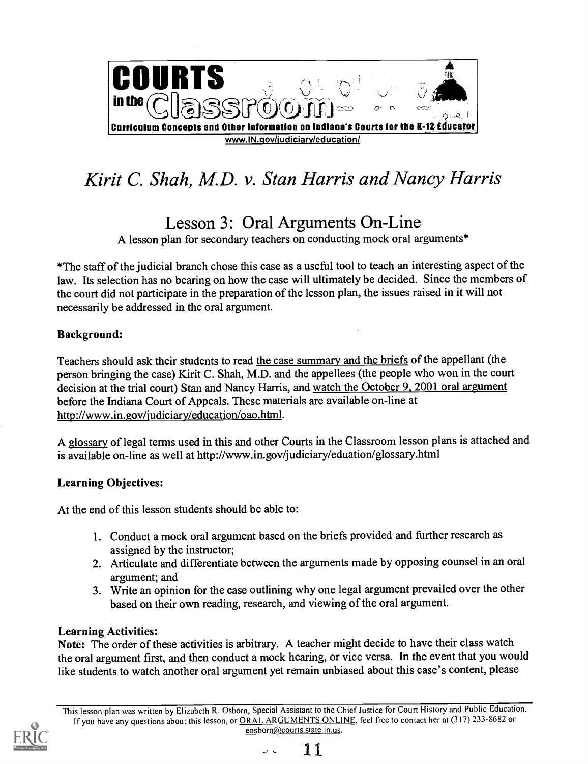COURTS in the Classroom

Curriculum Concepts and Other Information on Indiana's Courts for the K-12 Educator

www.IN.gov/judiciary/education/

# *Kirit C. Shah, M.D. v. Stan Harris and Nancy Harris*

## Lesson 3: Oral Arguments On-Line

A lesson plan for secondary teachers on conducting mock oral arguments*

*The staff of the judicial branch chose this case as a useful tool to teach an interesting aspect of the law. Its selection has no bearing on how the case will ultimately be decided. Since the members of the court did not participate in the preparation of the lesson plan, the issues raised in it will not necessarily be addressed in the oral argument.

**Background:**

Teachers should ask their students to read the case summary and the briefs of the appellant (the person bringing the case) Kirit C. Shah, M.D. and the appellees (the people who won in the court decision at the trial court) Stan and Nancy Harris, and watch the October 9, 2001 oral argument before the Indiana Court of Appeals. These materials are available on-line at http://www.in.gov/judiciary/education/oao.html.

A glossary of legal terms used in this and other Courts in the Classroom lesson plans is attached and is available on-line as well at http://www.in.gov/judiciary/eduation/glossary.html

**Learning Objectives:**

At the end of this lesson students should be able to:

1. Conduct a mock oral argument based on the briefs provided and further research as assigned by the instructor;
2. Articulate and differentiate between the arguments made by opposing counsel in an oral argument; and
3. Write an opinion for the case outlining why one legal argument prevailed over the other based on their own reading, research, and viewing of the oral argument.

**Learning Activities:**

**Note:** The order of these activities is arbitrary. A teacher might decide to have their class watch the oral argument first, and then conduct a mock hearing, or vice versa. In the event that you would like students to watch another oral argument yet remain unbiased about this case's content, please

This lesson plan was written by Elizabeth R. Osborn, Special Assistant to the Chief Justice for Court History and Public Education. If you have any questions about this lesson, or ORAL ARGUMENTS ONLINE, feel free to contact her at (317) 233-8682 or eosborn@courts.state.in.us.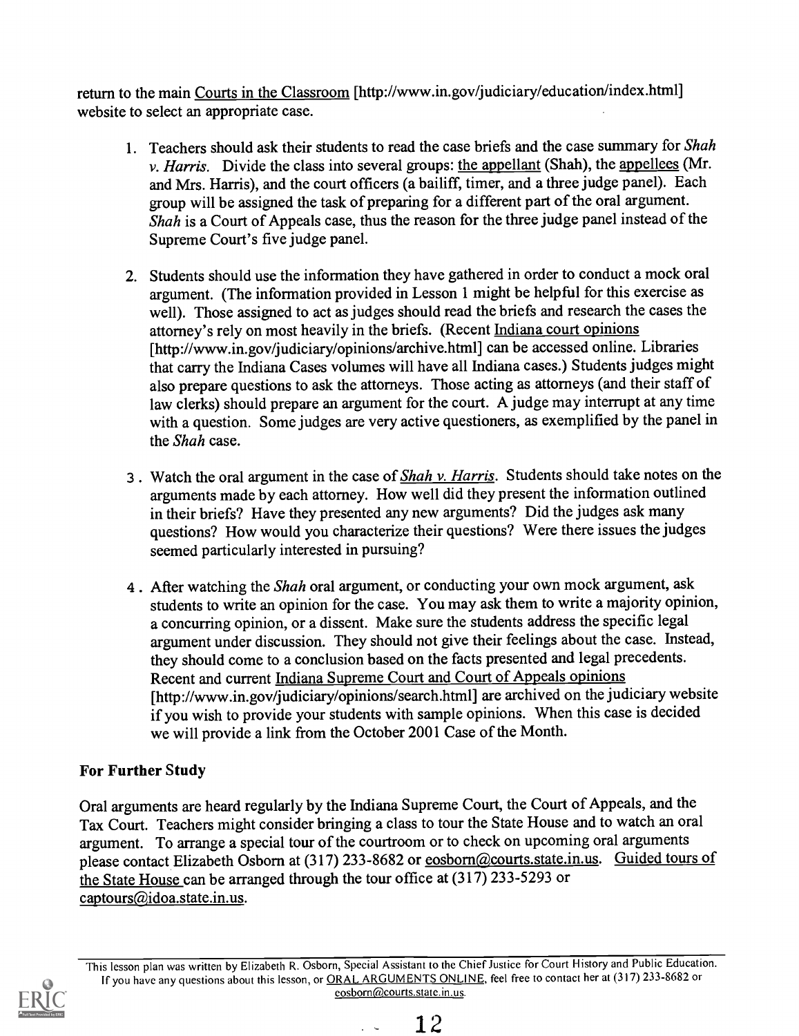return to the main Courts in the Classroom [http://www.in.gov/judiciary/education/index.html] website to select an appropriate case.

1. Teachers should ask their students to read the case briefs and the case summary for *Shah v. Harris*. Divide the class into several groups: the appellant (Shah), the appellees (Mr. and Mrs. Harris), and the court officers (a bailiff, timer, and a three judge panel). Each group will be assigned the task of preparing for a different part of the oral argument. *Shah* is a Court of Appeals case, thus the reason for the three judge panel instead of the Supreme Court's five judge panel.

2. Students should use the information they have gathered in order to conduct a mock oral argument. (The information provided in Lesson 1 might be helpful for this exercise as well). Those assigned to act as judges should read the briefs and research the cases the attorney's rely on most heavily in the briefs. (Recent Indiana court opinions [http://www.in.gov/judiciary/opinions/archive.html] can be accessed online. Libraries that carry the Indiana Cases volumes will have all Indiana cases.) Students judges might also prepare questions to ask the attorneys. Those acting as attorneys (and their staff of law clerks) should prepare an argument for the court. A judge may interrupt at any time with a question. Some judges are very active questioners, as exemplified by the panel in the *Shah* case.

3. Watch the oral argument in the case of *Shah v. Harris*. Students should take notes on the arguments made by each attorney. How well did they present the information outlined in their briefs? Have they presented any new arguments? Did the judges ask many questions? How would you characterize their questions? Were there issues the judges seemed particularly interested in pursuing?

4. After watching the *Shah* oral argument, or conducting your own mock argument, ask students to write an opinion for the case. You may ask them to write a majority opinion, a concurring opinion, or a dissent. Make sure the students address the specific legal argument under discussion. They should not give their feelings about the case. Instead, they should come to a conclusion based on the facts presented and legal precedents. Recent and current Indiana Supreme Court and Court of Appeals opinions [http://www.in.gov/judiciary/opinions/search.html] are archived on the judiciary website if you wish to provide your students with sample opinions. When this case is decided we will provide a link from the October 2001 Case of the Month.

**For Further Study**

Oral arguments are heard regularly by the Indiana Supreme Court, the Court of Appeals, and the Tax Court. Teachers might consider bringing a class to tour the State House and to watch an oral argument. To arrange a special tour of the courtroom or to check on upcoming oral arguments please contact Elizabeth Osborn at (317) 233-8682 or eosborn@courts.state.in.us. Guided tours of the State House can be arranged through the tour office at (317) 233-5293 or captours@idoa.state.in.us.

This lesson plan was written by Elizabeth R. Osborn, Special Assistant to the Chief Justice for Court History and Public Education. If you have any questions about this lesson, or ORAL ARGUMENTS ONLINE, feel free to contact her at (317) 233-8682 or eosborn@courts.state.in.us.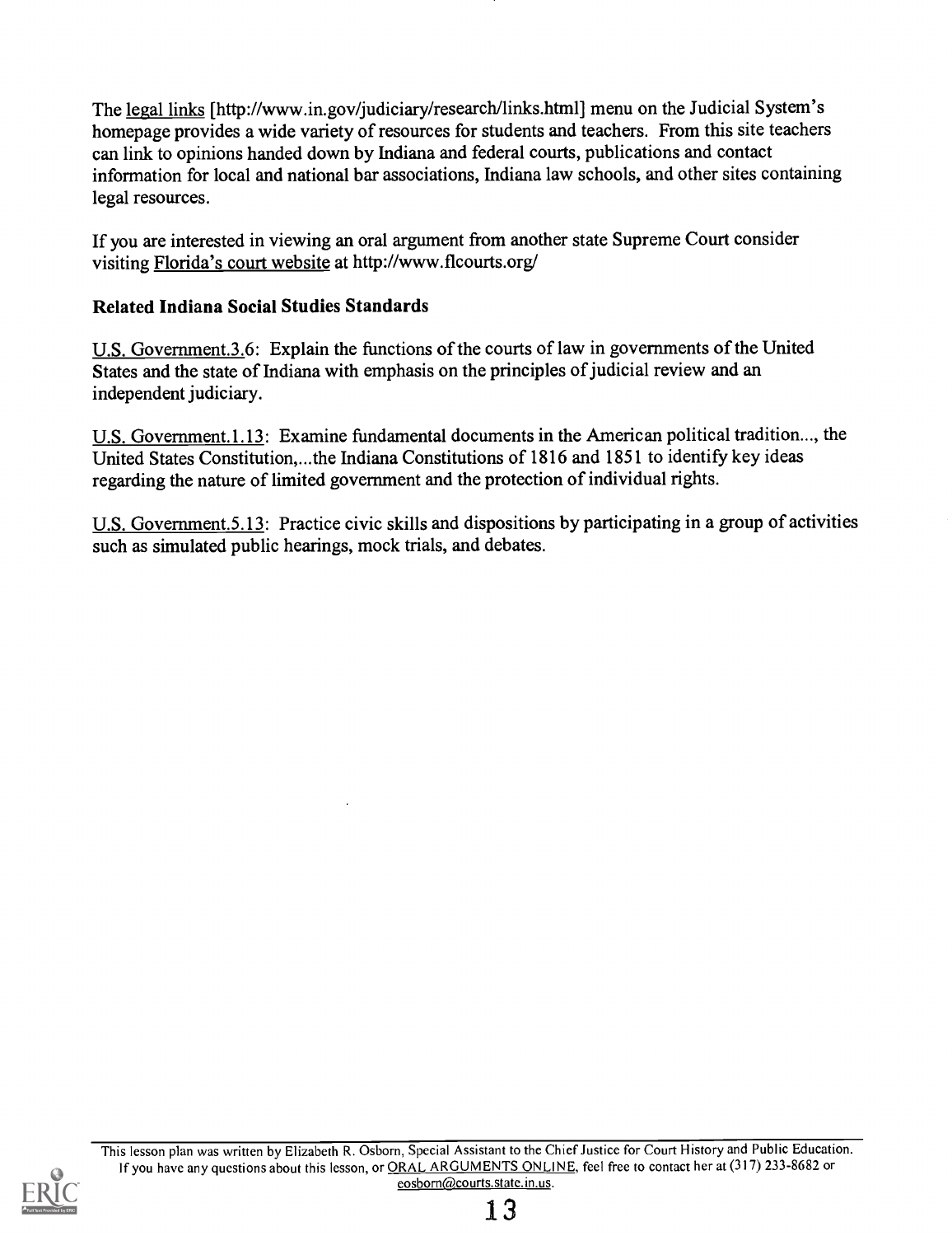The legal links [http://www.in.gov/judiciary/research/links.html] menu on the Judicial System's homepage provides a wide variety of resources for students and teachers. From this site teachers can link to opinions handed down by Indiana and federal courts, publications and contact information for local and national bar associations, Indiana law schools, and other sites containing legal resources.

If you are interested in viewing an oral argument from another state Supreme Court consider visiting Florida's court website at http://www.flcourts.org/

### Related Indiana Social Studies Standards

U.S. Government.3.6: Explain the functions of the courts of law in governments of the United States and the state of Indiana with emphasis on the principles of judicial review and an independent judiciary.

U.S. Government.1.13: Examine fundamental documents in the American political tradition..., the United States Constitution,...the Indiana Constitutions of 1816 and 1851 to identify key ideas regarding the nature of limited government and the protection of individual rights.

U.S. Government.5.13: Practice civic skills and dispositions by participating in a group of activities such as simulated public hearings, mock trials, and debates.

This lesson plan was written by Elizabeth R. Osborn, Special Assistant to the Chief Justice for Court History and Public Education. If you have any questions about this lesson, or ORAL ARGUMENTS ONLINE, feel free to contact her at (317) 233-8682 or eosborn@courts.state.in.us.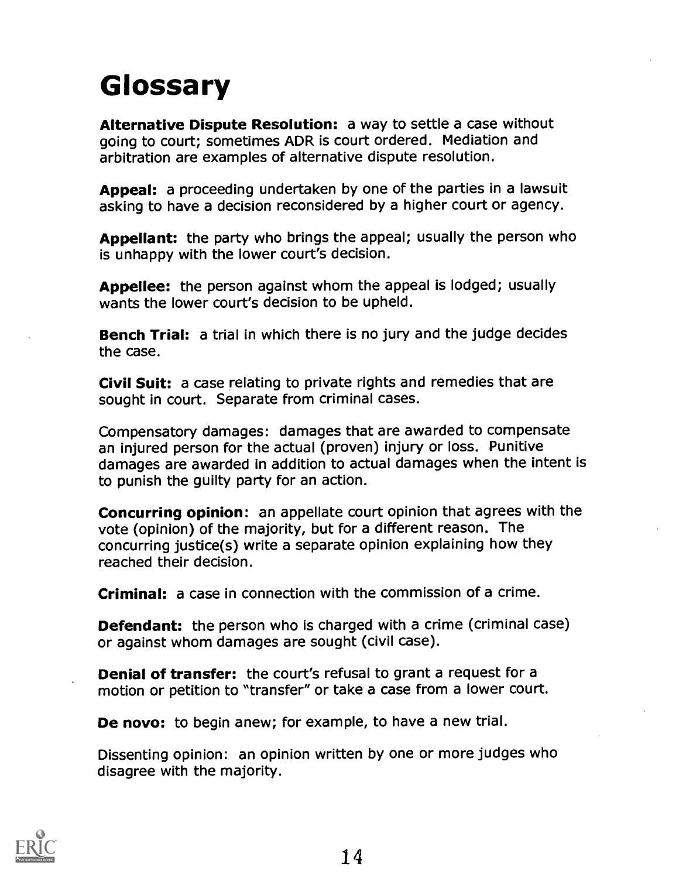# Glossary

**Alternative Dispute Resolution:** a way to settle a case without going to court; sometimes ADR is court ordered. Mediation and arbitration are examples of alternative dispute resolution.

**Appeal:** a proceeding undertaken by one of the parties in a lawsuit asking to have a decision reconsidered by a higher court or agency.

**Appellant:** the party who brings the appeal; usually the person who is unhappy with the lower court's decision.

**Appellee:** the person against whom the appeal is lodged; usually wants the lower court's decision to be upheld.

**Bench Trial:** a trial in which there is no jury and the judge decides the case.

**Civil Suit:** a case relating to private rights and remedies that are sought in court. Separate from criminal cases.

Compensatory damages: damages that are awarded to compensate an injured person for the actual (proven) injury or loss. Punitive damages are awarded in addition to actual damages when the intent is to punish the guilty party for an action.

**Concurring opinion**: an appellate court opinion that agrees with the vote (opinion) of the majority, but for a different reason. The concurring justice(s) write a separate opinion explaining how they reached their decision.

**Criminal:** a case in connection with the commission of a crime.

**Defendant:** the person who is charged with a crime (criminal case) or against whom damages are sought (civil case).

**Denial of transfer:** the court's refusal to grant a request for a motion or petition to "transfer" or take a case from a lower court.

**De novo:** to begin anew; for example, to have a new trial.

Dissenting opinion: an opinion written by one or more judges who disagree with the majority.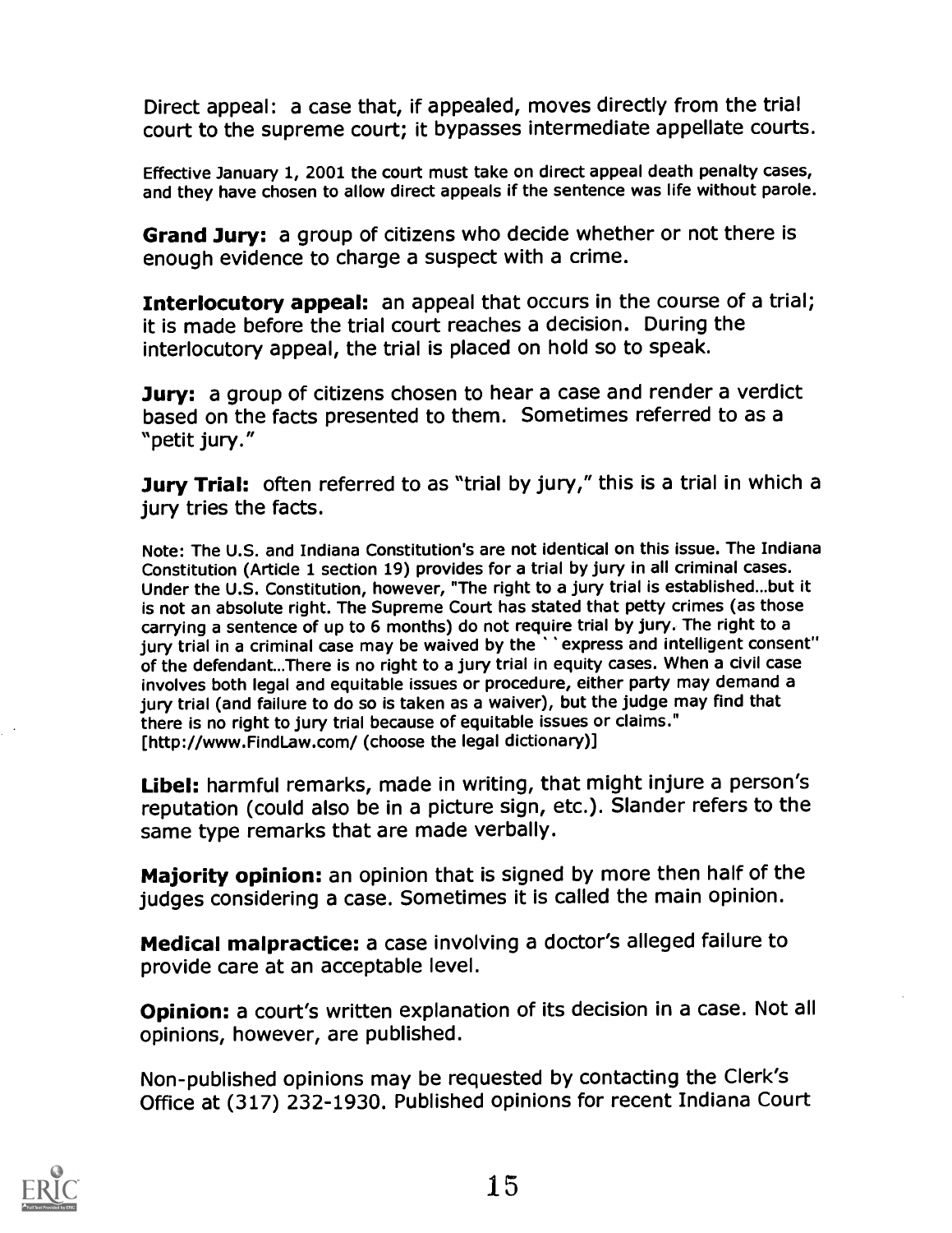Direct appeal: a case that, if appealed, moves directly from the trial court to the supreme court; it bypasses intermediate appellate courts.

Effective January 1, 2001 the court must take on direct appeal death penalty cases, and they have chosen to allow direct appeals if the sentence was life without parole.

**Grand Jury:** a group of citizens who decide whether or not there is enough evidence to charge a suspect with a crime.

**Interlocutory appeal:** an appeal that occurs in the course of a trial; it is made before the trial court reaches a decision. During the interlocutory appeal, the trial is placed on hold so to speak.

**Jury:** a group of citizens chosen to hear a case and render a verdict based on the facts presented to them. Sometimes referred to as a "petit jury."

**Jury Trial:** often referred to as "trial by jury," this is a trial in which a jury tries the facts.

Note: The U.S. and Indiana Constitution's are not identical on this issue. The Indiana Constitution (Article 1 section 19) provides for a trial by jury in all criminal cases. Under the U.S. Constitution, however, "The right to a jury trial is established...but it is not an absolute right. The Supreme Court has stated that petty crimes (as those carrying a sentence of up to 6 months) do not require trial by jury. The right to a jury trial in a criminal case may be waived by the ``express and intelligent consent'' of the defendant...There is no right to a jury trial in equity cases. When a civil case involves both legal and equitable issues or procedure, either party may demand a jury trial (and failure to do so is taken as a waiver), but the judge may find that there is no right to jury trial because of equitable issues or claims." [http://www.FindLaw.com/ (choose the legal dictionary)]

**Libel:** harmful remarks, made in writing, that might injure a person's reputation (could also be in a picture sign, etc.). Slander refers to the same type remarks that are made verbally.

**Majority opinion:** an opinion that is signed by more then half of the judges considering a case. Sometimes it is called the main opinion.

**Medical malpractice:** a case involving a doctor's alleged failure to provide care at an acceptable level.

**Opinion:** a court's written explanation of its decision in a case. Not all opinions, however, are published.

Non-published opinions may be requested by contacting the Clerk's Office at (317) 232-1930. Published opinions for recent Indiana Court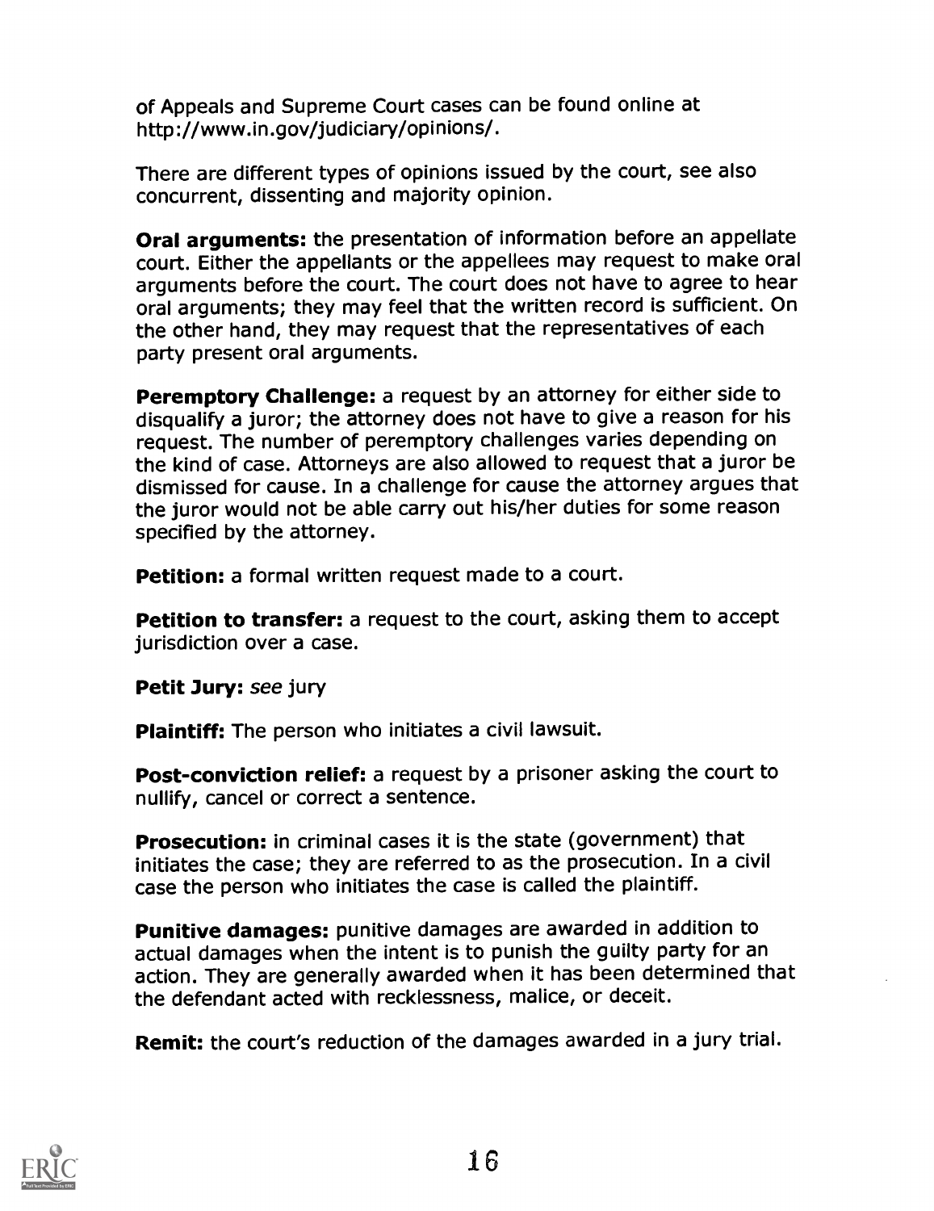of Appeals and Supreme Court cases can be found online at http://www.in.gov/judiciary/opinions/.

There are different types of opinions issued by the court, see also concurrent, dissenting and majority opinion.

**Oral arguments:** the presentation of information before an appellate court. Either the appellants or the appellees may request to make oral arguments before the court. The court does not have to agree to hear oral arguments; they may feel that the written record is sufficient. On the other hand, they may request that the representatives of each party present oral arguments.

**Peremptory Challenge:** a request by an attorney for either side to disqualify a juror; the attorney does not have to give a reason for his request. The number of peremptory challenges varies depending on the kind of case. Attorneys are also allowed to request that a juror be dismissed for cause. In a challenge for cause the attorney argues that the juror would not be able carry out his/her duties for some reason specified by the attorney.

**Petition:** a formal written request made to a court.

**Petition to transfer:** a request to the court, asking them to accept jurisdiction over a case.

**Petit Jury:** *see* jury

**Plaintiff:** The person who initiates a civil lawsuit.

**Post-conviction relief:** a request by a prisoner asking the court to nullify, cancel or correct a sentence.

**Prosecution:** in criminal cases it is the state (government) that initiates the case; they are referred to as the prosecution. In a civil case the person who initiates the case is called the plaintiff.

**Punitive damages:** punitive damages are awarded in addition to actual damages when the intent is to punish the guilty party for an action. They are generally awarded when it has been determined that the defendant acted with recklessness, malice, or deceit.

**Remit:** the court's reduction of the damages awarded in a jury trial.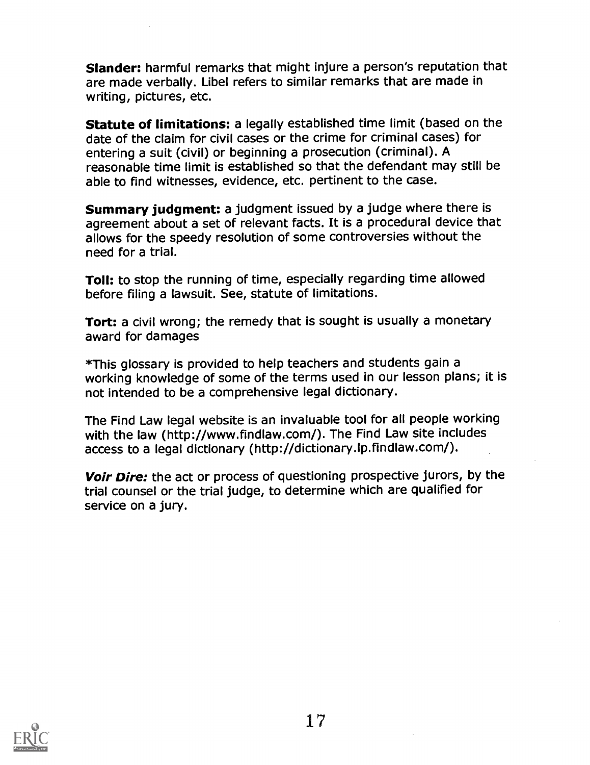**Slander:** harmful remarks that might injure a person's reputation that are made verbally. Libel refers to similar remarks that are made in writing, pictures, etc.

**Statute of limitations:** a legally established time limit (based on the date of the claim for civil cases or the crime for criminal cases) for entering a suit (civil) or beginning a prosecution (criminal). A reasonable time limit is established so that the defendant may still be able to find witnesses, evidence, etc. pertinent to the case.

**Summary judgment:** a judgment issued by a judge where there is agreement about a set of relevant facts. It is a procedural device that allows for the speedy resolution of some controversies without the need for a trial.

**Toll:** to stop the running of time, especially regarding time allowed before filing a lawsuit. See, statute of limitations.

**Tort:** a civil wrong; the remedy that is sought is usually a monetary award for damages

*This glossary is provided to help teachers and students gain a working knowledge of some of the terms used in our lesson plans; it is not intended to be a comprehensive legal dictionary.

The Find Law legal website is an invaluable tool for all people working with the law (http://www.findlaw.com/). The Find Law site includes access to a legal dictionary (http://dictionary.lp.findlaw.com/).

***Voir Dire:*** the act or process of questioning prospective jurors, by the trial counsel or the trial judge, to determine which are qualified for service on a jury.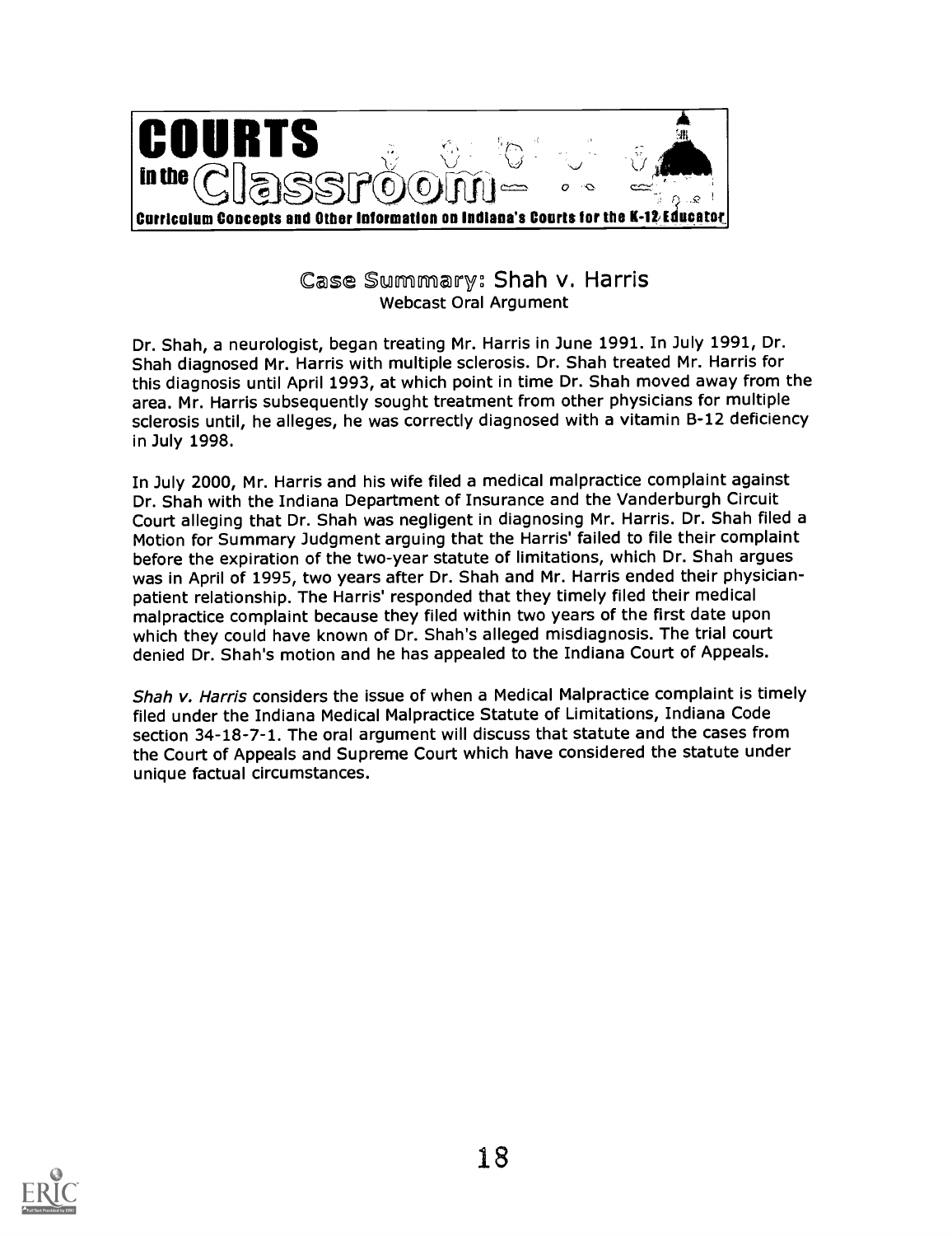# Case Summary: Shah v. Harris

Webcast Oral Argument

Dr. Shah, a neurologist, began treating Mr. Harris in June 1991. In July 1991, Dr. Shah diagnosed Mr. Harris with multiple sclerosis. Dr. Shah treated Mr. Harris for this diagnosis until April 1993, at which point in time Dr. Shah moved away from the area. Mr. Harris subsequently sought treatment from other physicians for multiple sclerosis until, he alleges, he was correctly diagnosed with a vitamin B-12 deficiency in July 1998.

In July 2000, Mr. Harris and his wife filed a medical malpractice complaint against Dr. Shah with the Indiana Department of Insurance and the Vanderburgh Circuit Court alleging that Dr. Shah was negligent in diagnosing Mr. Harris. Dr. Shah filed a Motion for Summary Judgment arguing that the Harris' failed to file their complaint before the expiration of the two-year statute of limitations, which Dr. Shah argues was in April of 1995, two years after Dr. Shah and Mr. Harris ended their physician-patient relationship. The Harris' responded that they timely filed their medical malpractice complaint because they filed within two years of the first date upon which they could have known of Dr. Shah's alleged misdiagnosis. The trial court denied Dr. Shah's motion and he has appealed to the Indiana Court of Appeals.

*Shah v. Harris* considers the issue of when a Medical Malpractice complaint is timely filed under the Indiana Medical Malpractice Statute of Limitations, Indiana Code section 34-18-7-1. The oral argument will discuss that statute and the cases from the Court of Appeals and Supreme Court which have considered the statute under unique factual circumstances.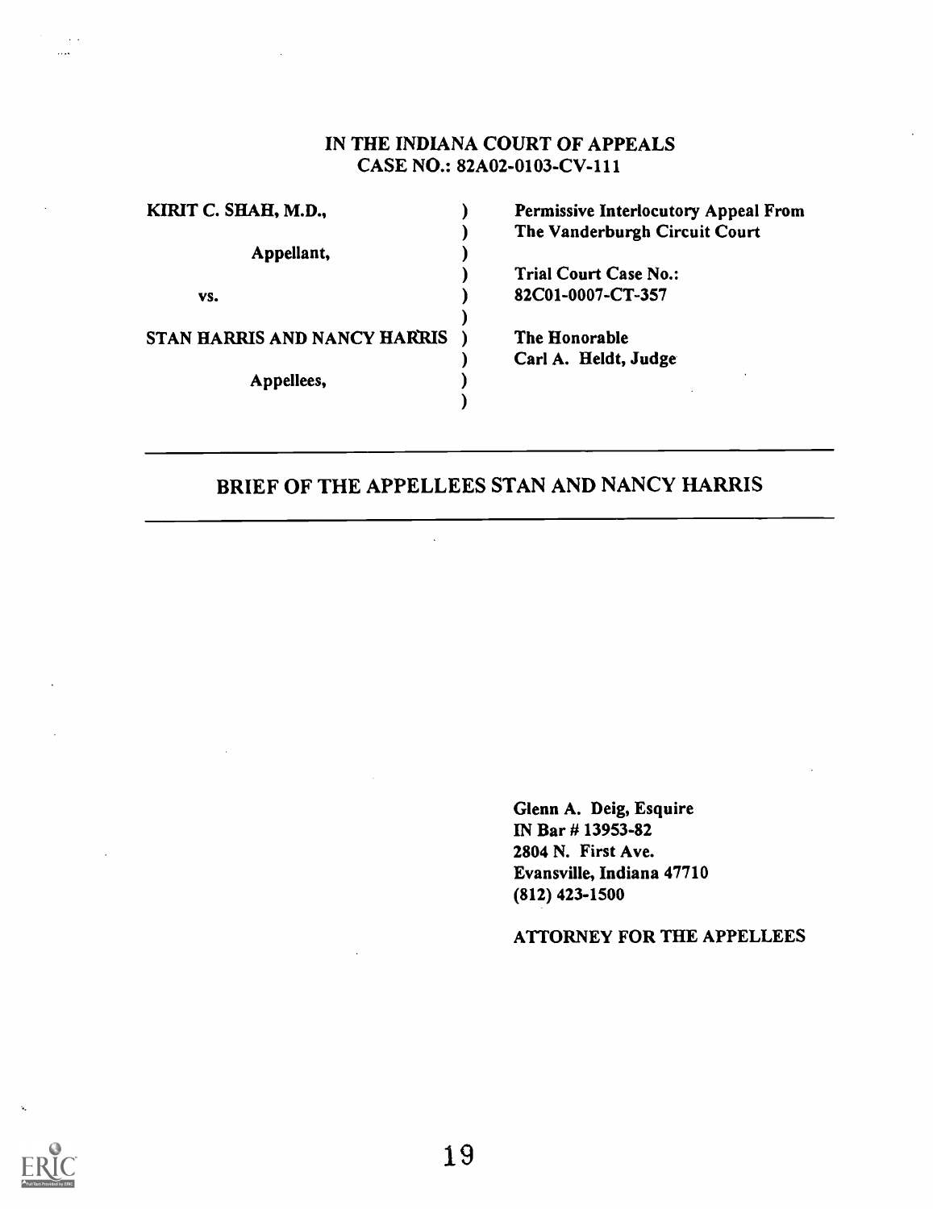IN THE INDIANA COURT OF APPEALS
CASE NO.: 82A02-0103-CV-111

| | | |
|---|---|---|
| KIRIT C. SHAH, M.D., | ) | Permissive Interlocutory Appeal From |
| | ) | The Vanderburgh Circuit Court |
| Appellant, | ) | |
| | ) | Trial Court Case No.: |
| vs. | ) | 82C01-0007-CT-357 |
| | ) | |
| STAN HARRIS AND NANCY HARRIS | ) | The Honorable |
| | ) | Carl A. Heldt, Judge |
| Appellees, | ) | |
| | ) | |

---

## BRIEF OF THE APPELLEES STAN AND NANCY HARRIS

---

Glenn A. Deig, Esquire
IN Bar # 13953-82
2804 N. First Ave.
Evansville, Indiana 47710
(812) 423-1500

ATTORNEY FOR THE APPELLEES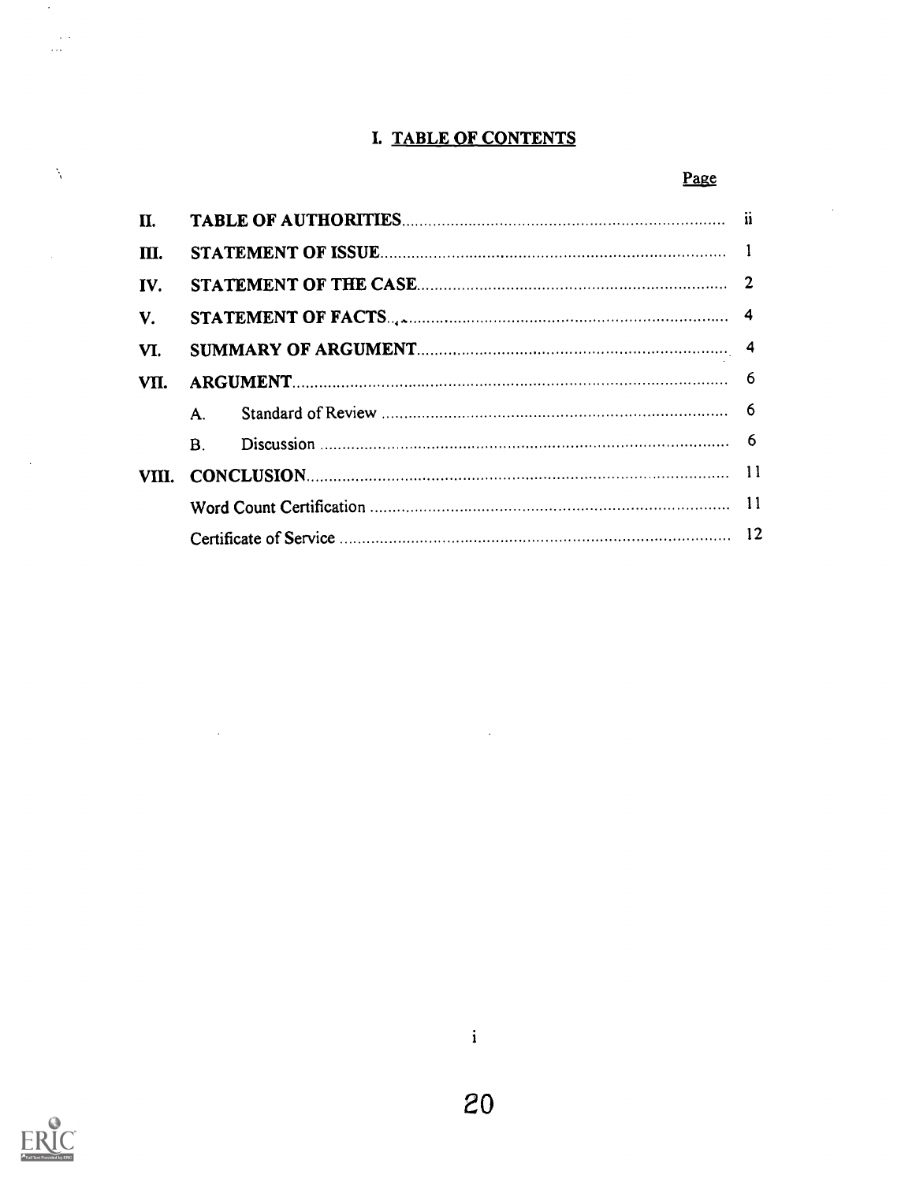# I. TABLE OF CONTENTS

| | | Page |
|---|---|---|
| II. | **TABLE OF AUTHORITIES** | ii |
| III. | **STATEMENT OF ISSUE** | 1 |
| IV. | **STATEMENT OF THE CASE** | 2 |
| V. | **STATEMENT OF FACTS** | 4 |
| VI. | **SUMMARY OF ARGUMENT** | 4 |
| VII. | **ARGUMENT** | 6 |
| | A. Standard of Review | 6 |
| | B. Discussion | 6 |
| VIII. | **CONCLUSION** | 11 |
| | Word Count Certification | 11 |
| | Certificate of Service | 12 |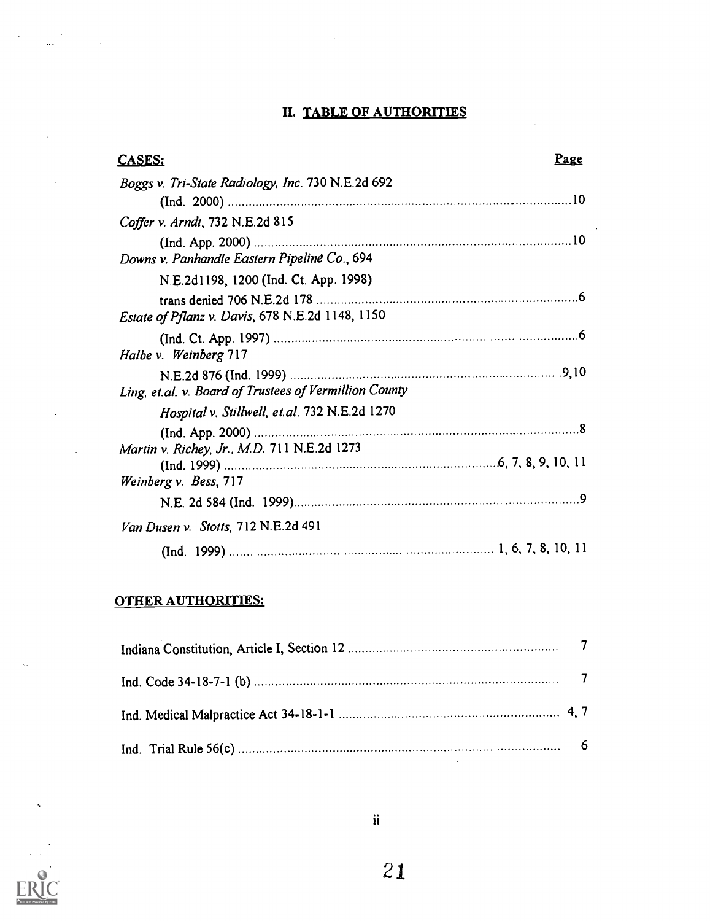## II. TABLE OF AUTHORITIES

| CASES: | Page |
|---|---|
| *Boggs v. Tri-State Radiology, Inc.* 730 N.E.2d 692 (Ind. 2000) | 10 |
| *Coffer v. Arndt*, 732 N.E.2d 815 (Ind. App. 2000) | 10 |
| *Downs v. Panhandle Eastern Pipeline Co.*, 694 N.E.2d1198, 1200 (Ind. Ct. App. 1998) trans denied 706 N.E.2d 178 | 6 |
| *Estate of Pflanz v. Davis*, 678 N.E.2d 1148, 1150 (Ind. Ct. App. 1997) | 6 |
| *Halbe v. Weinberg* 717 N.E.2d 876 (Ind. 1999) | 9,10 |
| *Ling, et.al. v. Board of Trustees of Vermillion County Hospital v. Stillwell, et.al.* 732 N.E.2d 1270 (Ind. App. 2000) | 8 |
| *Martin v. Richey, Jr., M.D.* 711 N.E.2d 1273 (Ind. 1999) | 6, 7, 8, 9, 10, 11 |
| *Weinberg v. Bess*, 717 N.E. 2d 584 (Ind. 1999) | 9 |
| *Van Dusen v. Stotts*, 712 N.E.2d 491 (Ind. 1999) | 1, 6, 7, 8, 10, 11 |

**OTHER AUTHORITIES:**

| | |
|---|---|
| Indiana Constitution, Article I, Section 12 | 7 |
| Ind. Code 34-18-7-1 (b) | 7 |
| Ind. Medical Malpractice Act 34-18-1-1 | 4, 7 |
| Ind. Trial Rule 56(c) | 6 |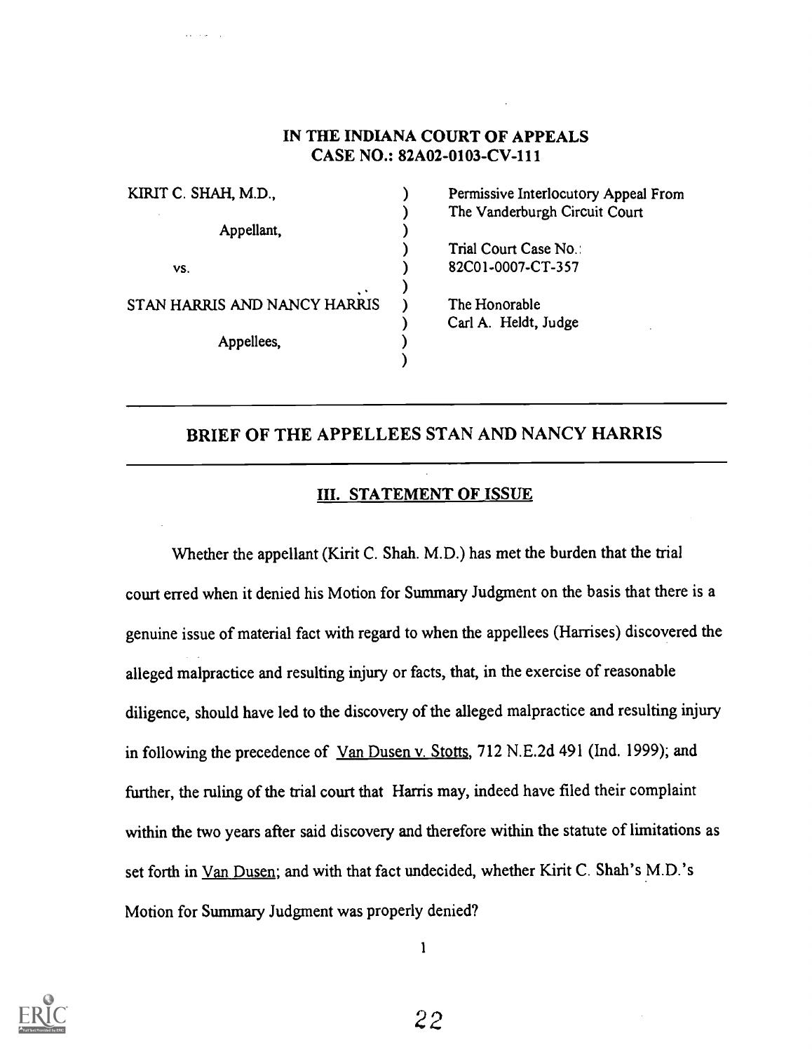**IN THE INDIANA COURT OF APPEALS**
**CASE NO.: 82A02-0103-CV-111**

| | | |
|---|---|---|
| KIRIT C. SHAH, M.D., | ) | Permissive Interlocutory Appeal From |
| | ) | The Vanderburgh Circuit Court |
| Appellant, | ) | |
| | ) | Trial Court Case No.: |
| vs. | ) | 82C01-0007-CT-357 |
| | ) | |
| STAN HARRIS AND NANCY HARRIS | ) | The Honorable |
| | ) | Carl A. Heldt, Judge |
| Appellees, | ) | |
| | ) | |

## BRIEF OF THE APPELLEES STAN AND NANCY HARRIS

### III. STATEMENT OF ISSUE

Whether the appellant (Kirit C. Shah. M.D.) has met the burden that the trial court erred when it denied his Motion for Summary Judgment on the basis that there is a genuine issue of material fact with regard to when the appellees (Harrises) discovered the alleged malpractice and resulting injury or facts, that, in the exercise of reasonable diligence, should have led to the discovery of the alleged malpractice and resulting injury in following the precedence of Van Dusen v. Stotts, 712 N.E.2d 491 (Ind. 1999); and further, the ruling of the trial court that Harris may, indeed have filed their complaint within the two years after said discovery and therefore within the statute of limitations as set forth in Van Dusen; and with that fact undecided, whether Kirit C. Shah's M.D.'s Motion for Summary Judgment was properly denied?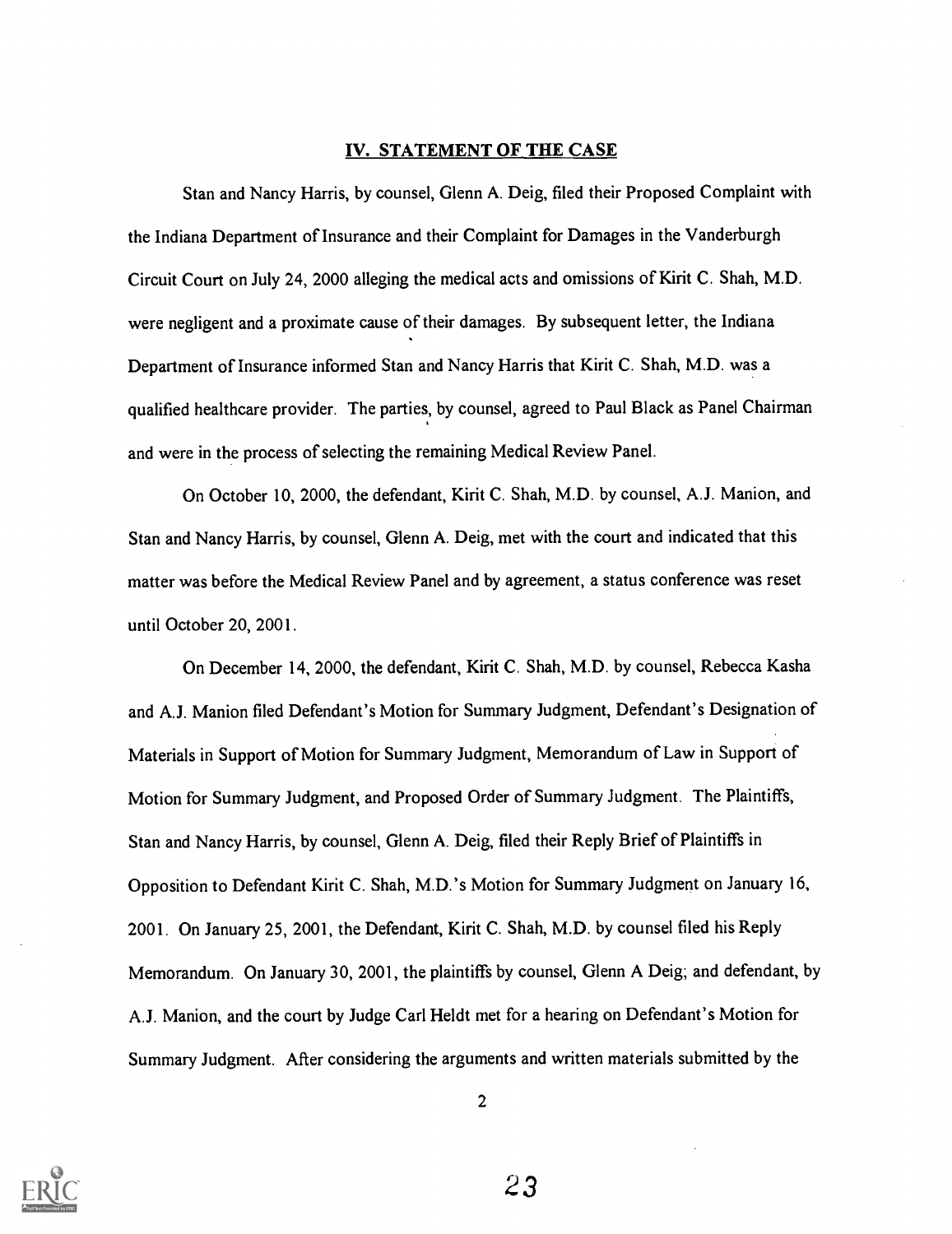## IV. STATEMENT OF THE CASE

Stan and Nancy Harris, by counsel, Glenn A. Deig, filed their Proposed Complaint with the Indiana Department of Insurance and their Complaint for Damages in the Vanderburgh Circuit Court on July 24, 2000 alleging the medical acts and omissions of Kirit C. Shah, M.D. were negligent and a proximate cause of their damages. By subsequent letter, the Indiana Department of Insurance informed Stan and Nancy Harris that Kirit C. Shah, M.D. was a qualified healthcare provider. The parties, by counsel, agreed to Paul Black as Panel Chairman and were in the process of selecting the remaining Medical Review Panel.

On October 10, 2000, the defendant, Kirit C. Shah, M.D. by counsel, A.J. Manion, and Stan and Nancy Harris, by counsel, Glenn A. Deig, met with the court and indicated that this matter was before the Medical Review Panel and by agreement, a status conference was reset until October 20, 2001.

On December 14, 2000, the defendant, Kirit C. Shah, M.D. by counsel, Rebecca Kasha and A.J. Manion filed Defendant's Motion for Summary Judgment, Defendant's Designation of Materials in Support of Motion for Summary Judgment, Memorandum of Law in Support of Motion for Summary Judgment, and Proposed Order of Summary Judgment. The Plaintiffs, Stan and Nancy Harris, by counsel, Glenn A. Deig, filed their Reply Brief of Plaintiffs in Opposition to Defendant Kirit C. Shah, M.D.'s Motion for Summary Judgment on January 16, 2001. On January 25, 2001, the Defendant, Kirit C. Shah, M.D. by counsel filed his Reply Memorandum. On January 30, 2001, the plaintiffs by counsel, Glenn A Deig; and defendant, by A.J. Manion, and the court by Judge Carl Heldt met for a hearing on Defendant's Motion for Summary Judgment. After considering the arguments and written materials submitted by the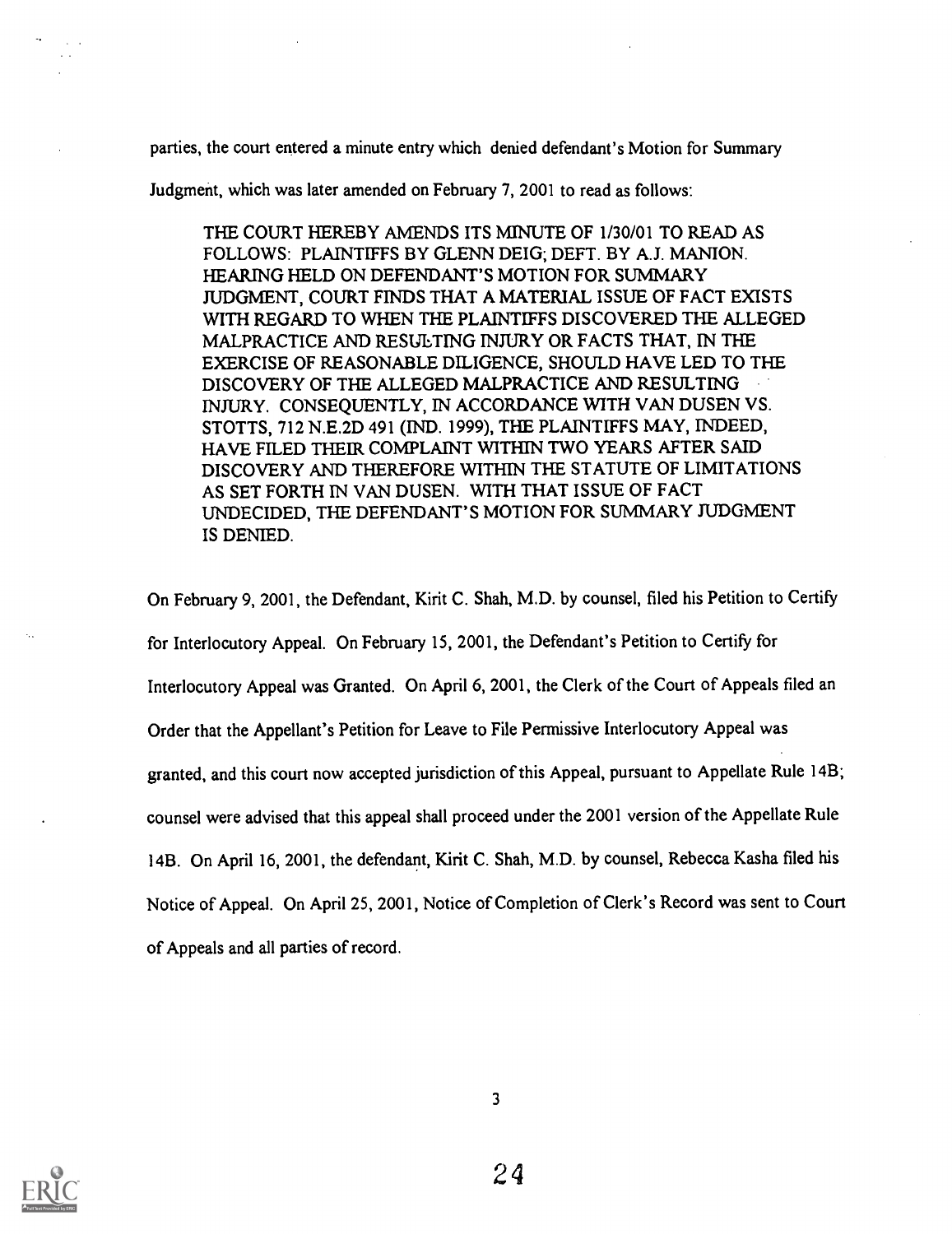parties, the court entered a minute entry which denied defendant's Motion for Summary Judgment, which was later amended on February 7, 2001 to read as follows:

> THE COURT HEREBY AMENDS ITS MINUTE OF 1/30/01 TO READ AS FOLLOWS: PLAINTIFFS BY GLENN DEIG; DEFT. BY A.J. MANION. HEARING HELD ON DEFENDANT'S MOTION FOR SUMMARY JUDGMENT, COURT FINDS THAT A MATERIAL ISSUE OF FACT EXISTS WITH REGARD TO WHEN THE PLAINTIFFS DISCOVERED THE ALLEGED MALPRACTICE AND RESULTING INJURY OR FACTS THAT, IN THE EXERCISE OF REASONABLE DILIGENCE, SHOULD HAVE LED TO THE DISCOVERY OF THE ALLEGED MALPRACTICE AND RESULTING INJURY. CONSEQUENTLY, IN ACCORDANCE WITH VAN DUSEN VS. STOTTS, 712 N.E.2D 491 (IND. 1999), THE PLAINTIFFS MAY, INDEED, HAVE FILED THEIR COMPLAINT WITHIN TWO YEARS AFTER SAID DISCOVERY AND THEREFORE WITHIN THE STATUTE OF LIMITATIONS AS SET FORTH IN VAN DUSEN. WITH THAT ISSUE OF FACT UNDECIDED, THE DEFENDANT'S MOTION FOR SUMMARY JUDGMENT IS DENIED.

On February 9, 2001, the Defendant, Kirit C. Shah, M.D. by counsel, filed his Petition to Certify for Interlocutory Appeal. On February 15, 2001, the Defendant's Petition to Certify for Interlocutory Appeal was Granted. On April 6, 2001, the Clerk of the Court of Appeals filed an Order that the Appellant's Petition for Leave to File Permissive Interlocutory Appeal was granted, and this court now accepted jurisdiction of this Appeal, pursuant to Appellate Rule 14B; counsel were advised that this appeal shall proceed under the 2001 version of the Appellate Rule 14B. On April 16, 2001, the defendant, Kirit C. Shah, M.D. by counsel, Rebecca Kasha filed his Notice of Appeal. On April 25, 2001, Notice of Completion of Clerk's Record was sent to Court of Appeals and all parties of record.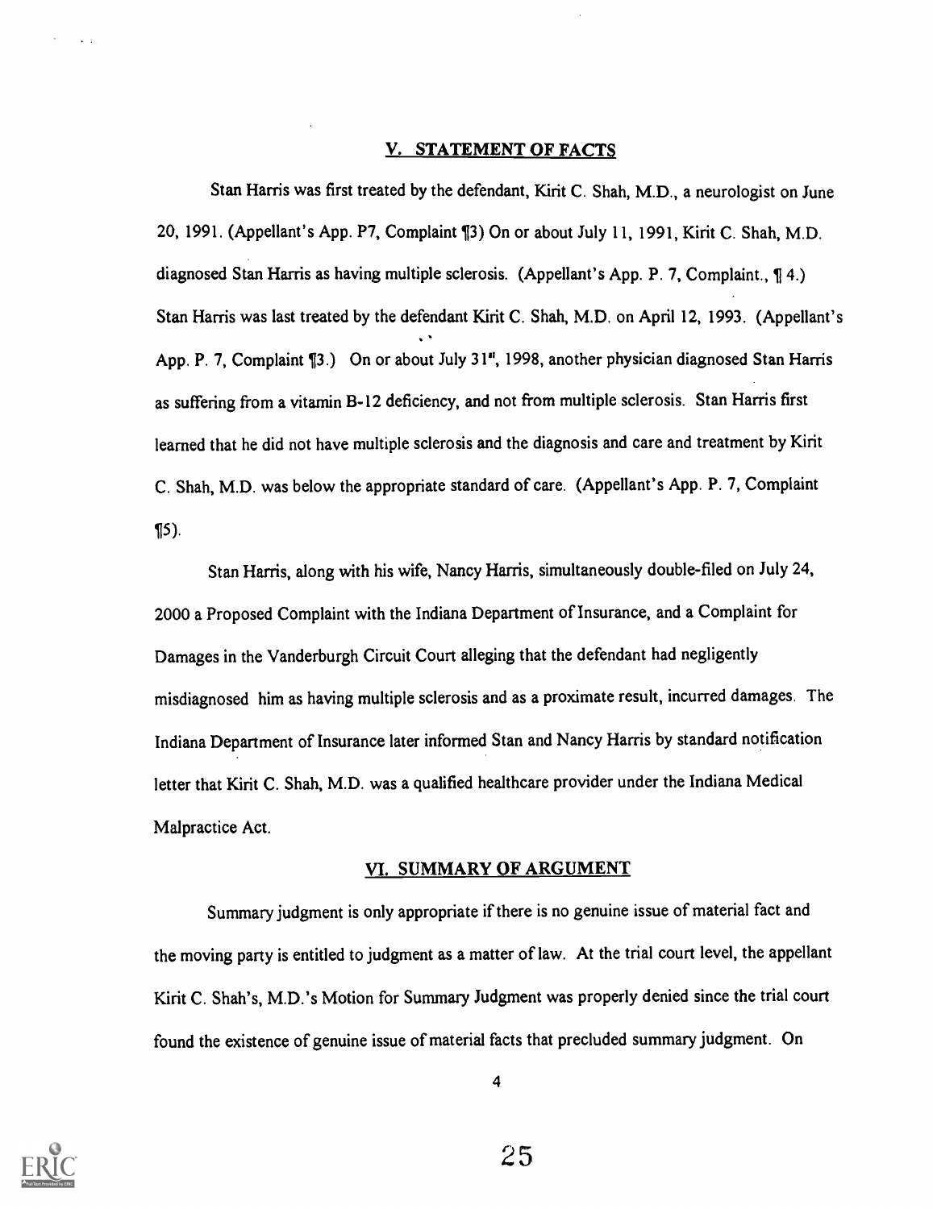## V. STATEMENT OF FACTS

Stan Harris was first treated by the defendant, Kirit C. Shah, M.D., a neurologist on June 20, 1991. (Appellant's App. P7, Complaint ¶3) On or about July 11, 1991, Kirit C. Shah, M.D. diagnosed Stan Harris as having multiple sclerosis. (Appellant's App. P. 7, Complaint., ¶ 4.) Stan Harris was last treated by the defendant Kirit C. Shah, M.D. on April 12, 1993. (Appellant's App. P. 7, Complaint ¶3.) On or about July 31st, 1998, another physician diagnosed Stan Harris as suffering from a vitamin B-12 deficiency, and not from multiple sclerosis. Stan Harris first learned that he did not have multiple sclerosis and the diagnosis and care and treatment by Kirit C. Shah, M.D. was below the appropriate standard of care. (Appellant's App. P. 7, Complaint ¶5).

Stan Harris, along with his wife, Nancy Harris, simultaneously double-filed on July 24, 2000 a Proposed Complaint with the Indiana Department of Insurance, and a Complaint for Damages in the Vanderburgh Circuit Court alleging that the defendant had negligently misdiagnosed him as having multiple sclerosis and as a proximate result, incurred damages. The Indiana Department of Insurance later informed Stan and Nancy Harris by standard notification letter that Kirit C. Shah, M.D. was a qualified healthcare provider under the Indiana Medical Malpractice Act.

## VI. SUMMARY OF ARGUMENT

Summary judgment is only appropriate if there is no genuine issue of material fact and the moving party is entitled to judgment as a matter of law. At the trial court level, the appellant Kirit C. Shah's, M.D.'s Motion for Summary Judgment was properly denied since the trial court found the existence of genuine issue of material facts that precluded summary judgment. On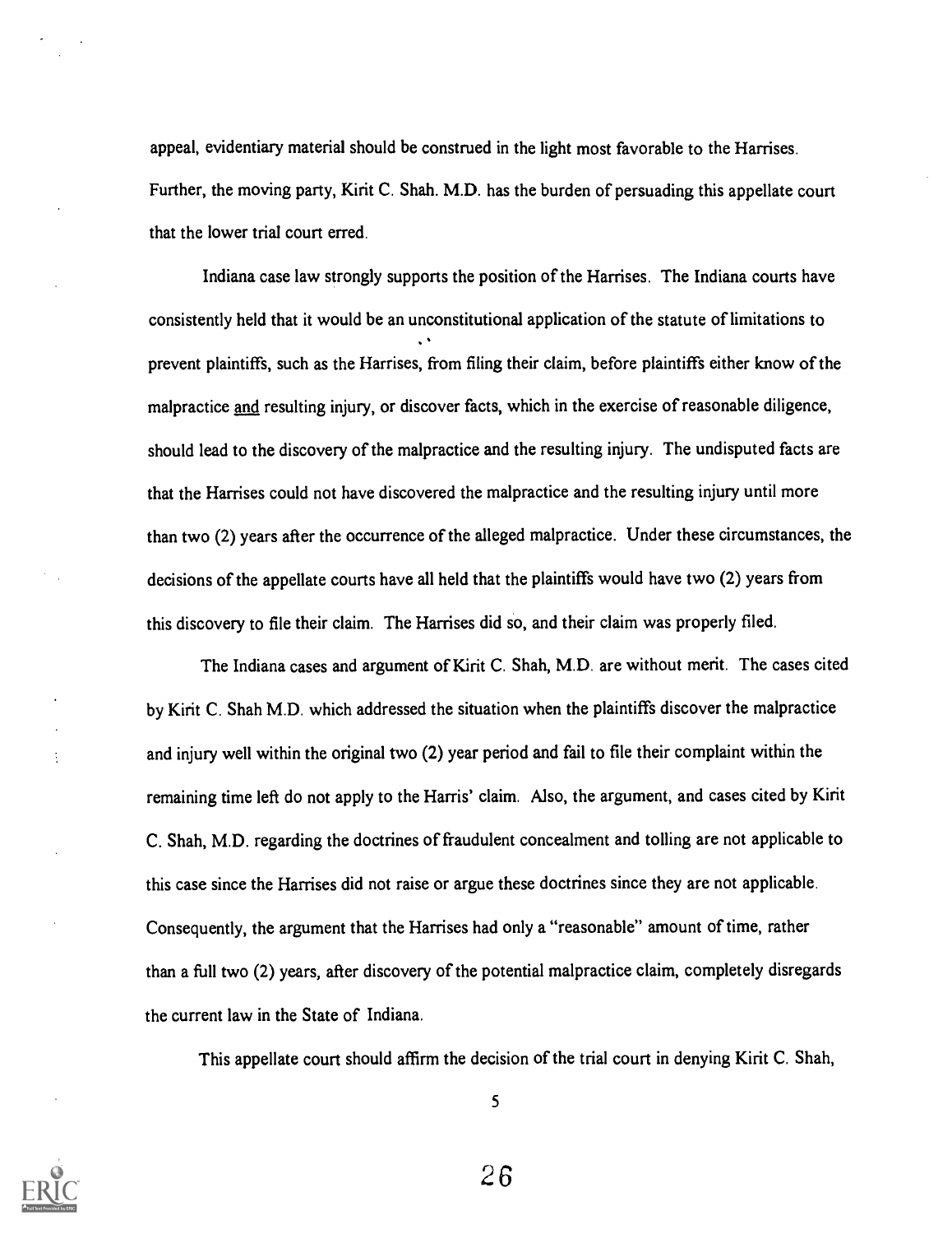appeal, evidentiary material should be construed in the light most favorable to the Harrises. Further, the moving party, Kirit C. Shah. M.D. has the burden of persuading this appellate court that the lower trial court erred.

Indiana case law strongly supports the position of the Harrises. The Indiana courts have consistently held that it would be an unconstitutional application of the statute of limitations to prevent plaintiffs, such as the Harrises, from filing their claim, before plaintiffs either know of the malpractice and resulting injury, or discover facts, which in the exercise of reasonable diligence, should lead to the discovery of the malpractice and the resulting injury. The undisputed facts are that the Harrises could not have discovered the malpractice and the resulting injury until more than two (2) years after the occurrence of the alleged malpractice. Under these circumstances, the decisions of the appellate courts have all held that the plaintiffs would have two (2) years from this discovery to file their claim. The Harrises did so, and their claim was properly filed.

The Indiana cases and argument of Kirit C. Shah, M.D. are without merit. The cases cited by Kirit C. Shah M.D. which addressed the situation when the plaintiffs discover the malpractice and injury well within the original two (2) year period and fail to file their complaint within the remaining time left do not apply to the Harris' claim. Also, the argument, and cases cited by Kirit C. Shah, M.D. regarding the doctrines of fraudulent concealment and tolling are not applicable to this case since the Harrises did not raise or argue these doctrines since they are not applicable. Consequently, the argument that the Harrises had only a "reasonable" amount of time, rather than a full two (2) years, after discovery of the potential malpractice claim, completely disregards the current law in the State of Indiana.

This appellate court should affirm the decision of the trial court in denying Kirit C. Shah,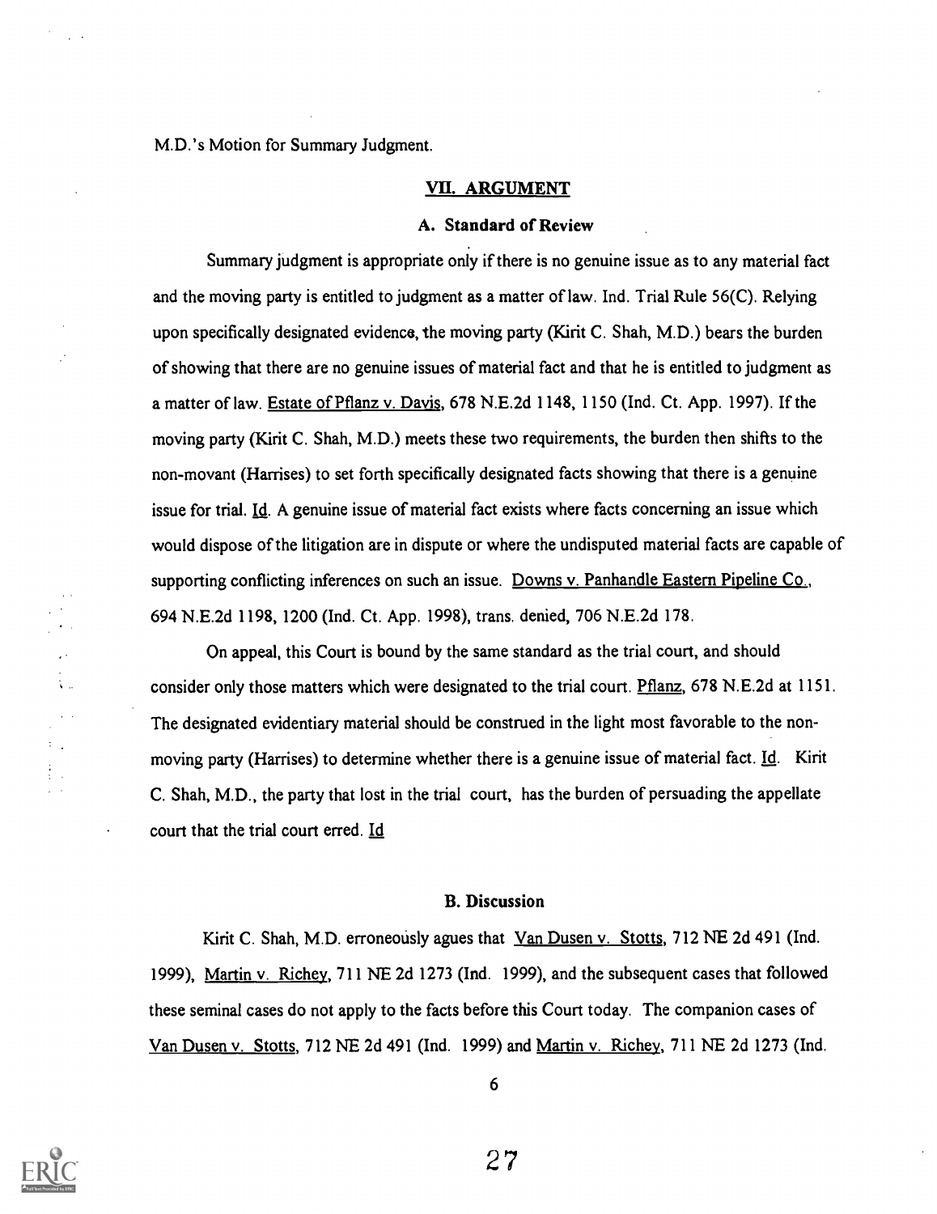M.D.'s Motion for Summary Judgment.

## VII. ARGUMENT

### A. Standard of Review

Summary judgment is appropriate only if there is no genuine issue as to any material fact and the moving party is entitled to judgment as a matter of law. Ind. Trial Rule 56(C). Relying upon specifically designated evidence, the moving party (Kirit C. Shah, M.D.) bears the burden of showing that there are no genuine issues of material fact and that he is entitled to judgment as a matter of law. Estate of Pflanz v. Davis, 678 N.E.2d 1148, 1150 (Ind. Ct. App. 1997). If the moving party (Kirit C. Shah, M.D.) meets these two requirements, the burden then shifts to the non-movant (Harrises) to set forth specifically designated facts showing that there is a genuine issue for trial. Id. A genuine issue of material fact exists where facts concerning an issue which would dispose of the litigation are in dispute or where the undisputed material facts are capable of supporting conflicting inferences on such an issue. Downs v. Panhandle Eastern Pipeline Co., 694 N.E.2d 1198, 1200 (Ind. Ct. App. 1998), trans. denied, 706 N.E.2d 178.

On appeal, this Court is bound by the same standard as the trial court, and should consider only those matters which were designated to the trial court. Pflanz, 678 N.E.2d at 1151. The designated evidentiary material should be construed in the light most favorable to the non-moving party (Harrises) to determine whether there is a genuine issue of material fact. Id. Kirit C. Shah, M.D., the party that lost in the trial court, has the burden of persuading the appellate court that the trial court erred. Id

### B. Discussion

Kirit C. Shah, M.D. erroneously agues that Van Dusen v. Stotts, 712 NE 2d 491 (Ind. 1999), Martin v. Richey, 711 NE 2d 1273 (Ind. 1999), and the subsequent cases that followed these seminal cases do not apply to the facts before this Court today. The companion cases of Van Dusen v. Stotts, 712 NE 2d 491 (Ind. 1999) and Martin v. Richey, 711 NE 2d 1273 (Ind.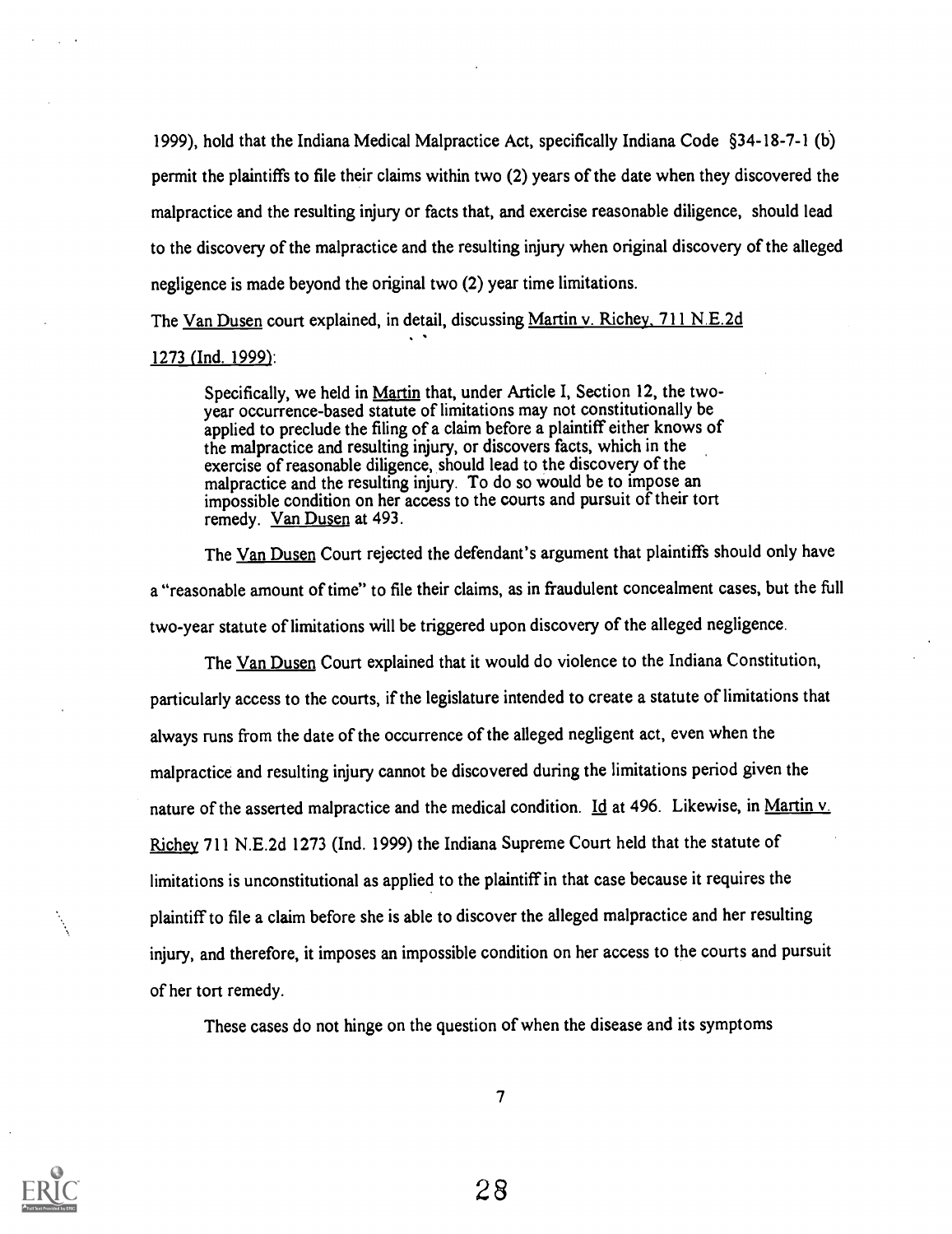1999), hold that the Indiana Medical Malpractice Act, specifically Indiana Code §34-18-7-1 (b) permit the plaintiffs to file their claims within two (2) years of the date when they discovered the malpractice and the resulting injury or facts that, and exercise reasonable diligence, should lead to the discovery of the malpractice and the resulting injury when original discovery of the alleged negligence is made beyond the original two (2) year time limitations.

The Van Dusen court explained, in detail, discussing Martin v. Richey, 711 N.E.2d 1273 (Ind. 1999):

> Specifically, we held in Martin that, under Article I, Section 12, the two-year occurrence-based statute of limitations may not constitutionally be applied to preclude the filing of a claim before a plaintiff either knows of the malpractice and resulting injury, or discovers facts, which in the exercise of reasonable diligence, should lead to the discovery of the malpractice and the resulting injury. To do so would be to impose an impossible condition on her access to the courts and pursuit of their tort remedy. Van Dusen at 493.

The Van Dusen Court rejected the defendant's argument that plaintiffs should only have a "reasonable amount of time" to file their claims, as in fraudulent concealment cases, but the full two-year statute of limitations will be triggered upon discovery of the alleged negligence.

The Van Dusen Court explained that it would do violence to the Indiana Constitution, particularly access to the courts, if the legislature intended to create a statute of limitations that always runs from the date of the occurrence of the alleged negligent act, even when the malpractice and resulting injury cannot be discovered during the limitations period given the nature of the asserted malpractice and the medical condition. Id at 496. Likewise, in Martin v. Richey 711 N.E.2d 1273 (Ind. 1999) the Indiana Supreme Court held that the statute of limitations is unconstitutional as applied to the plaintiff in that case because it requires the plaintiff to file a claim before she is able to discover the alleged malpractice and her resulting injury, and therefore, it imposes an impossible condition on her access to the courts and pursuit of her tort remedy.

These cases do not hinge on the question of when the disease and its symptoms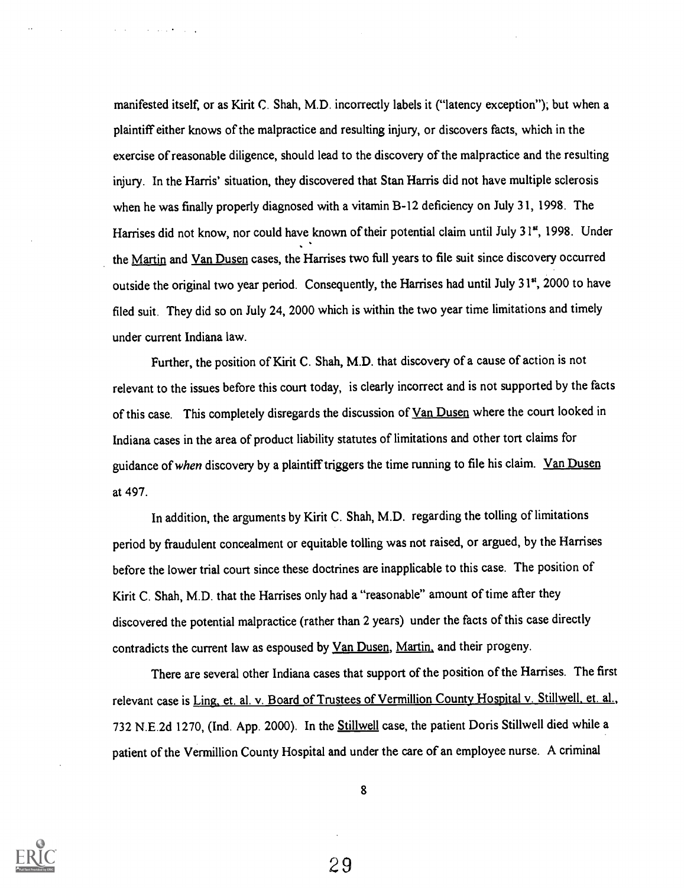manifested itself, or as Kirit C. Shah, M.D. incorrectly labels it ("latency exception"); but when a plaintiff either knows of the malpractice and resulting injury, or discovers facts, which in the exercise of reasonable diligence, should lead to the discovery of the malpractice and the resulting injury. In the Harris' situation, they discovered that Stan Harris did not have multiple sclerosis when he was finally properly diagnosed with a vitamin B-12 deficiency on July 31, 1998. The Harrises did not know, nor could have known of their potential claim until July 31st, 1998. Under the Martin and Van Dusen cases, the Harrises two full years to file suit since discovery occurred outside the original two year period. Consequently, the Harrises had until July 31st, 2000 to have filed suit. They did so on July 24, 2000 which is within the two year time limitations and timely under current Indiana law.

Further, the position of Kirit C. Shah, M.D. that discovery of a cause of action is not relevant to the issues before this court today, is clearly incorrect and is not supported by the facts of this case. This completely disregards the discussion of Van Dusen where the court looked in Indiana cases in the area of product liability statutes of limitations and other tort claims for guidance of *when* discovery by a plaintiff triggers the time running to file his claim. Van Dusen at 497.

In addition, the arguments by Kirit C. Shah, M.D. regarding the tolling of limitations period by fraudulent concealment or equitable tolling was not raised, or argued, by the Harrises before the lower trial court since these doctrines are inapplicable to this case. The position of Kirit C. Shah, M.D. that the Harrises only had a "reasonable" amount of time after they discovered the potential malpractice (rather than 2 years) under the facts of this case directly contradicts the current law as espoused by Van Dusen, Martin, and their progeny.

There are several other Indiana cases that support of the position of the Harrises. The first relevant case is Ling, et. al. v. Board of Trustees of Vermillion County Hospital v. Stillwell, et. al., 732 N.E.2d 1270, (Ind. App. 2000). In the Stillwell case, the patient Doris Stillwell died while a patient of the Vermillion County Hospital and under the care of an employee nurse. A criminal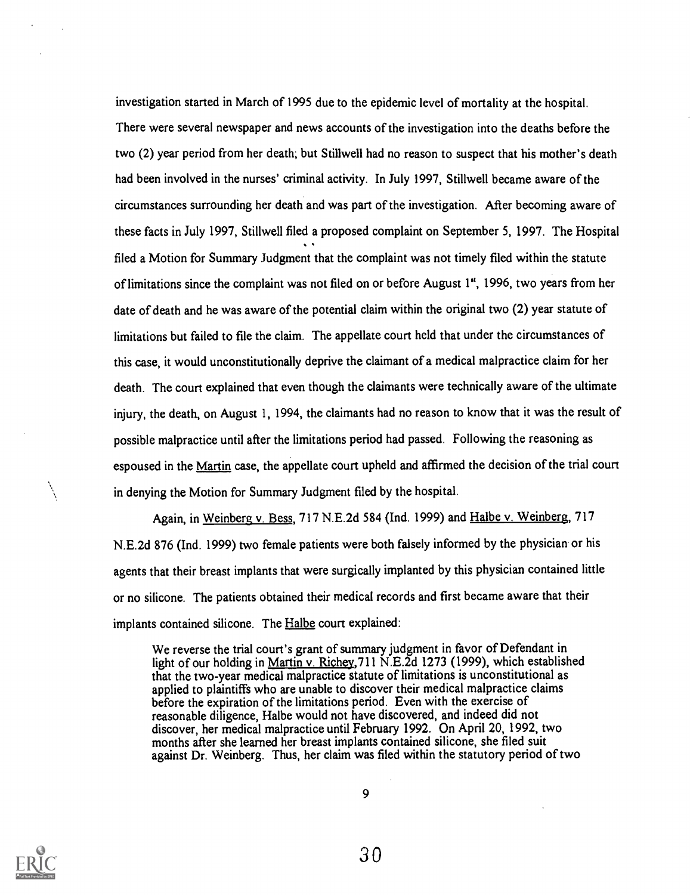investigation started in March of 1995 due to the epidemic level of mortality at the hospital. There were several newspaper and news accounts of the investigation into the deaths before the two (2) year period from her death; but Stillwell had no reason to suspect that his mother's death had been involved in the nurses' criminal activity. In July 1997, Stillwell became aware of the circumstances surrounding her death and was part of the investigation. After becoming aware of these facts in July 1997, Stillwell filed a proposed complaint on September 5, 1997. The Hospital filed a Motion for Summary Judgment that the complaint was not timely filed within the statute of limitations since the complaint was not filed on or before August 1st, 1996, two years from her date of death and he was aware of the potential claim within the original two (2) year statute of limitations but failed to file the claim. The appellate court held that under the circumstances of this case, it would unconstitutionally deprive the claimant of a medical malpractice claim for her death. The court explained that even though the claimants were technically aware of the ultimate injury, the death, on August 1, 1994, the claimants had no reason to know that it was the result of possible malpractice until after the limitations period had passed. Following the reasoning as espoused in the Martin case, the appellate court upheld and affirmed the decision of the trial court in denying the Motion for Summary Judgment filed by the hospital.

Again, in Weinberg v. Bess, 717 N.E.2d 584 (Ind. 1999) and Halbe v. Weinberg, 717 N.E.2d 876 (Ind. 1999) two female patients were both falsely informed by the physician or his agents that their breast implants that were surgically implanted by this physician contained little or no silicone. The patients obtained their medical records and first became aware that their implants contained silicone. The Halbe court explained:

> We reverse the trial court's grant of summary judgment in favor of Defendant in light of our holding in Martin v. Richey, 711 N.E.2d 1273 (1999), which established that the two-year medical malpractice statute of limitations is unconstitutional as applied to plaintiffs who are unable to discover their medical malpractice claims before the expiration of the limitations period. Even with the exercise of reasonable diligence, Halbe would not have discovered, and indeed did not discover, her medical malpractice until February 1992. On April 20, 1992, two months after she learned her breast implants contained silicone, she filed suit against Dr. Weinberg. Thus, her claim was filed within the statutory period of two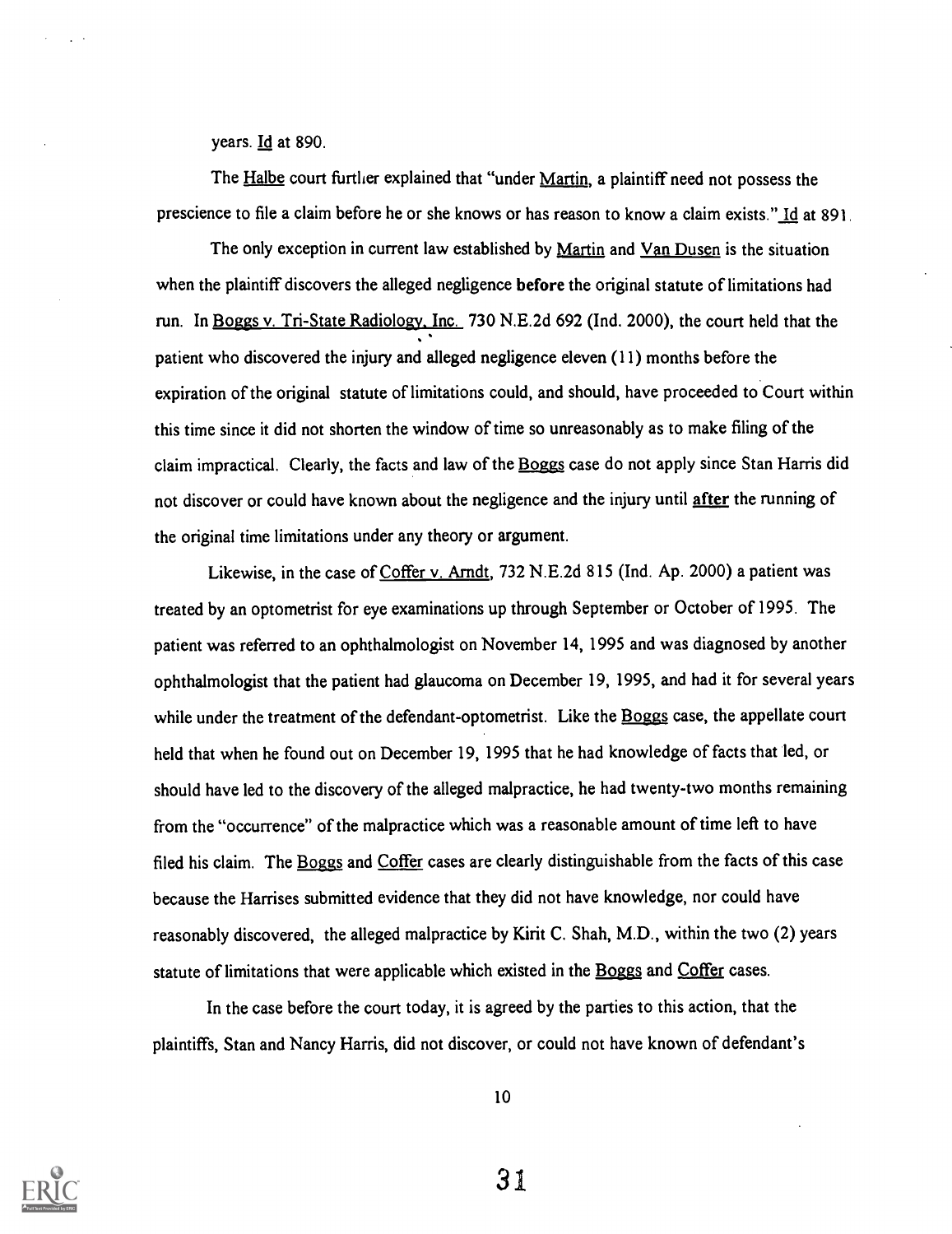years. Id at 890.

The Halbe court further explained that "under Martin, a plaintiff need not possess the prescience to file a claim before he or she knows or has reason to know a claim exists." Id at 891.

The only exception in current law established by Martin and Van Dusen is the situation when the plaintiff discovers the alleged negligence **before** the original statute of limitations had run. In Boggs v. Tri-State Radiology, Inc. 730 N.E.2d 692 (Ind. 2000), the court held that the patient who discovered the injury and alleged negligence eleven (11) months before the expiration of the original statute of limitations could, and should, have proceeded to Court within this time since it did not shorten the window of time so unreasonably as to make filing of the claim impractical. Clearly, the facts and law of the Boggs case do not apply since Stan Harris did not discover or could have known about the negligence and the injury until after the running of the original time limitations under any theory or argument.

Likewise, in the case of Coffer v. Arndt, 732 N.E.2d 815 (Ind. Ap. 2000) a patient was treated by an optometrist for eye examinations up through September or October of 1995. The patient was referred to an ophthalmologist on November 14, 1995 and was diagnosed by another ophthalmologist that the patient had glaucoma on December 19, 1995, and had it for several years while under the treatment of the defendant-optometrist. Like the Boggs case, the appellate court held that when he found out on December 19, 1995 that he had knowledge of facts that led, or should have led to the discovery of the alleged malpractice, he had twenty-two months remaining from the "occurrence" of the malpractice which was a reasonable amount of time left to have filed his claim. The Boggs and Coffer cases are clearly distinguishable from the facts of this case because the Harrises submitted evidence that they did not have knowledge, nor could have reasonably discovered, the alleged malpractice by Kirit C. Shah, M.D., within the two (2) years statute of limitations that were applicable which existed in the Boggs and Coffer cases.

In the case before the court today, it is agreed by the parties to this action, that the plaintiffs, Stan and Nancy Harris, did not discover, or could not have known of defendant's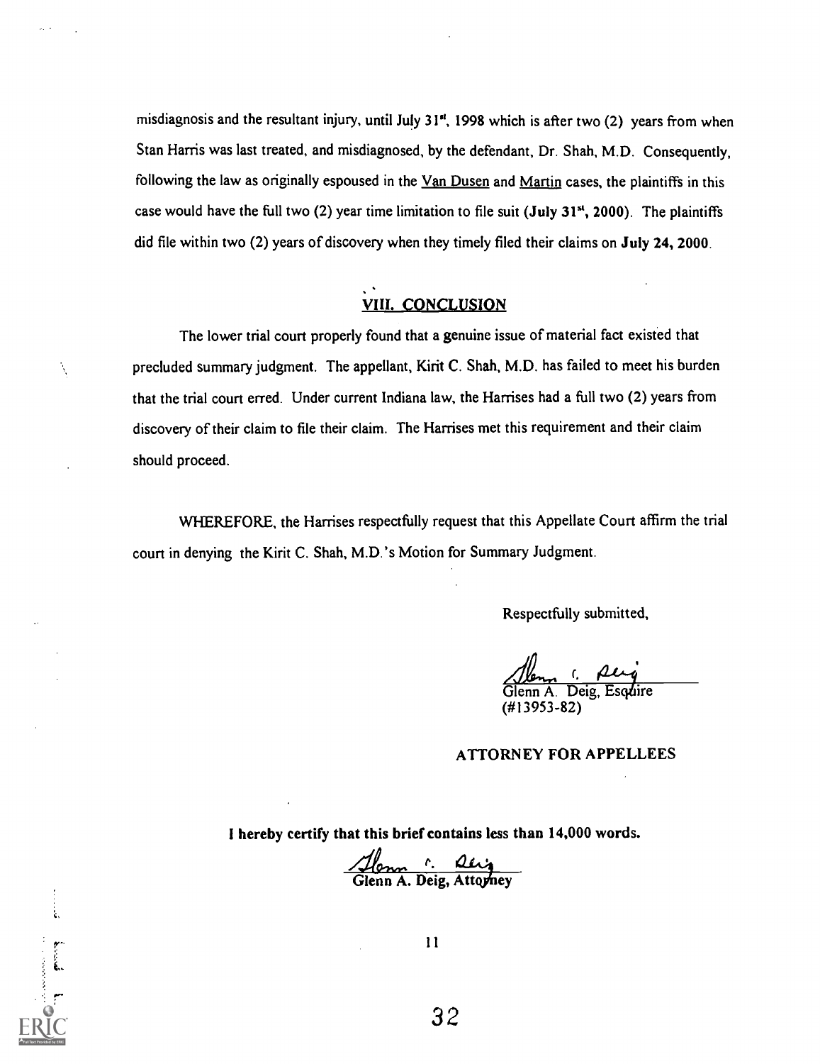misdiagnosis and the resultant injury, until July 31st, 1998 which is after two (2) years from when Stan Harris was last treated, and misdiagnosed, by the defendant, Dr. Shah, M.D. Consequently, following the law as originally espoused in the Van Dusen and Martin cases, the plaintiffs in this case would have the full two (2) year time limitation to file suit (**July 31st, 2000**). The plaintiffs did file within two (2) years of discovery when they timely filed their claims on **July 24, 2000**.

## VIII. CONCLUSION

The lower trial court properly found that a genuine issue of material fact existed that precluded summary judgment. The appellant, Kirit C. Shah, M.D. has failed to meet his burden that the trial court erred. Under current Indiana law, the Harrises had a full two (2) years from discovery of their claim to file their claim. The Harrises met this requirement and their claim should proceed.

WHEREFORE, the Harrises respectfully request that this Appellate Court affirm the trial court in denying the Kirit C. Shah, M.D.'s Motion for Summary Judgment.

Respectfully submitted,

Glenn A. Deig, Esquire
(#13953-82)

**ATTORNEY FOR APPELLEES**

**I hereby certify that this brief contains less than 14,000 words.**

**Glenn A. Deig, Attorney**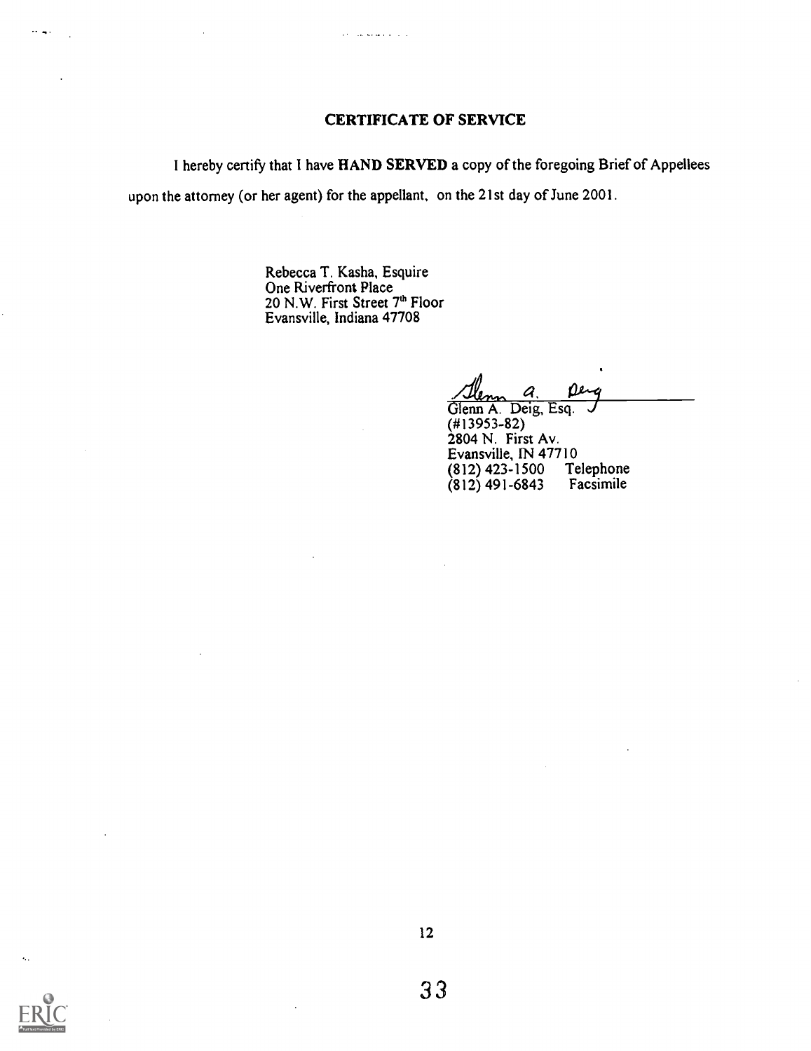## CERTIFICATE OF SERVICE

I hereby certify that I have **HAND SERVED** a copy of the foregoing Brief of Appellees upon the attorney (or her agent) for the appellant, on the 21st day of June 2001.

Rebecca T. Kasha, Esquire
One Riverfront Place
20 N.W. First Street 7th Floor
Evansville, Indiana 47708

Glenn A. Deig
Glenn A. Deig, Esq.
(#13953-82)
2804 N. First Av.
Evansville, IN 47710
(812) 423-1500 Telephone
(812) 491-6843 Facsimile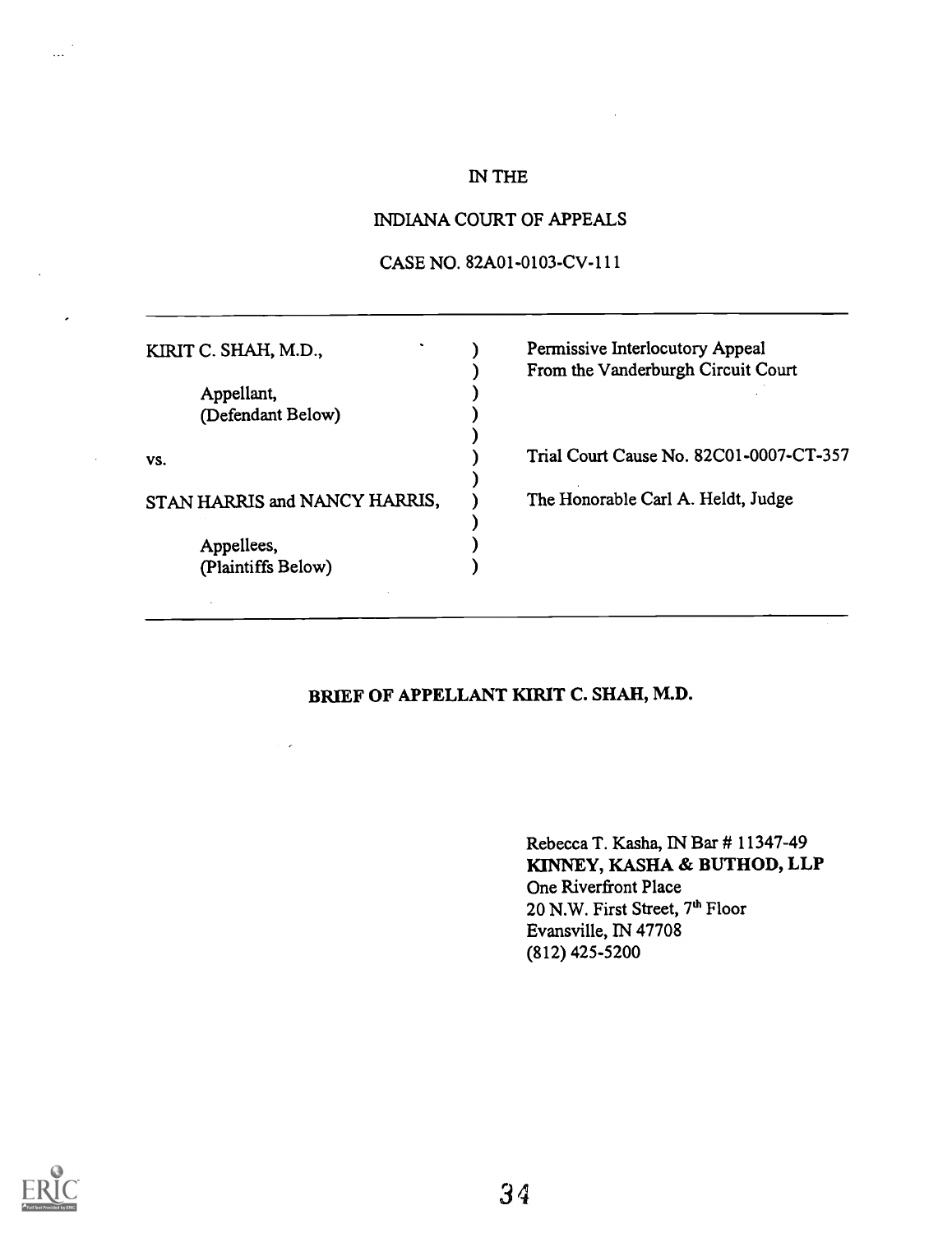IN THE

INDIANA COURT OF APPEALS

CASE NO. 82A01-0103-CV-111

---

| | | |
|---|---|---|
| KIRIT C. SHAH, M.D., | ) | Permissive Interlocutory Appeal |
| | ) | From the Vanderburgh Circuit Court |
| Appellant, | ) | |
| (Defendant Below) | ) | |
| | ) | |
| vs. | ) | Trial Court Cause No. 82C01-0007-CT-357 |
| | ) | |
| STAN HARRIS and NANCY HARRIS, | ) | The Honorable Carl A. Heldt, Judge |
| | ) | |
| Appellees, | ) | |
| (Plaintiffs Below) | ) | |

---

**BRIEF OF APPELLANT KIRIT C. SHAH, M.D.**

Rebecca T. Kasha, IN Bar # 11347-49
**KINNEY, KASHA & BUTHOD, LLP**
One Riverfront Place
20 N.W. First Street, 7th Floor
Evansville, IN 47708
(812) 425-5200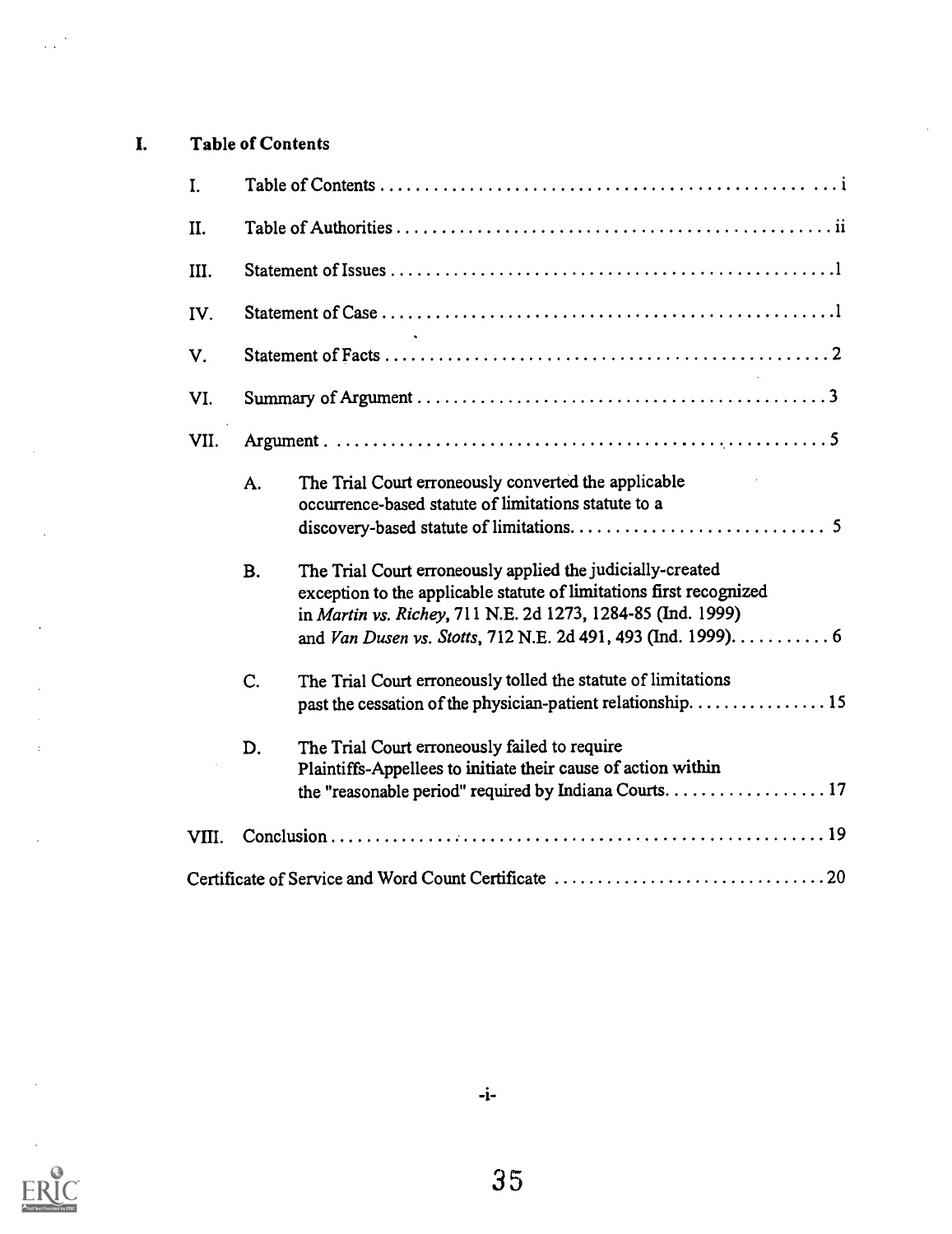# I. Table of Contents

| | | | |
|---|---|---|---|
| I. | Table of Contents | | i |
| II. | Table of Authorities | | ii |
| III. | Statement of Issues | | 1 |
| IV. | Statement of Case | | 1 |
| V. | Statement of Facts | | 2 |
| VI. | Summary of Argument | | 3 |
| VII. | Argument | | 5 |
| | A. | The Trial Court erroneously converted the applicable occurrence-based statute of limitations statute to a discovery-based statute of limitations. | 5 |
| | B. | The Trial Court erroneously applied the judicially-created exception to the applicable statute of limitations first recognized in *Martin vs. Richey*, 711 N.E. 2d 1273, 1284-85 (Ind. 1999) and *Van Dusen vs. Stotts*, 712 N.E. 2d 491, 493 (Ind. 1999). | 6 |
| | C. | The Trial Court erroneously tolled the statute of limitations past the cessation of the physician-patient relationship. | 15 |
| | D. | The Trial Court erroneously failed to require Plaintiffs-Appellees to initiate their cause of action within the "reasonable period" required by Indiana Courts. | 17 |
| VIII. | Conclusion | | 19 |
| | Certificate of Service and Word Count Certificate | | 20 |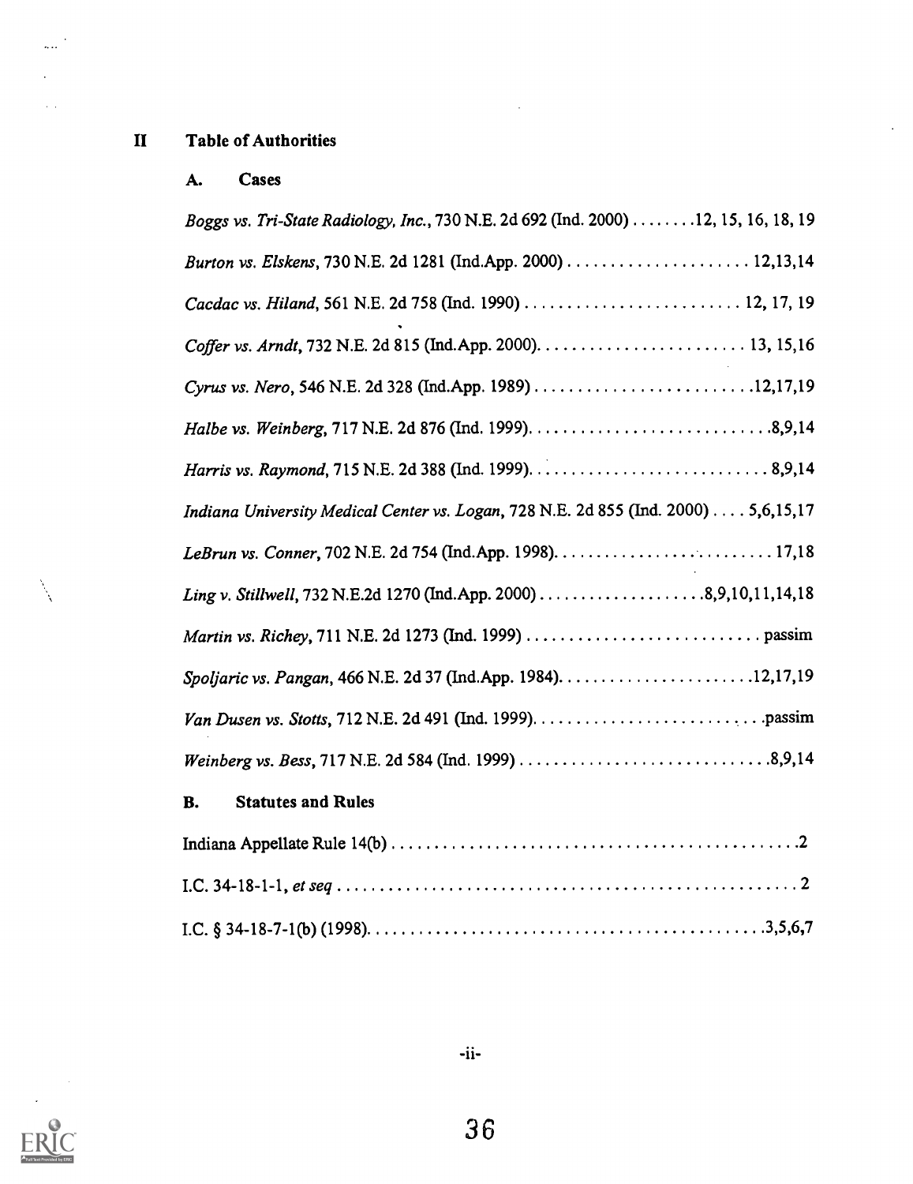## II Table of Authorities

### A. Cases

*Boggs vs. Tri-State Radiology, Inc.*, 730 N.E. 2d 692 (Ind. 2000) . . . . . . . .12, 15, 16, 18, 19

*Burton vs. Elskens*, 730 N.E. 2d 1281 (Ind.App. 2000) . . . . . . . . . . . . . . . . . . . . . . 12,13,14

*Cacdac vs. Hiland*, 561 N.E. 2d 758 (Ind. 1990) . . . . . . . . . . . . . . . . . . . . . . . . . . 12, 17, 19

*Coffer vs. Arndt*, 732 N.E. 2d 815 (Ind.App. 2000). . . . . . . . . . . . . . . . . . . . . . . . . 13, 15,16

*Cyrus vs. Nero*, 546 N.E. 2d 328 (Ind.App. 1989) . . . . . . . . . . . . . . . . . . . . . . . . . .12,17,19

*Halbe vs. Weinberg*, 717 N.E. 2d 876 (Ind. 1999). . . . . . . . . . . . . . . . . . . . . . . . . . . . .8,9,14

*Harris vs. Raymond*, 715 N.E. 2d 388 (Ind. 1999). . . . . . . . . . . . . . . . . . . . . . . . . . . . 8,9,14

*Indiana University Medical Center vs. Logan*, 728 N.E. 2d 855 (Ind. 2000) . . . . 5,6,15,17

*LeBrun vs. Conner*, 702 N.E. 2d 754 (Ind.App. 1998). . . . . . . . . . . . . . . . . . . . . . . . . . . 17,18

*Ling v. Stillwell*, 732 N.E.2d 1270 (Ind.App. 2000) . . . . . . . . . . . . . . . . . . . .8,9,10,11,14,18

*Martin vs. Richey*, 711 N.E. 2d 1273 (Ind. 1999) . . . . . . . . . . . . . . . . . . . . . . . . . . . passim

*Spoljaric vs. Pangan*, 466 N.E. 2d 37 (Ind.App. 1984). . . . . . . . . . . . . . . . . . . . . . . .12,17,19

*Van Dusen vs. Stotts*, 712 N.E. 2d 491 (Ind. 1999). . . . . . . . . . . . . . . . . . . . . . . . . . .passim

*Weinberg vs. Bess*, 717 N.E. 2d 584 (Ind. 1999) . . . . . . . . . . . . . . . . . . . . . . . . . . . . .8,9,14

### B. Statutes and Rules

Indiana Appellate Rule 14(b) . . . . . . . . . . . . . . . . . . . . . . . . . . . . . . . . . . . . . . . . . . . . . .2

I.C. 34-18-1-1, *et seq* . . . . . . . . . . . . . . . . . . . . . . . . . . . . . . . . . . . . . . . . . . . . . . . . . . . . 2

I.C. § 34-18-7-1(b) (1998). . . . . . . . . . . . . . . . . . . . . . . . . . . . . . . . . . . . . . . . . . . . . . .3,5,6,7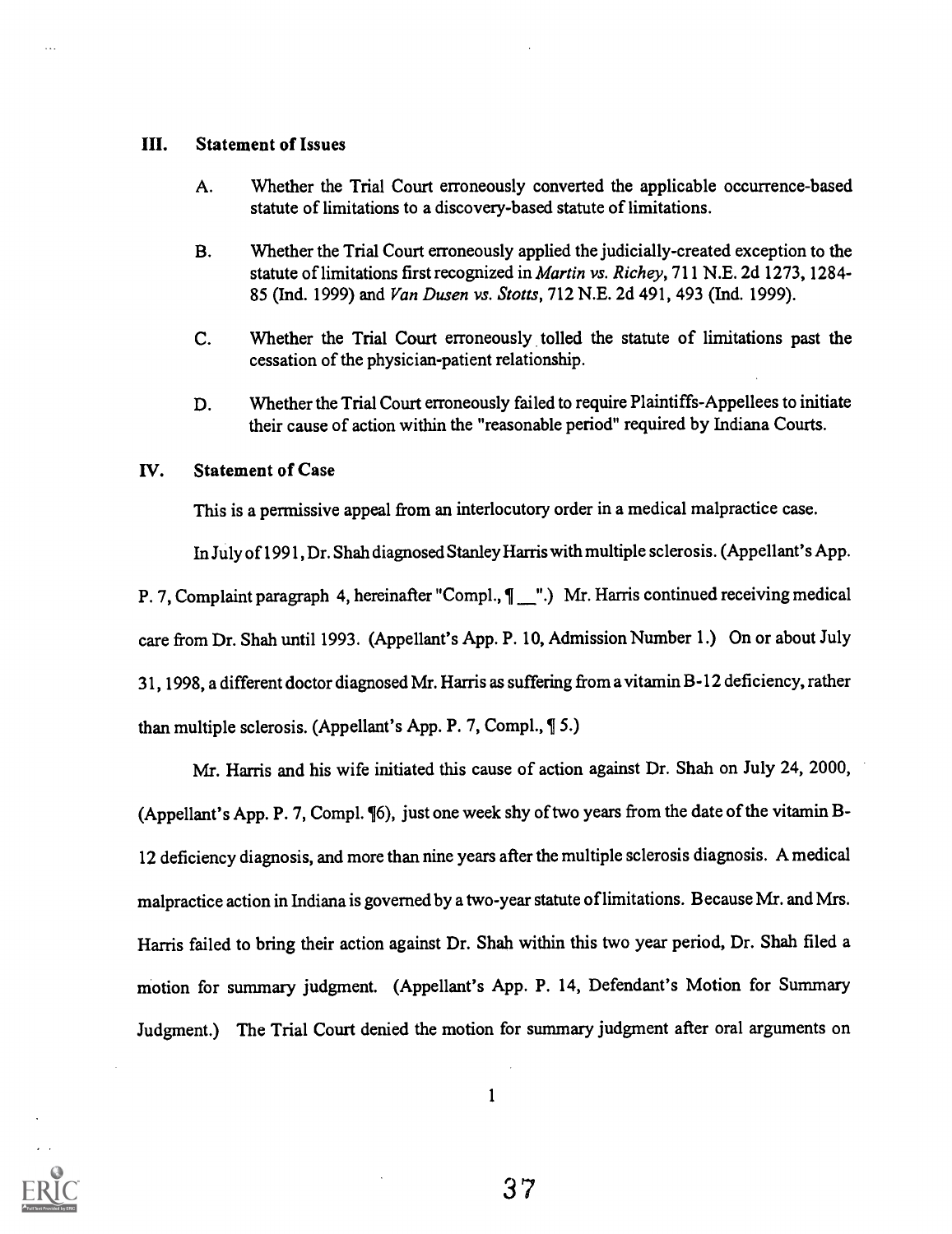## III. Statement of Issues

A. Whether the Trial Court erroneously converted the applicable occurrence-based statute of limitations to a discovery-based statute of limitations.

B. Whether the Trial Court erroneously applied the judicially-created exception to the statute of limitations first recognized in *Martin vs. Richey*, 711 N.E. 2d 1273, 1284-85 (Ind. 1999) and *Van Dusen vs. Stotts*, 712 N.E. 2d 491, 493 (Ind. 1999).

C. Whether the Trial Court erroneously tolled the statute of limitations past the cessation of the physician-patient relationship.

D. Whether the Trial Court erroneously failed to require Plaintiffs-Appellees to initiate their cause of action within the "reasonable period" required by Indiana Courts.

## IV. Statement of Case

This is a permissive appeal from an interlocutory order in a medical malpractice case.

In July of 1991, Dr. Shah diagnosed Stanley Harris with multiple sclerosis. (Appellant's App. P. 7, Complaint paragraph 4, hereinafter "Compl., ¶ __".) Mr. Harris continued receiving medical care from Dr. Shah until 1993. (Appellant's App. P. 10, Admission Number 1.) On or about July 31, 1998, a different doctor diagnosed Mr. Harris as suffering from a vitamin B-12 deficiency, rather than multiple sclerosis. (Appellant's App. P. 7, Compl., ¶ 5.)

Mr. Harris and his wife initiated this cause of action against Dr. Shah on July 24, 2000, (Appellant's App. P. 7, Compl. ¶6), just one week shy of two years from the date of the vitamin B-12 deficiency diagnosis, and more than nine years after the multiple sclerosis diagnosis. A medical malpractice action in Indiana is governed by a two-year statute of limitations. Because Mr. and Mrs. Harris failed to bring their action against Dr. Shah within this two year period, Dr. Shah filed a motion for summary judgment. (Appellant's App. P. 14, Defendant's Motion for Summary Judgment.) The Trial Court denied the motion for summary judgment after oral arguments on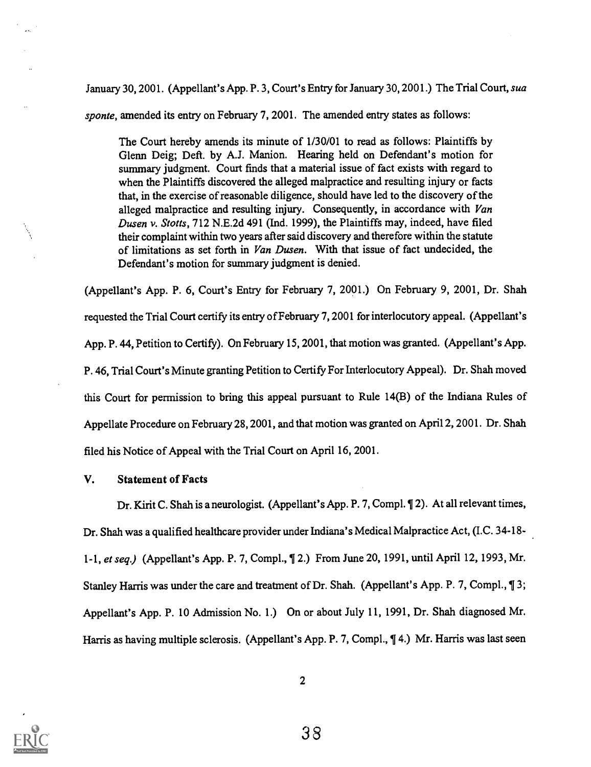January 30, 2001. (Appellant's App. P. 3, Court's Entry for January 30, 2001.) The Trial Court, *sua sponte*, amended its entry on February 7, 2001. The amended entry states as follows:

> The Court hereby amends its minute of 1/30/01 to read as follows: Plaintiffs by Glenn Deig; Deft. by A.J. Manion. Hearing held on Defendant's motion for summary judgment. Court finds that a material issue of fact exists with regard to when the Plaintiffs discovered the alleged malpractice and resulting injury or facts that, in the exercise of reasonable diligence, should have led to the discovery of the alleged malpractice and resulting injury. Consequently, in accordance with *Van Dusen v. Stotts*, 712 N.E.2d 491 (Ind. 1999), the Plaintiffs may, indeed, have filed their complaint within two years after said discovery and therefore within the statute of limitations as set forth in *Van Dusen*. With that issue of fact undecided, the Defendant's motion for summary judgment is denied.

(Appellant's App. P. 6, Court's Entry for February 7, 2001.) On February 9, 2001, Dr. Shah requested the Trial Court certify its entry of February 7, 2001 for interlocutory appeal. (Appellant's App. P. 44, Petition to Certify). On February 15, 2001, that motion was granted. (Appellant's App. P. 46, Trial Court's Minute granting Petition to Certify For Interlocutory Appeal). Dr. Shah moved this Court for permission to bring this appeal pursuant to Rule 14(B) of the Indiana Rules of Appellate Procedure on February 28, 2001, and that motion was granted on April 2, 2001. Dr. Shah filed his Notice of Appeal with the Trial Court on April 16, 2001.

## V. Statement of Facts

Dr. Kirit C. Shah is a neurologist. (Appellant's App. P. 7, Compl. ¶ 2). At all relevant times, Dr. Shah was a qualified healthcare provider under Indiana's Medical Malpractice Act, (I.C. 34-18-1-1, *et seq.)* (Appellant's App. P. 7, Compl., ¶ 2.) From June 20, 1991, until April 12, 1993, Mr. Stanley Harris was under the care and treatment of Dr. Shah. (Appellant's App. P. 7, Compl., ¶ 3; Appellant's App. P. 10 Admission No. 1.) On or about July 11, 1991, Dr. Shah diagnosed Mr. Harris as having multiple sclerosis. (Appellant's App. P. 7, Compl., ¶ 4.) Mr. Harris was last seen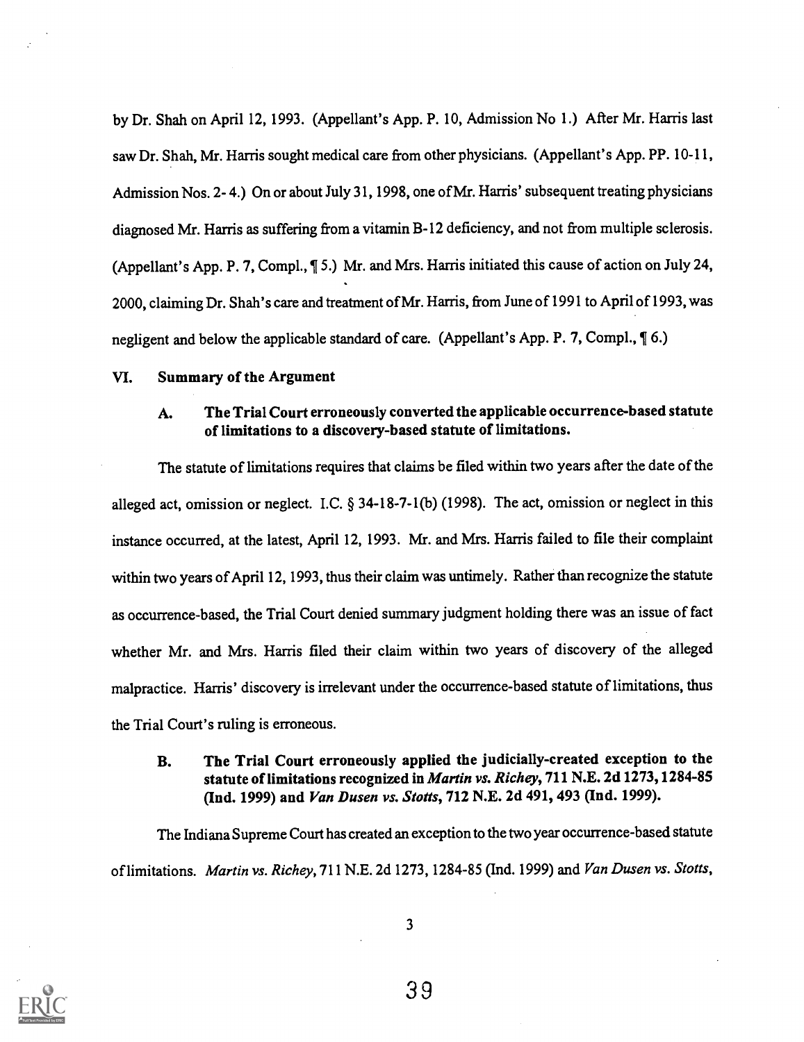by Dr. Shah on April 12, 1993. (Appellant's App. P. 10, Admission No 1.) After Mr. Harris last saw Dr. Shah, Mr. Harris sought medical care from other physicians. (Appellant's App. PP. 10-11, Admission Nos. 2- 4.) On or about July 31, 1998, one of Mr. Harris' subsequent treating physicians diagnosed Mr. Harris as suffering from a vitamin B-12 deficiency, and not from multiple sclerosis. (Appellant's App. P. 7, Compl., ¶ 5.) Mr. and Mrs. Harris initiated this cause of action on July 24, 2000, claiming Dr. Shah's care and treatment of Mr. Harris, from June of 1991 to April of 1993, was negligent and below the applicable standard of care. (Appellant's App. P. 7, Compl., ¶ 6.)

## VI. Summary of the Argument

### A. The Trial Court erroneously converted the applicable occurrence-based statute of limitations to a discovery-based statute of limitations.

The statute of limitations requires that claims be filed within two years after the date of the alleged act, omission or neglect. I.C. § 34-18-7-1(b) (1998). The act, omission or neglect in this instance occurred, at the latest, April 12, 1993. Mr. and Mrs. Harris failed to file their complaint within two years of April 12, 1993, thus their claim was untimely. Rather than recognize the statute as occurrence-based, the Trial Court denied summary judgment holding there was an issue of fact whether Mr. and Mrs. Harris filed their claim within two years of discovery of the alleged malpractice. Harris' discovery is irrelevant under the occurrence-based statute of limitations, thus the Trial Court's ruling is erroneous.

### B. The Trial Court erroneously applied the judicially-created exception to the statute of limitations recognized in *Martin vs. Richey*, 711 N.E. 2d 1273, 1284-85 (Ind. 1999) and *Van Dusen vs. Stotts*, 712 N.E. 2d 491, 493 (Ind. 1999).

The Indiana Supreme Court has created an exception to the two year occurrence-based statute of limitations. *Martin vs. Richey*, 711 N.E. 2d 1273, 1284-85 (Ind. 1999) and *Van Dusen vs. Stotts*,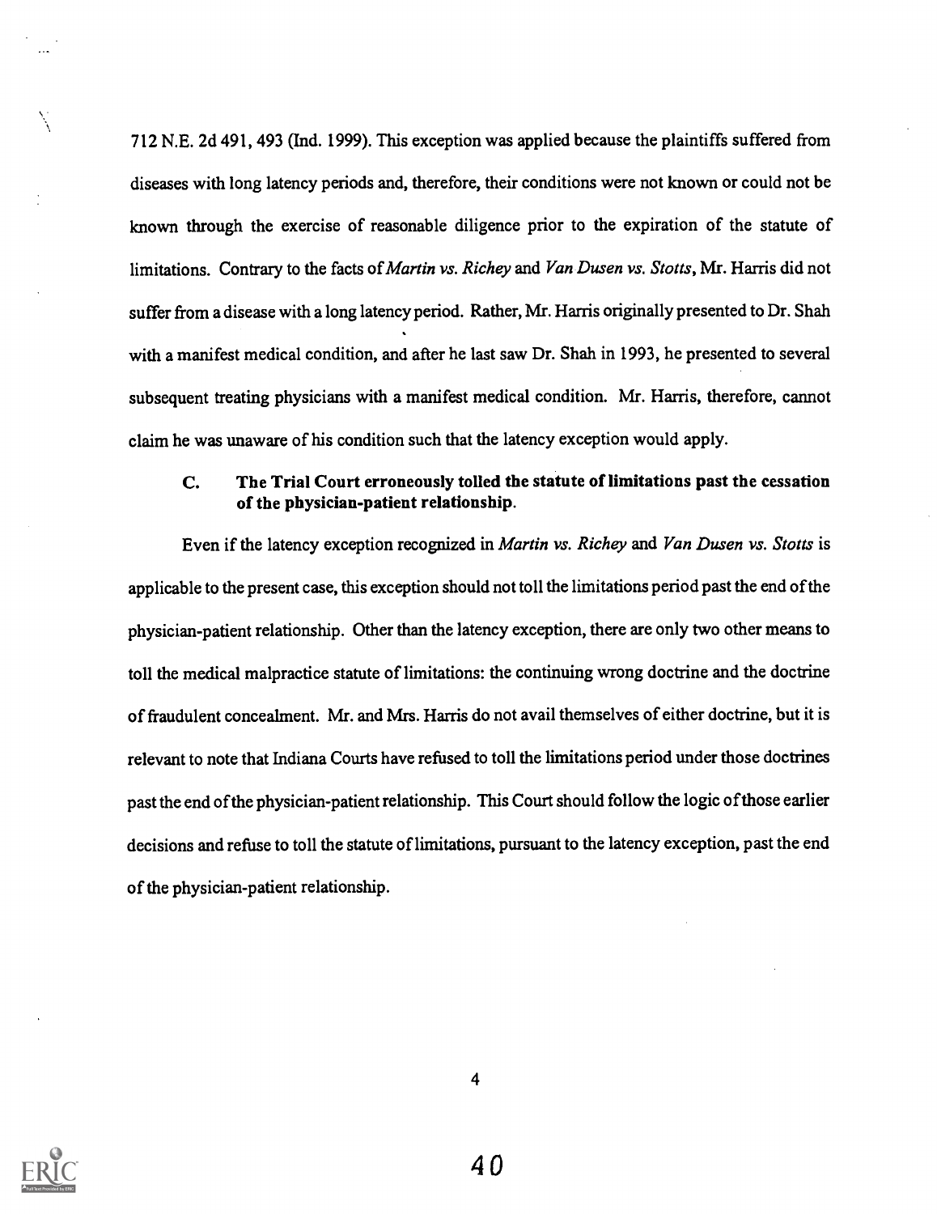712 N.E. 2d 491, 493 (Ind. 1999). This exception was applied because the plaintiffs suffered from diseases with long latency periods and, therefore, their conditions were not known or could not be known through the exercise of reasonable diligence prior to the expiration of the statute of limitations. Contrary to the facts of *Martin vs. Richey* and *Van Dusen vs. Stotts*, Mr. Harris did not suffer from a disease with a long latency period. Rather, Mr. Harris originally presented to Dr. Shah with a manifest medical condition, and after he last saw Dr. Shah in 1993, he presented to several subsequent treating physicians with a manifest medical condition. Mr. Harris, therefore, cannot claim he was unaware of his condition such that the latency exception would apply.

**C. The Trial Court erroneously tolled the statute of limitations past the cessation of the physician-patient relationship.**

Even if the latency exception recognized in *Martin vs. Richey* and *Van Dusen vs. Stotts* is applicable to the present case, this exception should not toll the limitations period past the end of the physician-patient relationship. Other than the latency exception, there are only two other means to toll the medical malpractice statute of limitations: the continuing wrong doctrine and the doctrine of fraudulent concealment. Mr. and Mrs. Harris do not avail themselves of either doctrine, but it is relevant to note that Indiana Courts have refused to toll the limitations period under those doctrines past the end of the physician-patient relationship. This Court should follow the logic of those earlier decisions and refuse to toll the statute of limitations, pursuant to the latency exception, past the end of the physician-patient relationship.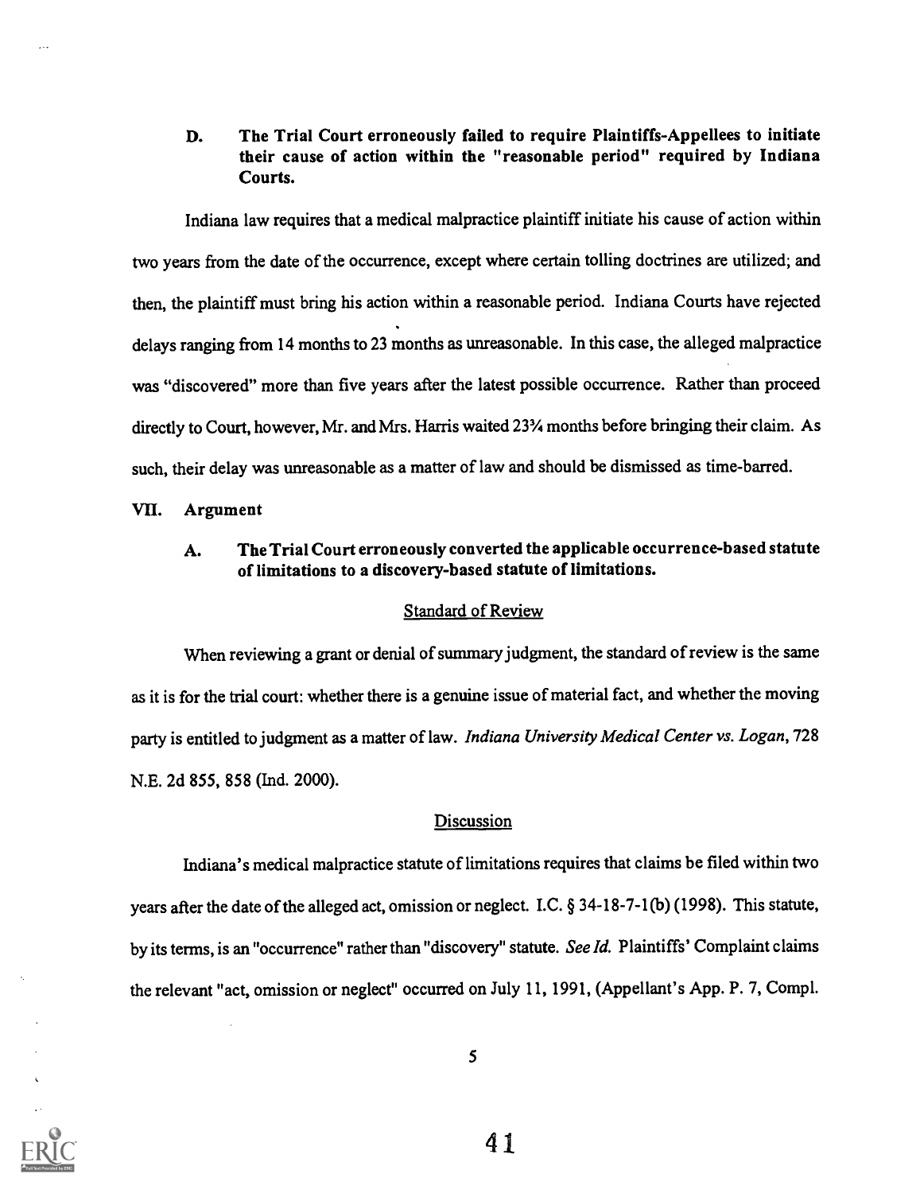**D. The Trial Court erroneously failed to require Plaintiffs-Appellees to initiate their cause of action within the "reasonable period" required by Indiana Courts.**

Indiana law requires that a medical malpractice plaintiff initiate his cause of action within two years from the date of the occurrence, except where certain tolling doctrines are utilized; and then, the plaintiff must bring his action within a reasonable period. Indiana Courts have rejected delays ranging from 14 months to 23 months as unreasonable. In this case, the alleged malpractice was "discovered" more than five years after the latest possible occurrence. Rather than proceed directly to Court, however, Mr. and Mrs. Harris waited 23¾ months before bringing their claim. As such, their delay was unreasonable as a matter of law and should be dismissed as time-barred.

## VII. Argument

### A. The Trial Court erroneously converted the applicable occurrence-based statute of limitations to a discovery-based statute of limitations.

Standard of Review

When reviewing a grant or denial of summary judgment, the standard of review is the same as it is for the trial court: whether there is a genuine issue of material fact, and whether the moving party is entitled to judgment as a matter of law. *Indiana University Medical Center vs. Logan*, 728 N.E. 2d 855, 858 (Ind. 2000).

Discussion

Indiana's medical malpractice statute of limitations requires that claims be filed within two years after the date of the alleged act, omission or neglect. I.C. § 34-18-7-1(b) (1998). This statute, by its terms, is an "occurrence" rather than "discovery" statute. *See Id.* Plaintiffs' Complaint claims the relevant "act, omission or neglect" occurred on July 11, 1991, (Appellant's App. P. 7, Compl.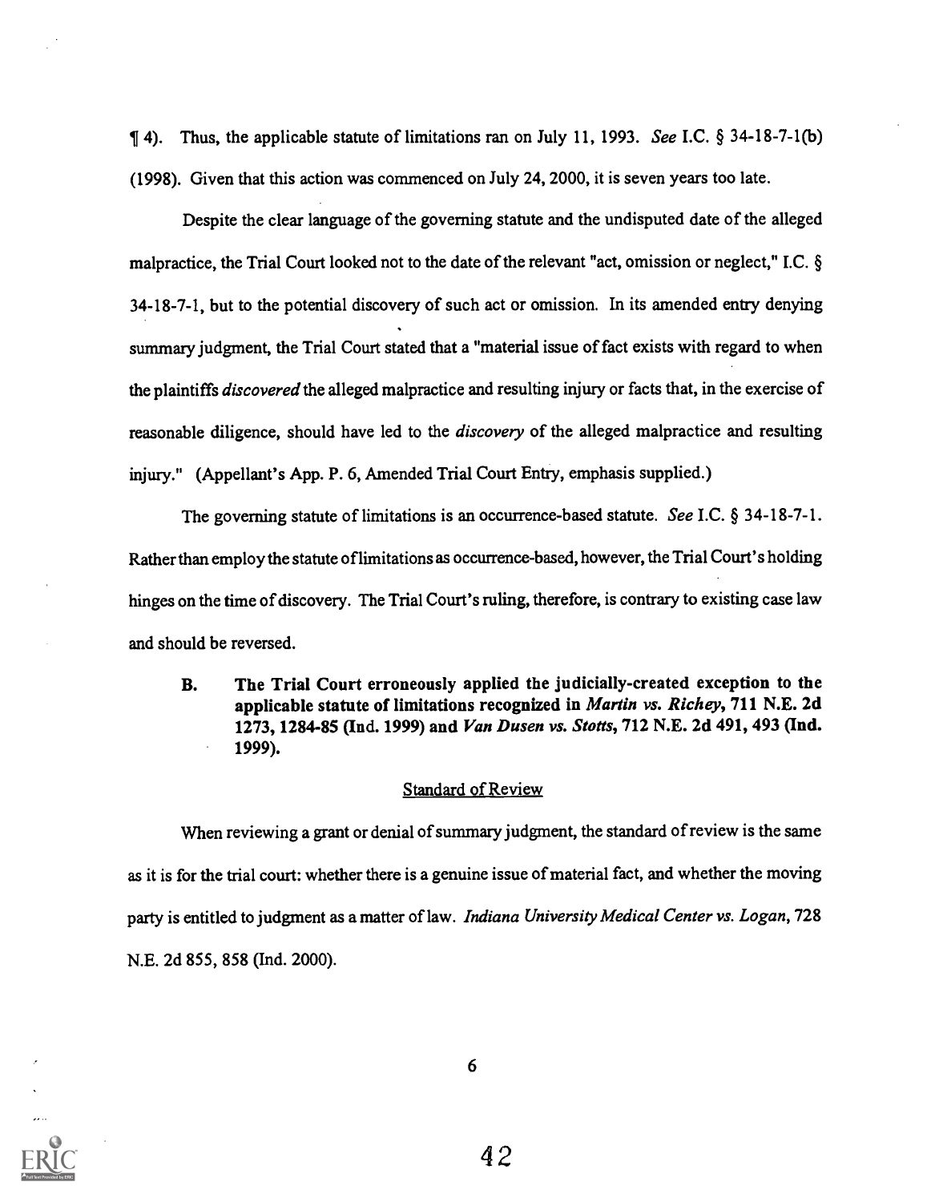¶ 4). Thus, the applicable statute of limitations ran on July 11, 1993. *See* I.C. § 34-18-7-1(b) (1998). Given that this action was commenced on July 24, 2000, it is seven years too late.

Despite the clear language of the governing statute and the undisputed date of the alleged malpractice, the Trial Court looked not to the date of the relevant "act, omission or neglect," I.C. § 34-18-7-1, but to the potential discovery of such act or omission. In its amended entry denying summary judgment, the Trial Court stated that a "material issue of fact exists with regard to when the plaintiffs *discovered* the alleged malpractice and resulting injury or facts that, in the exercise of reasonable diligence, should have led to the *discovery* of the alleged malpractice and resulting injury." (Appellant's App. P. 6, Amended Trial Court Entry, emphasis supplied.)

The governing statute of limitations is an occurrence-based statute. *See* I.C. § 34-18-7-1. Rather than employ the statute of limitations as occurrence-based, however, the Trial Court's holding hinges on the time of discovery. The Trial Court's ruling, therefore, is contrary to existing case law and should be reversed.

**B. The Trial Court erroneously applied the judicially-created exception to the applicable statute of limitations recognized in *Martin vs. Richey*, 711 N.E. 2d 1273, 1284-85 (Ind. 1999) and *Van Dusen vs. Stotts*, 712 N.E. 2d 491, 493 (Ind. 1999).**

Standard of Review

When reviewing a grant or denial of summary judgment, the standard of review is the same as it is for the trial court: whether there is a genuine issue of material fact, and whether the moving party is entitled to judgment as a matter of law. *Indiana University Medical Center vs. Logan*, 728 N.E. 2d 855, 858 (Ind. 2000).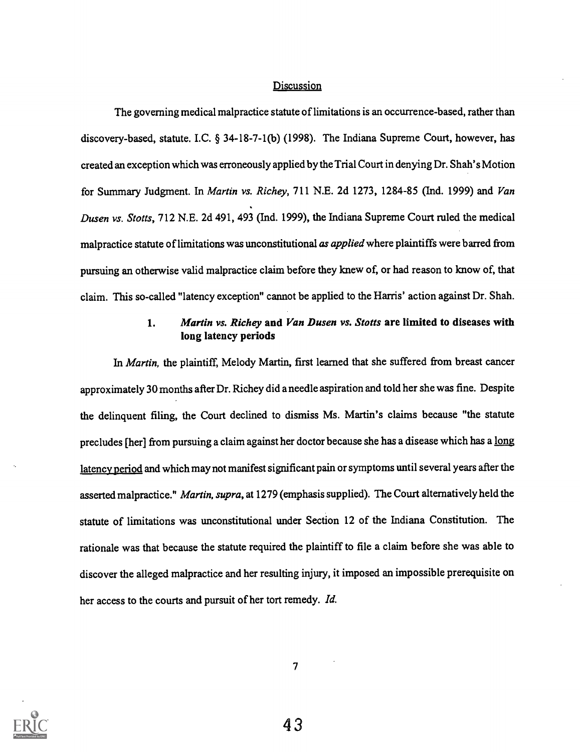## Discussion

The governing medical malpractice statute of limitations is an occurrence-based, rather than discovery-based, statute. I.C. § 34-18-7-1(b) (1998). The Indiana Supreme Court, however, has created an exception which was erroneously applied by the Trial Court in denying Dr. Shah's Motion for Summary Judgment. In *Martin vs. Richey*, 711 N.E. 2d 1273, 1284-85 (Ind. 1999) and *Van Dusen vs. Stotts*, 712 N.E. 2d 491, 493 (Ind. 1999), the Indiana Supreme Court ruled the medical malpractice statute of limitations was unconstitutional *as applied* where plaintiffs were barred from pursuing an otherwise valid malpractice claim before they knew of, or had reason to know of, that claim. This so-called "latency exception" cannot be applied to the Harris' action against Dr. Shah.

### 1. *Martin vs. Richey* and *Van Dusen vs. Stotts* are limited to diseases with long latency periods

In *Martin*, the plaintiff, Melody Martin, first learned that she suffered from breast cancer approximately 30 months after Dr. Richey did a needle aspiration and told her she was fine. Despite the delinquent filing, the Court declined to dismiss Ms. Martin's claims because "the statute precludes [her] from pursuing a claim against her doctor because she has a disease which has a <u>long latency period</u> and which may not manifest significant pain or symptoms until several years after the asserted malpractice." *Martin, supra*, at 1279 (emphasis supplied). The Court alternatively held the statute of limitations was unconstitutional under Section 12 of the Indiana Constitution. The rationale was that because the statute required the plaintiff to file a claim before she was able to discover the alleged malpractice and her resulting injury, it imposed an impossible prerequisite on her access to the courts and pursuit of her tort remedy. *Id.*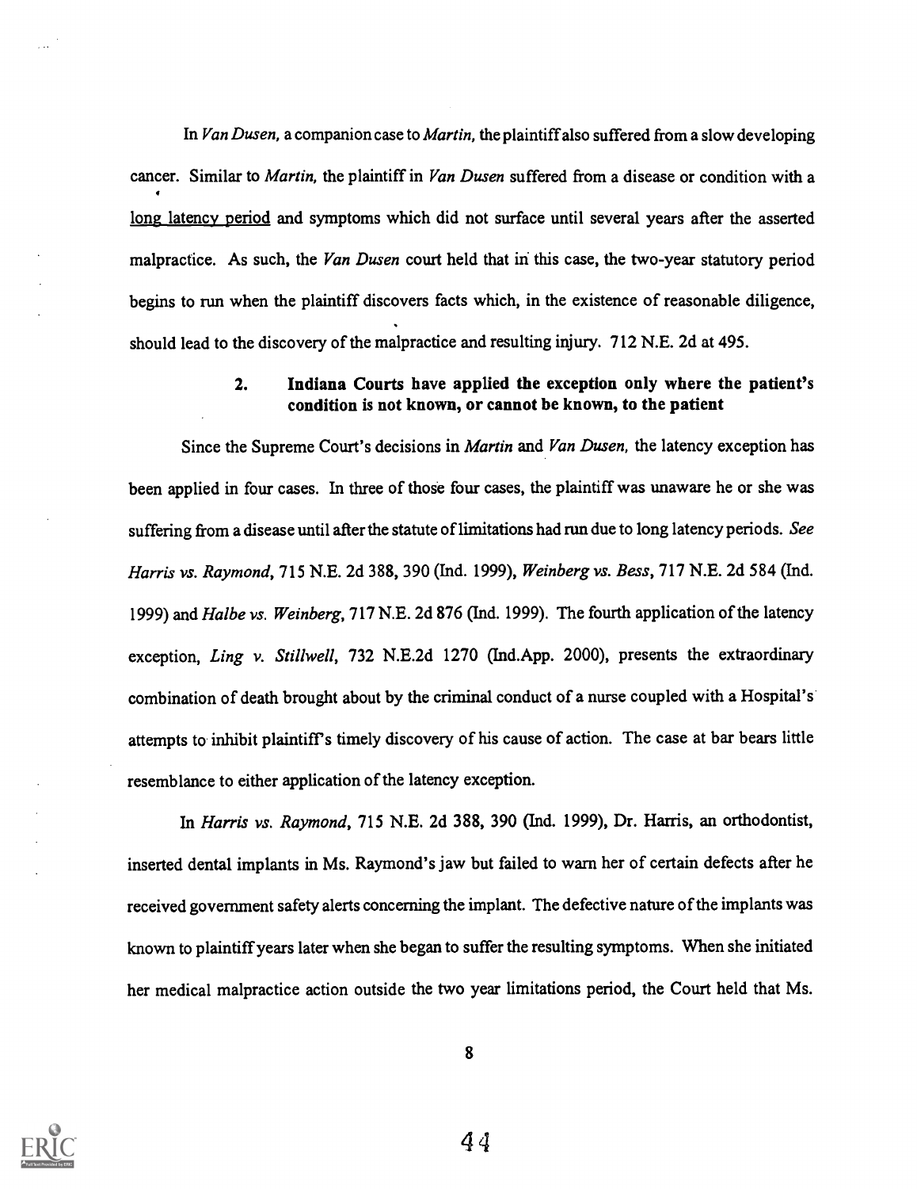In *Van Dusen*, a companion case to *Martin*, the plaintiff also suffered from a slow developing cancer. Similar to *Martin*, the plaintiff in *Van Dusen* suffered from a disease or condition with a <u>long latency period</u> and symptoms which did not surface until several years after the asserted malpractice. As such, the *Van Dusen* court held that in this case, the two-year statutory period begins to run when the plaintiff discovers facts which, in the existence of reasonable diligence, should lead to the discovery of the malpractice and resulting injury. 712 N.E. 2d at 495.

### 2. Indiana Courts have applied the exception only where the patient's condition is not known, or cannot be known, to the patient

Since the Supreme Court's decisions in *Martin* and *Van Dusen*, the latency exception has been applied in four cases. In three of those four cases, the plaintiff was unaware he or she was suffering from a disease until after the statute of limitations had run due to long latency periods. *See Harris vs. Raymond*, 715 N.E. 2d 388, 390 (Ind. 1999), *Weinberg vs. Bess*, 717 N.E. 2d 584 (Ind. 1999) and *Halbe vs. Weinberg*, 717 N.E. 2d 876 (Ind. 1999). The fourth application of the latency exception, *Ling v. Stillwell*, 732 N.E.2d 1270 (Ind.App. 2000), presents the extraordinary combination of death brought about by the criminal conduct of a nurse coupled with a Hospital's attempts to inhibit plaintiff's timely discovery of his cause of action. The case at bar bears little resemblance to either application of the latency exception.

In *Harris vs. Raymond*, 715 N.E. 2d 388, 390 (Ind. 1999), Dr. Harris, an orthodontist, inserted dental implants in Ms. Raymond's jaw but failed to warn her of certain defects after he received government safety alerts concerning the implant. The defective nature of the implants was known to plaintiff years later when she began to suffer the resulting symptoms. When she initiated her medical malpractice action outside the two year limitations period, the Court held that Ms.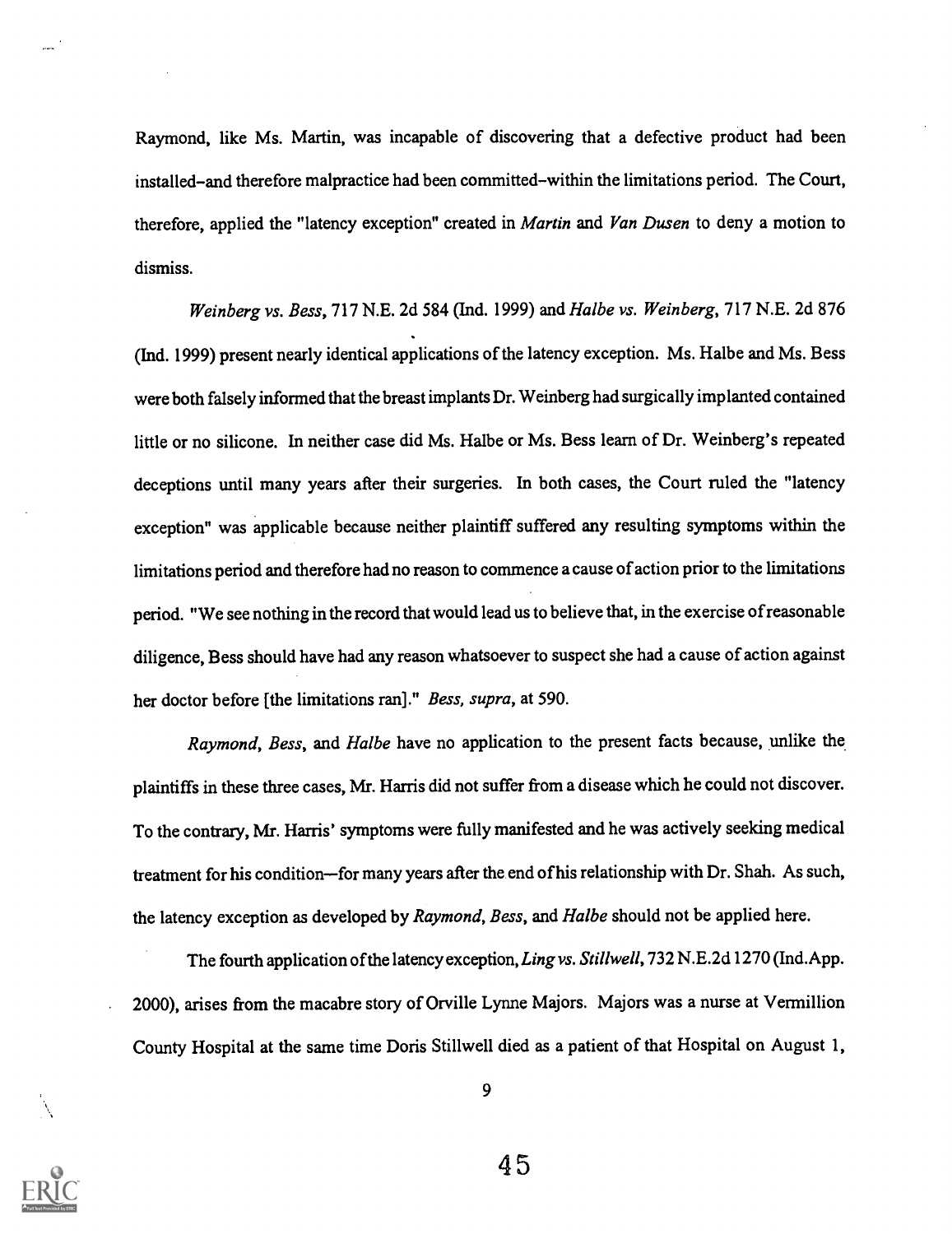Raymond, like Ms. Martin, was incapable of discovering that a defective product had been installed–and therefore malpractice had been committed–within the limitations period. The Court, therefore, applied the "latency exception" created in *Martin* and *Van Dusen* to deny a motion to dismiss.

*Weinberg vs. Bess*, 717 N.E. 2d 584 (Ind. 1999) and *Halbe vs. Weinberg*, 717 N.E. 2d 876 (Ind. 1999) present nearly identical applications of the latency exception. Ms. Halbe and Ms. Bess were both falsely informed that the breast implants Dr. Weinberg had surgically implanted contained little or no silicone. In neither case did Ms. Halbe or Ms. Bess learn of Dr. Weinberg's repeated deceptions until many years after their surgeries. In both cases, the Court ruled the "latency exception" was applicable because neither plaintiff suffered any resulting symptoms within the limitations period and therefore had no reason to commence a cause of action prior to the limitations period. "We see nothing in the record that would lead us to believe that, in the exercise of reasonable diligence, Bess should have had any reason whatsoever to suspect she had a cause of action against her doctor before [the limitations ran]." *Bess, supra*, at 590.

*Raymond*, *Bess*, and *Halbe* have no application to the present facts because, unlike the plaintiffs in these three cases, Mr. Harris did not suffer from a disease which he could not discover. To the contrary, Mr. Harris' symptoms were fully manifested and he was actively seeking medical treatment for his condition—for many years after the end of his relationship with Dr. Shah. As such, the latency exception as developed by *Raymond*, *Bess*, and *Halbe* should not be applied here.

The fourth application of the latency exception, *Ling vs. Stillwell*, 732 N.E.2d 1270 (Ind.App. 2000), arises from the macabre story of Orville Lynne Majors. Majors was a nurse at Vermillion County Hospital at the same time Doris Stillwell died as a patient of that Hospital on August 1,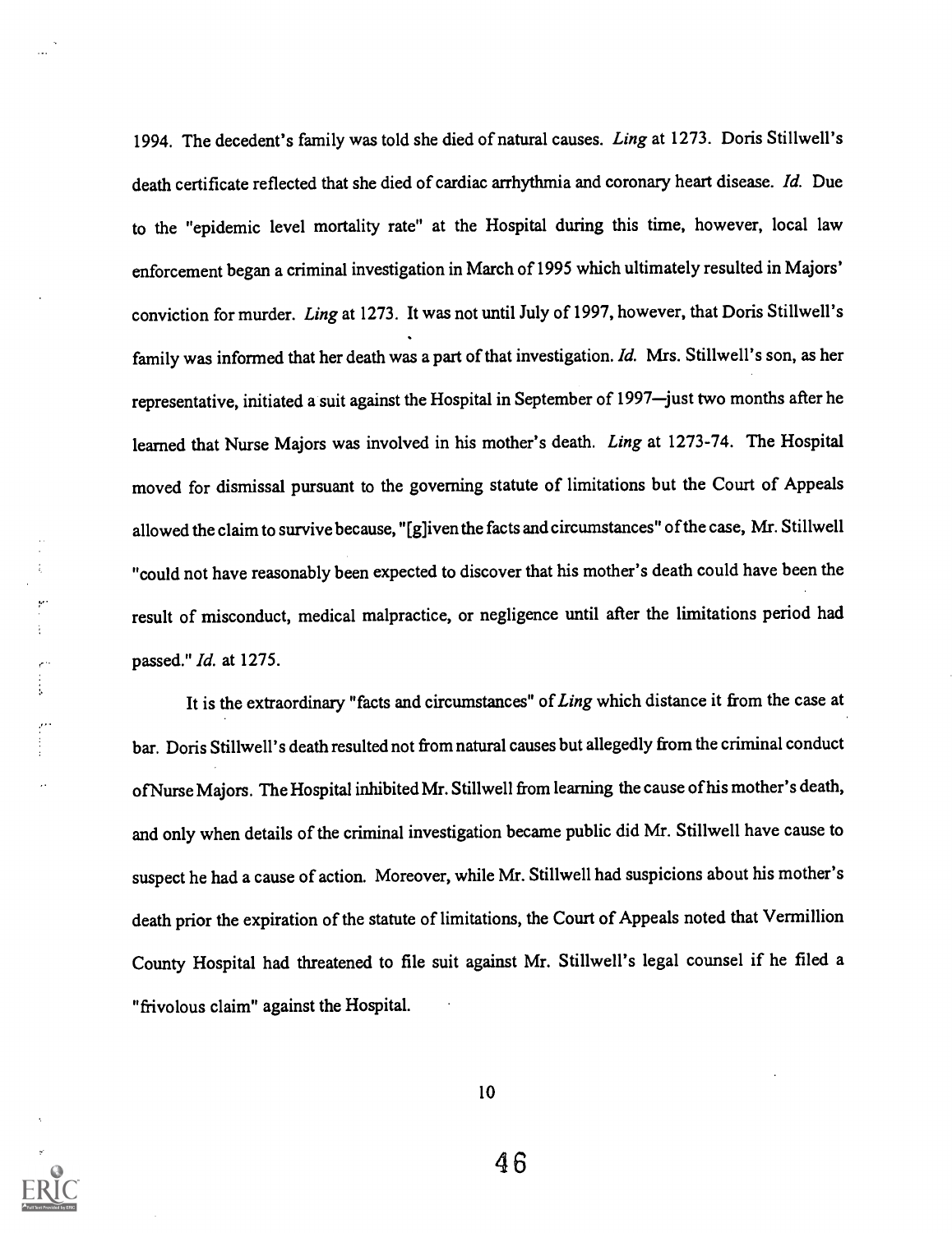1994. The decedent's family was told she died of natural causes. *Ling* at 1273. Doris Stillwell's death certificate reflected that she died of cardiac arrhythmia and coronary heart disease. *Id.* Due to the "epidemic level mortality rate" at the Hospital during this time, however, local law enforcement began a criminal investigation in March of 1995 which ultimately resulted in Majors' conviction for murder. *Ling* at 1273. It was not until July of 1997, however, that Doris Stillwell's family was informed that her death was a part of that investigation. *Id.* Mrs. Stillwell's son, as her representative, initiated a suit against the Hospital in September of 1997—just two months after he learned that Nurse Majors was involved in his mother's death. *Ling* at 1273-74. The Hospital moved for dismissal pursuant to the governing statute of limitations but the Court of Appeals allowed the claim to survive because, "[g]iven the facts and circumstances" of the case, Mr. Stillwell "could not have reasonably been expected to discover that his mother's death could have been the result of misconduct, medical malpractice, or negligence until after the limitations period had passed." *Id.* at 1275.

It is the extraordinary "facts and circumstances" of *Ling* which distance it from the case at bar. Doris Stillwell's death resulted not from natural causes but allegedly from the criminal conduct of Nurse Majors. The Hospital inhibited Mr. Stillwell from learning the cause of his mother's death, and only when details of the criminal investigation became public did Mr. Stillwell have cause to suspect he had a cause of action. Moreover, while Mr. Stillwell had suspicions about his mother's death prior the expiration of the statute of limitations, the Court of Appeals noted that Vermillion County Hospital had threatened to file suit against Mr. Stillwell's legal counsel if he filed a "frivolous claim" against the Hospital.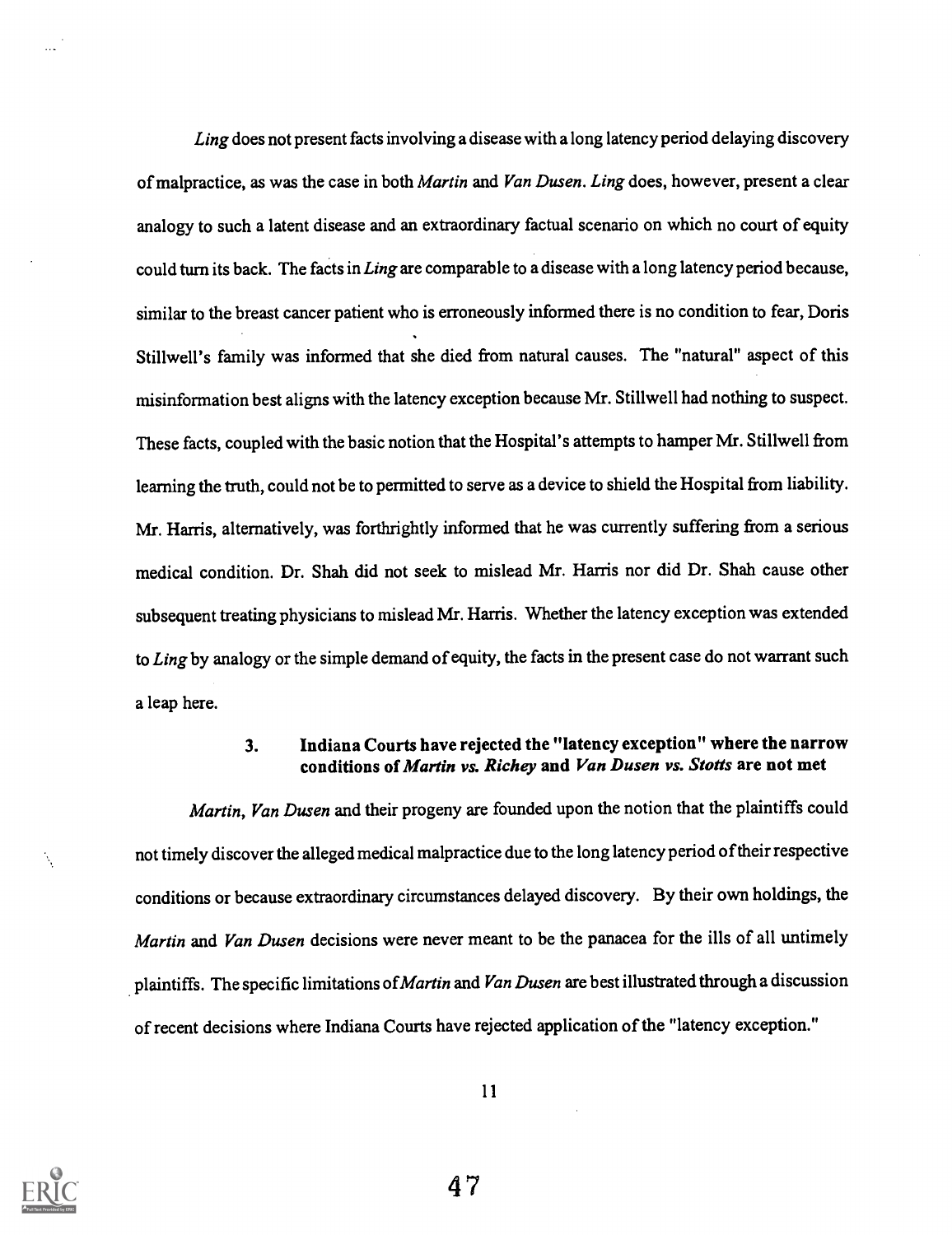*Ling* does not present facts involving a disease with a long latency period delaying discovery of malpractice, as was the case in both *Martin* and *Van Dusen*. *Ling* does, however, present a clear analogy to such a latent disease and an extraordinary factual scenario on which no court of equity could turn its back. The facts in *Ling* are comparable to a disease with a long latency period because, similar to the breast cancer patient who is erroneously informed there is no condition to fear, Doris Stillwell's family was informed that she died from natural causes. The "natural" aspect of this misinformation best aligns with the latency exception because Mr. Stillwell had nothing to suspect. These facts, coupled with the basic notion that the Hospital's attempts to hamper Mr. Stillwell from learning the truth, could not be to permitted to serve as a device to shield the Hospital from liability. Mr. Harris, alternatively, was forthrightly informed that he was currently suffering from a serious medical condition. Dr. Shah did not seek to mislead Mr. Harris nor did Dr. Shah cause other subsequent treating physicians to mislead Mr. Harris. Whether the latency exception was extended to *Ling* by analogy or the simple demand of equity, the facts in the present case do not warrant such a leap here.

### 3. Indiana Courts have rejected the "latency exception" where the narrow conditions of *Martin vs. Richey* and *Van Dusen vs. Stotts* are not met

*Martin*, *Van Dusen* and their progeny are founded upon the notion that the plaintiffs could not timely discover the alleged medical malpractice due to the long latency period of their respective conditions or because extraordinary circumstances delayed discovery. By their own holdings, the *Martin* and *Van Dusen* decisions were never meant to be the panacea for the ills of all untimely plaintiffs. The specific limitations of *Martin* and *Van Dusen* are best illustrated through a discussion of recent decisions where Indiana Courts have rejected application of the "latency exception."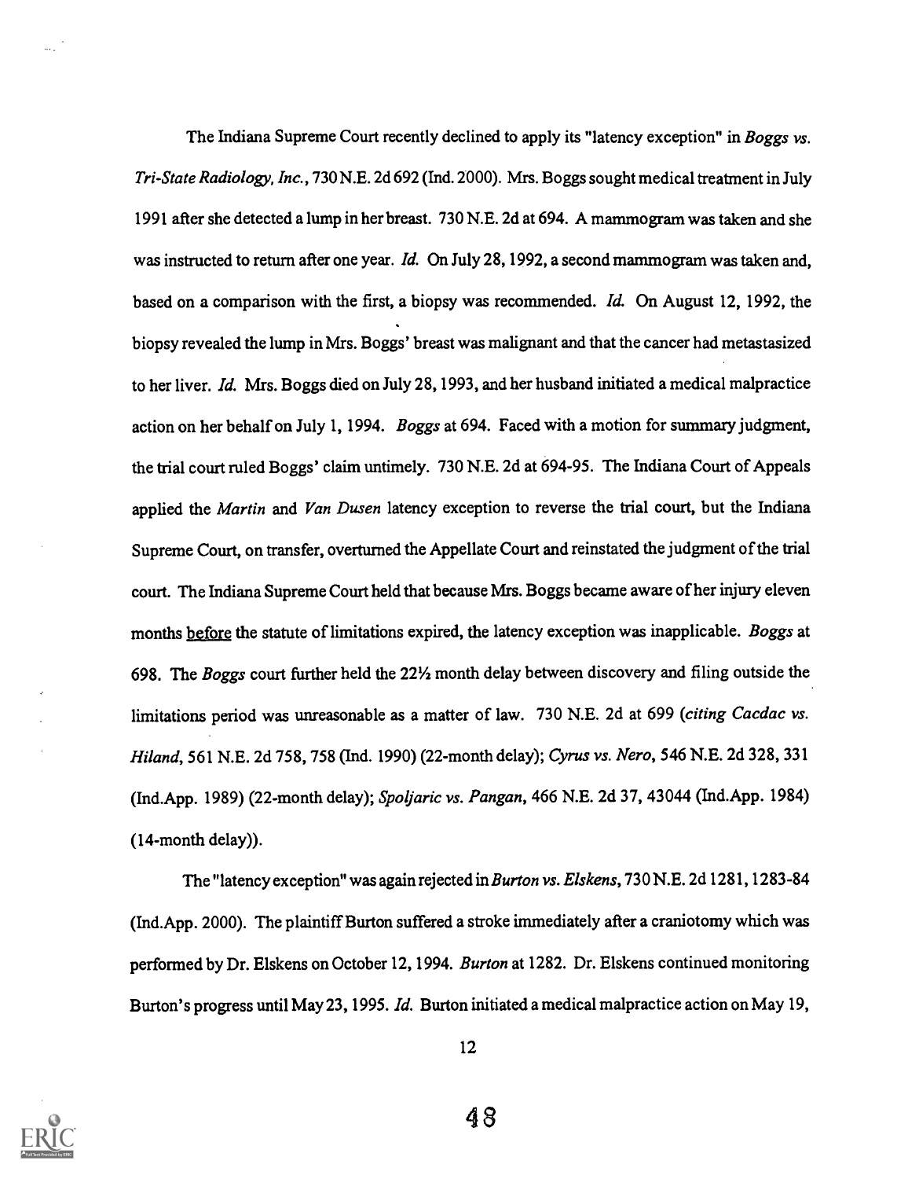The Indiana Supreme Court recently declined to apply its "latency exception" in *Boggs vs. Tri-State Radiology, Inc.*, 730 N.E. 2d 692 (Ind. 2000). Mrs. Boggs sought medical treatment in July 1991 after she detected a lump in her breast. 730 N.E. 2d at 694. A mammogram was taken and she was instructed to return after one year. *Id.* On July 28, 1992, a second mammogram was taken and, based on a comparison with the first, a biopsy was recommended. *Id.* On August 12, 1992, the biopsy revealed the lump in Mrs. Boggs' breast was malignant and that the cancer had metastasized to her liver. *Id.* Mrs. Boggs died on July 28, 1993, and her husband initiated a medical malpractice action on her behalf on July 1, 1994. *Boggs* at 694. Faced with a motion for summary judgment, the trial court ruled Boggs' claim untimely. 730 N.E. 2d at 694-95. The Indiana Court of Appeals applied the *Martin* and *Van Dusen* latency exception to reverse the trial court, but the Indiana Supreme Court, on transfer, overturned the Appellate Court and reinstated the judgment of the trial court. The Indiana Supreme Court held that because Mrs. Boggs became aware of her injury eleven months <u>before</u> the statute of limitations expired, the latency exception was inapplicable. *Boggs* at 698. The *Boggs* court further held the 22½ month delay between discovery and filing outside the limitations period was unreasonable as a matter of law. 730 N.E. 2d at 699 (*citing Cacdac vs. Hiland*, 561 N.E. 2d 758, 758 (Ind. 1990) (22-month delay); *Cyrus vs. Nero*, 546 N.E. 2d 328, 331 (Ind.App. 1989) (22-month delay); *Spoljaric vs. Pangan*, 466 N.E. 2d 37, 43044 (Ind.App. 1984) (14-month delay)).

The "latency exception" was again rejected in *Burton vs. Elskens*, 730 N.E. 2d 1281, 1283-84 (Ind.App. 2000). The plaintiff Burton suffered a stroke immediately after a craniotomy which was performed by Dr. Elskens on October 12, 1994. *Burton* at 1282. Dr. Elskens continued monitoring Burton's progress until May 23, 1995. *Id.* Burton initiated a medical malpractice action on May 19,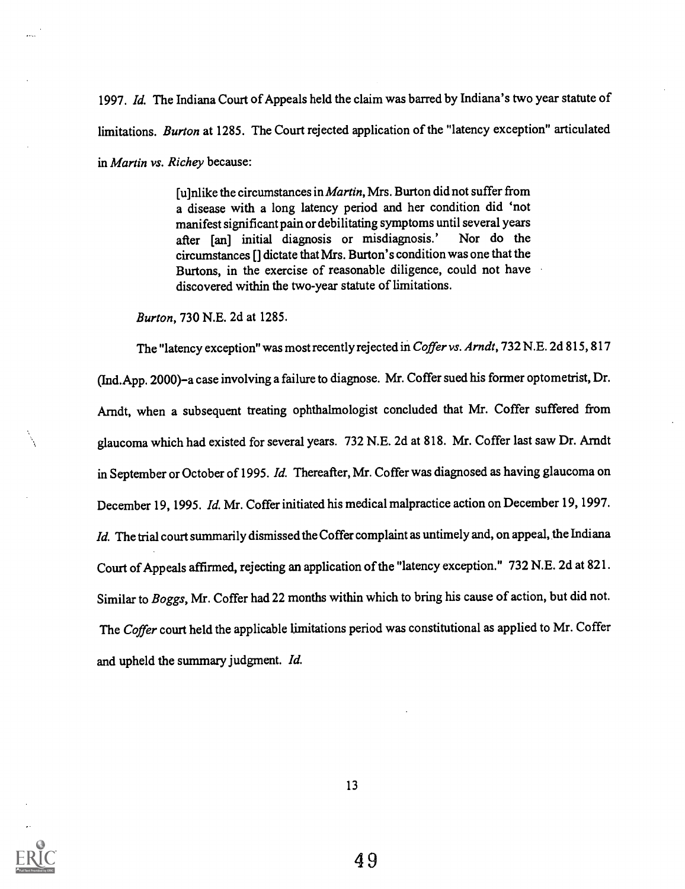1997. *Id.* The Indiana Court of Appeals held the claim was barred by Indiana's two year statute of limitations. *Burton* at 1285. The Court rejected application of the "latency exception" articulated in *Martin vs. Richey* because:

> [u]nlike the circumstances in *Martin*, Mrs. Burton did not suffer from a disease with a long latency period and her condition did 'not manifest significant pain or debilitating symptoms until several years after [an] initial diagnosis or misdiagnosis.' Nor do the circumstances [] dictate that Mrs. Burton's condition was one that the Burtons, in the exercise of reasonable diligence, could not have discovered within the two-year statute of limitations.

*Burton*, 730 N.E. 2d at 1285.

The "latency exception" was most recently rejected in *Coffer vs. Arndt*, 732 N.E. 2d 815, 817 (Ind.App. 2000)–a case involving a failure to diagnose. Mr. Coffer sued his former optometrist, Dr. Arndt, when a subsequent treating ophthalmologist concluded that Mr. Coffer suffered from glaucoma which had existed for several years. 732 N.E. 2d at 818. Mr. Coffer last saw Dr. Arndt in September or October of 1995. *Id.* Thereafter, Mr. Coffer was diagnosed as having glaucoma on December 19, 1995. *Id.* Mr. Coffer initiated his medical malpractice action on December 19, 1997. *Id.* The trial court summarily dismissed the Coffer complaint as untimely and, on appeal, the Indiana Court of Appeals affirmed, rejecting an application of the "latency exception." 732 N.E. 2d at 821. Similar to *Boggs*, Mr. Coffer had 22 months within which to bring his cause of action, but did not. The *Coffer* court held the applicable limitations period was constitutional as applied to Mr. Coffer and upheld the summary judgment. *Id.*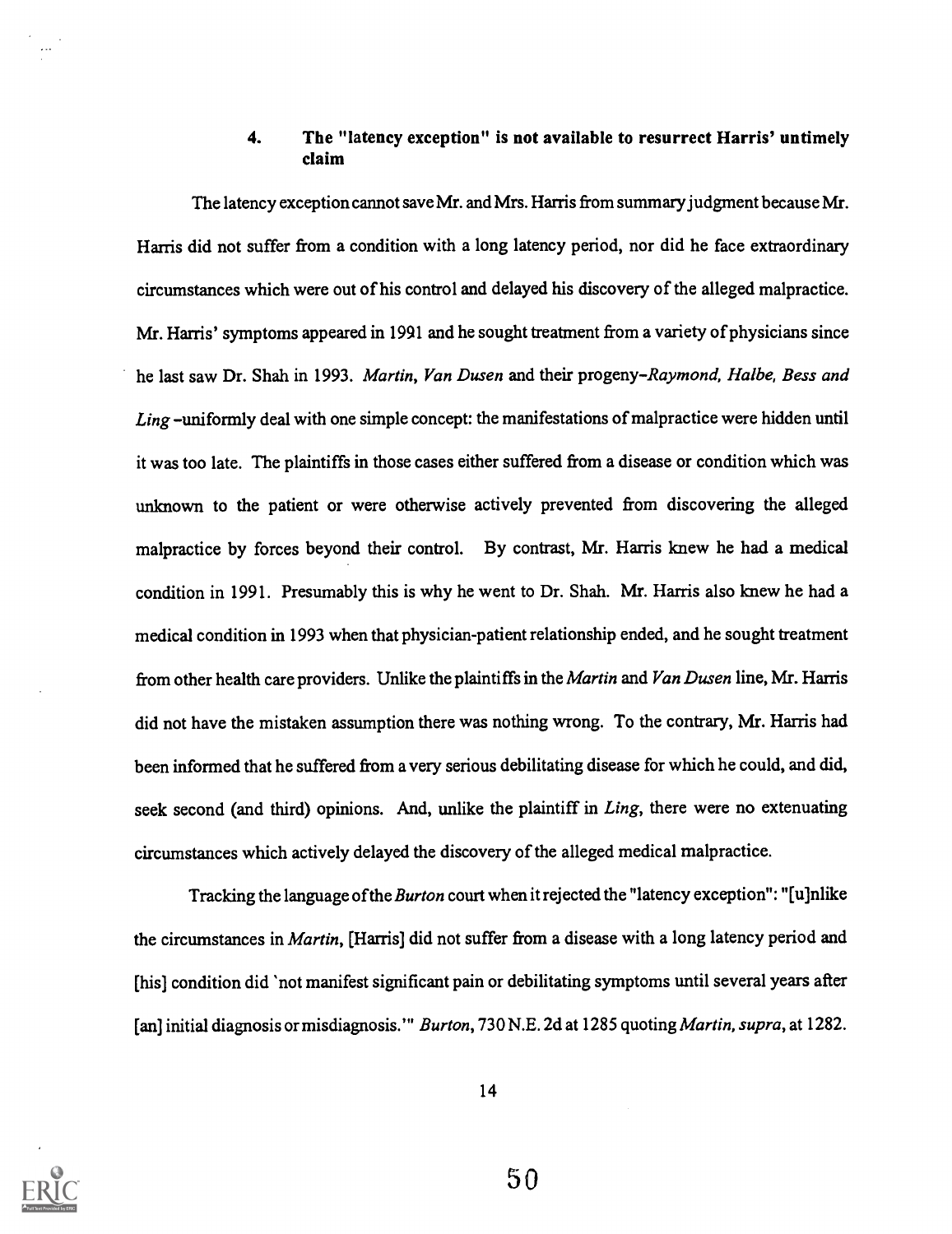### 4. The "latency exception" is not available to resurrect Harris' untimely claim

The latency exception cannot save Mr. and Mrs. Harris from summary judgment because Mr. Harris did not suffer from a condition with a long latency period, nor did he face extraordinary circumstances which were out of his control and delayed his discovery of the alleged malpractice. Mr. Harris' symptoms appeared in 1991 and he sought treatment from a variety of physicians since he last saw Dr. Shah in 1993. *Martin, Van Dusen* and their progeny–*Raymond, Halbe, Bess and Ling* –uniformly deal with one simple concept: the manifestations of malpractice were hidden until it was too late. The plaintiffs in those cases either suffered from a disease or condition which was unknown to the patient or were otherwise actively prevented from discovering the alleged malpractice by forces beyond their control. By contrast, Mr. Harris knew he had a medical condition in 1991. Presumably this is why he went to Dr. Shah. Mr. Harris also knew he had a medical condition in 1993 when that physician-patient relationship ended, and he sought treatment from other health care providers. Unlike the plaintiffs in the *Martin* and *Van Dusen* line, Mr. Harris did not have the mistaken assumption there was nothing wrong. To the contrary, Mr. Harris had been informed that he suffered from a very serious debilitating disease for which he could, and did, seek second (and third) opinions. And, unlike the plaintiff in *Ling*, there were no extenuating circumstances which actively delayed the discovery of the alleged medical malpractice.

Tracking the language of the *Burton* court when it rejected the "latency exception": "[u]nlike the circumstances in *Martin*, [Harris] did not suffer from a disease with a long latency period and [his] condition did 'not manifest significant pain or debilitating symptoms until several years after [an] initial diagnosis or misdiagnosis.'" *Burton*, 730 N.E. 2d at 1285 quoting *Martin, supra*, at 1282.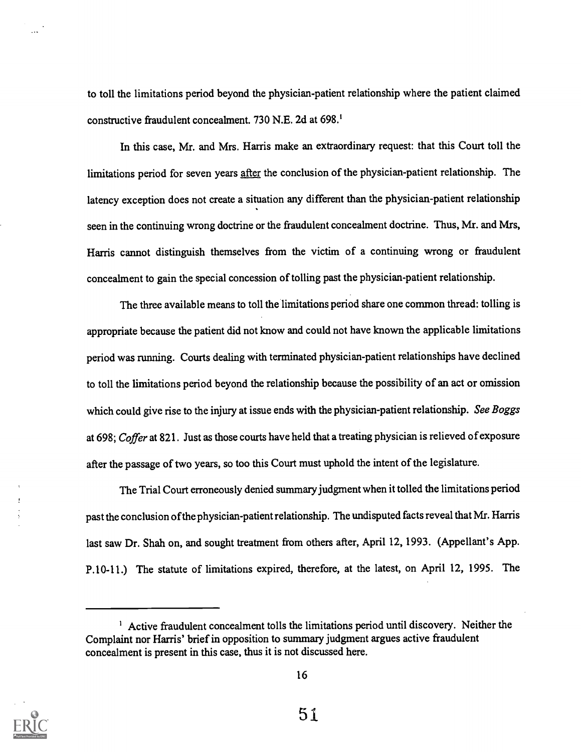to toll the limitations period beyond the physician-patient relationship where the patient claimed constructive fraudulent concealment. 730 N.E. 2d at 698.[1]

In this case, Mr. and Mrs. Harris make an extraordinary request: that this Court toll the limitations period for seven years <u>after</u> the conclusion of the physician-patient relationship. The latency exception does not create a situation any different than the physician-patient relationship seen in the continuing wrong doctrine or the fraudulent concealment doctrine. Thus, Mr. and Mrs, Harris cannot distinguish themselves from the victim of a continuing wrong or fraudulent concealment to gain the special concession of tolling past the physician-patient relationship.

The three available means to toll the limitations period share one common thread: tolling is appropriate because the patient did not know and could not have known the applicable limitations period was running. Courts dealing with terminated physician-patient relationships have declined to toll the limitations period beyond the relationship because the possibility of an act or omission which could give rise to the injury at issue ends with the physician-patient relationship. *See Boggs* at 698; *Coffer* at 821. Just as those courts have held that a treating physician is relieved of exposure after the passage of two years, so too this Court must uphold the intent of the legislature.

The Trial Court erroneously denied summary judgment when it tolled the limitations period past the conclusion of the physician-patient relationship. The undisputed facts reveal that Mr. Harris last saw Dr. Shah on, and sought treatment from others after, April 12, 1993. (Appellant's App. P.10-11.) The statute of limitations expired, therefore, at the latest, on April 12, 1995. The

---

[1] Active fraudulent concealment tolls the limitations period until discovery. Neither the Complaint nor Harris' brief in opposition to summary judgment argues active fraudulent concealment is present in this case, thus it is not discussed here.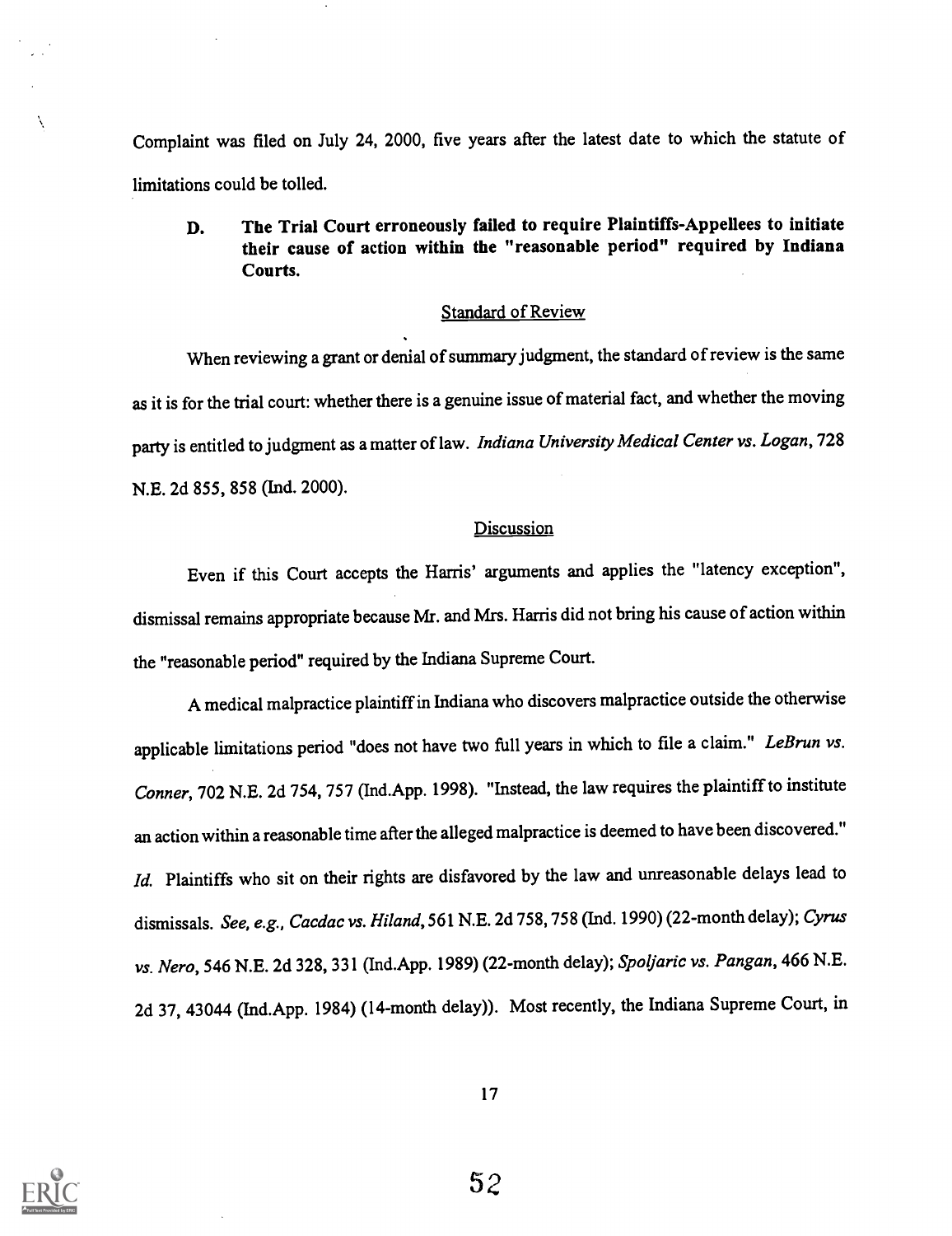Complaint was filed on July 24, 2000, five years after the latest date to which the statute of limitations could be tolled.

**D. The Trial Court erroneously failed to require Plaintiffs-Appellees to initiate their cause of action within the "reasonable period" required by Indiana Courts.**

Standard of Review

When reviewing a grant or denial of summary judgment, the standard of review is the same as it is for the trial court: whether there is a genuine issue of material fact, and whether the moving party is entitled to judgment as a matter of law. *Indiana University Medical Center vs. Logan*, 728 N.E. 2d 855, 858 (Ind. 2000).

Discussion

Even if this Court accepts the Harris' arguments and applies the "latency exception", dismissal remains appropriate because Mr. and Mrs. Harris did not bring his cause of action within the "reasonable period" required by the Indiana Supreme Court.

A medical malpractice plaintiff in Indiana who discovers malpractice outside the otherwise applicable limitations period "does not have two full years in which to file a claim." *LeBrun vs. Conner*, 702 N.E. 2d 754, 757 (Ind.App. 1998). "Instead, the law requires the plaintiff to institute an action within a reasonable time after the alleged malpractice is deemed to have been discovered." *Id.* Plaintiffs who sit on their rights are disfavored by the law and unreasonable delays lead to dismissals. *See, e.g., Cacdac vs. Hiland*, 561 N.E. 2d 758, 758 (Ind. 1990) (22-month delay); *Cyrus vs. Nero*, 546 N.E. 2d 328, 331 (Ind.App. 1989) (22-month delay); *Spoljaric vs. Pangan*, 466 N.E. 2d 37, 43044 (Ind.App. 1984) (14-month delay)). Most recently, the Indiana Supreme Court, in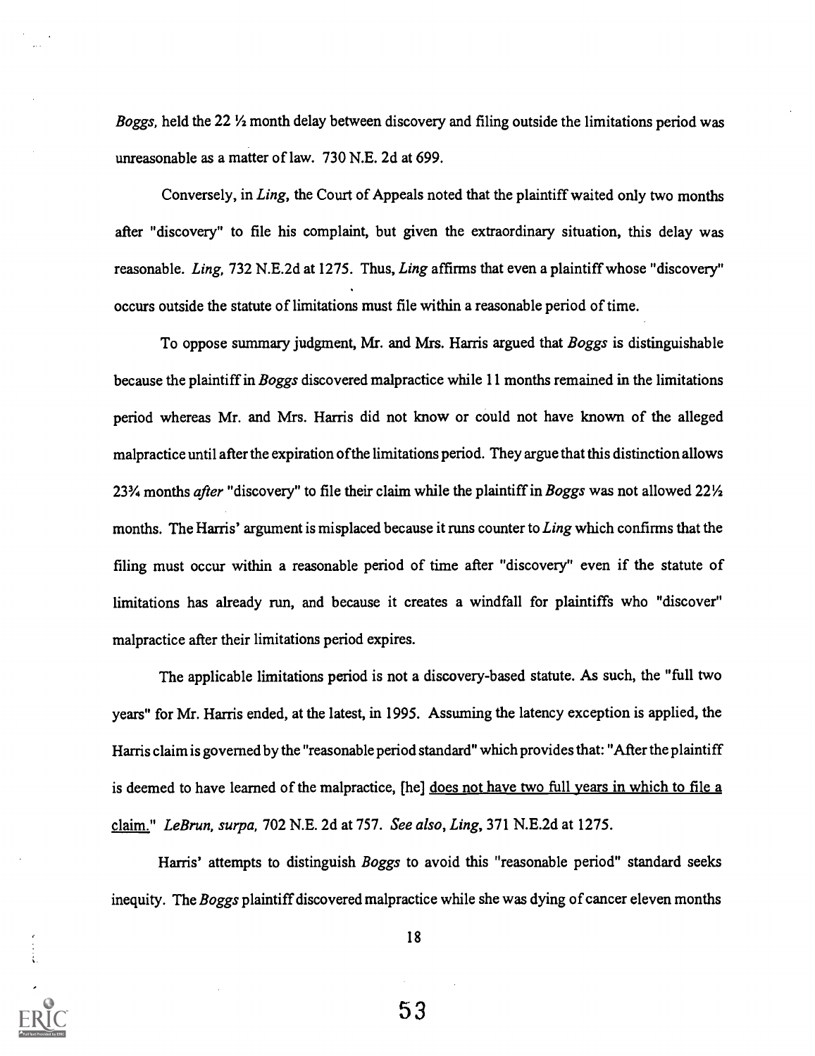*Boggs*, held the 22 ½ month delay between discovery and filing outside the limitations period was unreasonable as a matter of law. 730 N.E. 2d at 699.

Conversely, in *Ling*, the Court of Appeals noted that the plaintiff waited only two months after "discovery" to file his complaint, but given the extraordinary situation, this delay was reasonable. *Ling*, 732 N.E.2d at 1275. Thus, *Ling* affirms that even a plaintiff whose "discovery" occurs outside the statute of limitations must file within a reasonable period of time.

To oppose summary judgment, Mr. and Mrs. Harris argued that *Boggs* is distinguishable because the plaintiff in *Boggs* discovered malpractice while 11 months remained in the limitations period whereas Mr. and Mrs. Harris did not know or could not have known of the alleged malpractice until after the expiration of the limitations period. They argue that this distinction allows 23¾ months *after* "discovery" to file their claim while the plaintiff in *Boggs* was not allowed 22½ months. The Harris' argument is misplaced because it runs counter to *Ling* which confirms that the filing must occur within a reasonable period of time after "discovery" even if the statute of limitations has already run, and because it creates a windfall for plaintiffs who "discover" malpractice after their limitations period expires.

The applicable limitations period is not a discovery-based statute. As such, the "full two years" for Mr. Harris ended, at the latest, in 1995. Assuming the latency exception is applied, the Harris claim is governed by the "reasonable period standard" which provides that: "After the plaintiff is deemed to have learned of the malpractice, [he] <u>does not have two full years in which to file a claim.</u>" *LeBrun, surpa*, 702 N.E. 2d at 757. *See also*, *Ling*, 371 N.E.2d at 1275.

Harris' attempts to distinguish *Boggs* to avoid this "reasonable period" standard seeks inequity. The *Boggs* plaintiff discovered malpractice while she was dying of cancer eleven months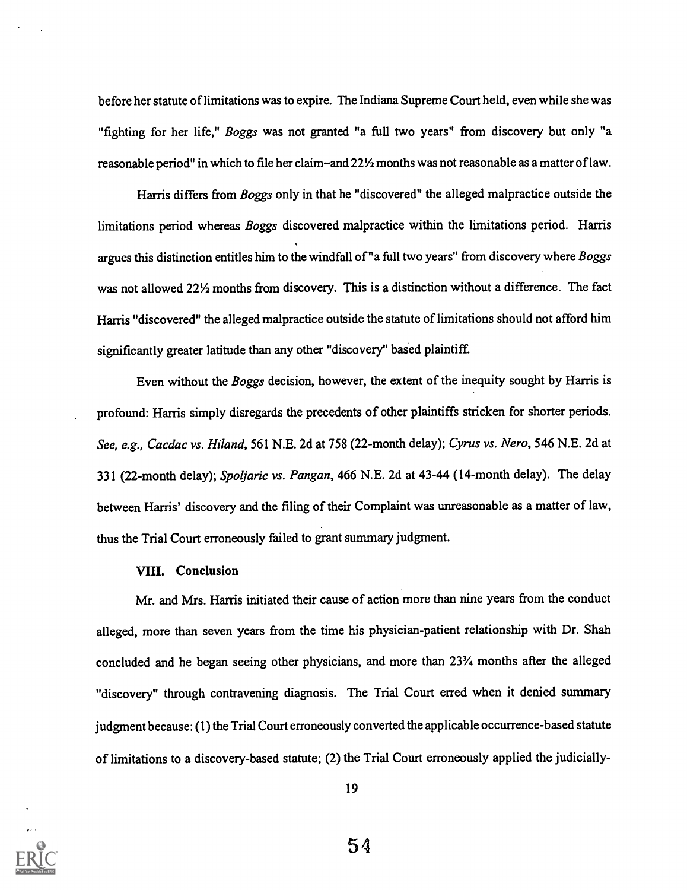before her statute of limitations was to expire. The Indiana Supreme Court held, even while she was "fighting for her life," *Boggs* was not granted "a full two years" from discovery but only "a reasonable period" in which to file her claim–and 22½ months was not reasonable as a matter of law.

Harris differs from *Boggs* only in that he "discovered" the alleged malpractice outside the limitations period whereas *Boggs* discovered malpractice within the limitations period. Harris argues this distinction entitles him to the windfall of "a full two years" from discovery where *Boggs* was not allowed 22½ months from discovery. This is a distinction without a difference. The fact Harris "discovered" the alleged malpractice outside the statute of limitations should not afford him significantly greater latitude than any other "discovery" based plaintiff.

Even without the *Boggs* decision, however, the extent of the inequity sought by Harris is profound: Harris simply disregards the precedents of other plaintiffs stricken for shorter periods. *See, e.g., Cacdac vs. Hiland*, 561 N.E. 2d at 758 (22-month delay); *Cyrus vs. Nero*, 546 N.E. 2d at 331 (22-month delay); *Spoljaric vs. Pangan*, 466 N.E. 2d at 43-44 (14-month delay). The delay between Harris' discovery and the filing of their Complaint was unreasonable as a matter of law, thus the Trial Court erroneously failed to grant summary judgment.

### VIII. Conclusion

Mr. and Mrs. Harris initiated their cause of action more than nine years from the conduct alleged, more than seven years from the time his physician-patient relationship with Dr. Shah concluded and he began seeing other physicians, and more than 23¾ months after the alleged "discovery" through contravening diagnosis. The Trial Court erred when it denied summary judgment because: (1) the Trial Court erroneously converted the applicable occurrence-based statute of limitations to a discovery-based statute; (2) the Trial Court erroneously applied the judicially-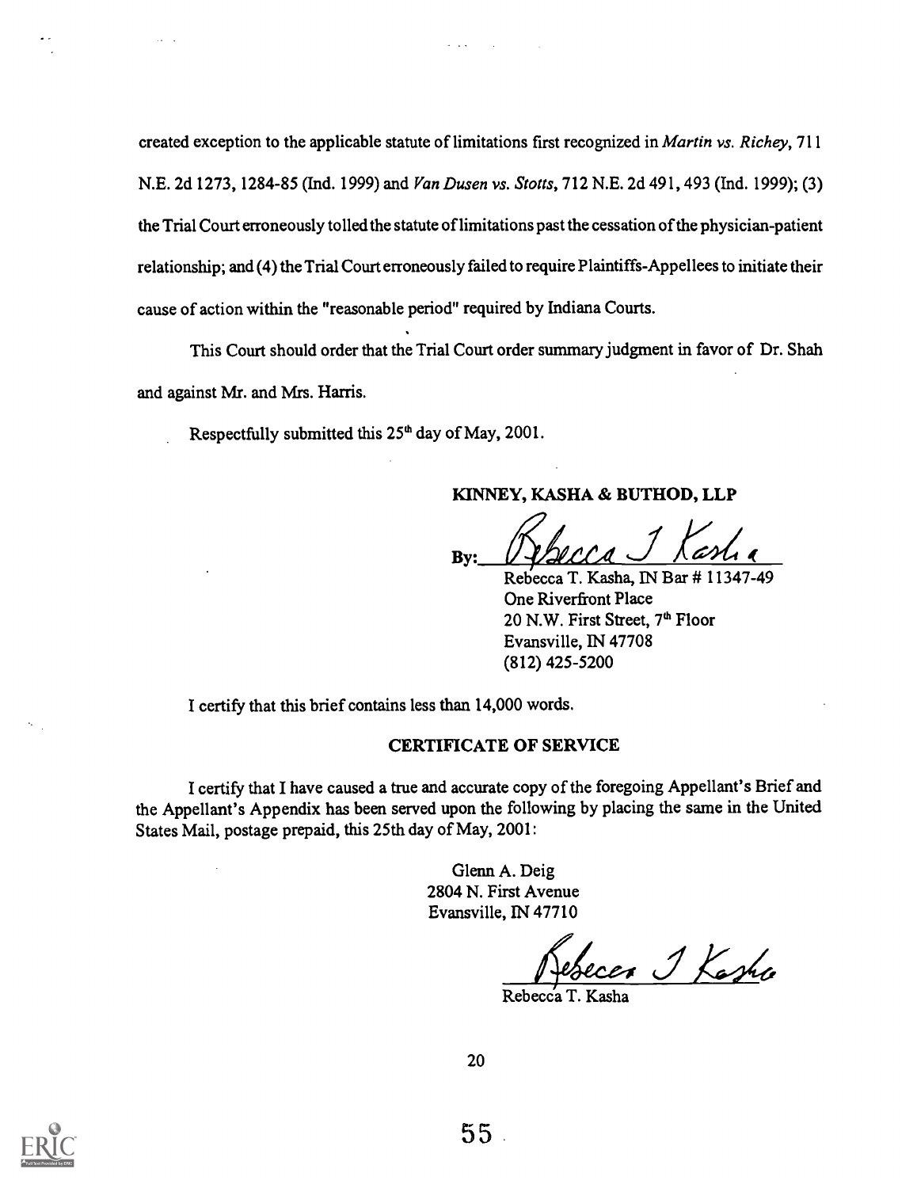created exception to the applicable statute of limitations first recognized in *Martin vs. Richey*, 711 N.E. 2d 1273, 1284-85 (Ind. 1999) and *Van Dusen vs. Stotts*, 712 N.E. 2d 491, 493 (Ind. 1999); (3) the Trial Court erroneously tolled the statute of limitations past the cessation of the physician-patient relationship; and (4) the Trial Court erroneously failed to require Plaintiffs-Appellees to initiate their cause of action within the "reasonable period" required by Indiana Courts.

This Court should order that the Trial Court order summary judgment in favor of Dr. Shah and against Mr. and Mrs. Harris.

Respectfully submitted this 25th day of May, 2001.

**KINNEY, KASHA & BUTHOD, LLP**

By: ___________________________
Rebecca T. Kasha, IN Bar # 11347-49
One Riverfront Place
20 N.W. First Street, 7th Floor
Evansville, IN 47708
(812) 425-5200

I certify that this brief contains less than 14,000 words.

**CERTIFICATE OF SERVICE**

I certify that I have caused a true and accurate copy of the foregoing Appellant's Brief and the Appellant's Appendix has been served upon the following by placing the same in the United States Mail, postage prepaid, this 25th day of May, 2001:

Glenn A. Deig
2804 N. First Avenue
Evansville, IN 47710

___________________________
Rebecca T. Kasha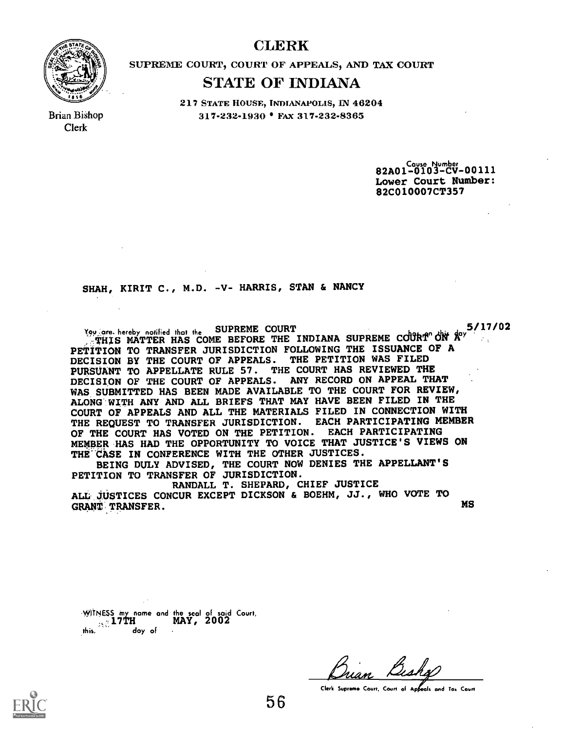# CLERK

SUPREME COURT, COURT OF APPEALS, AND TAX COURT

## STATE OF INDIANA

217 STATE HOUSE, INDIANAPOLIS, IN 46204
317-232-1930 • FAX 317-232-8365

Brian Bishop
Clerk

Cause Number
82A01-0103-CV-00111
Lower Court Number:
82C010007CT357

SHAH, KIRIT C., M.D. -V- HARRIS, STAN & NANCY

You are hereby notified that the SUPREME COURT has on this day 5/17/02
THIS MATTER HAS COME BEFORE THE INDIANA SUPREME COURT ON A PETITION TO TRANSFER JURISDICTION FOLLOWING THE ISSUANCE OF A DECISION BY THE COURT OF APPEALS. THE PETITION WAS FILED PURSUANT TO APPELLATE RULE 57. THE COURT HAS REVIEWED THE DECISION OF THE COURT OF APPEALS. ANY RECORD ON APPEAL THAT WAS SUBMITTED HAS BEEN MADE AVAILABLE TO THE COURT FOR REVIEW, ALONG WITH ANY AND ALL BRIEFS THAT MAY HAVE BEEN FILED IN THE COURT OF APPEALS AND ALL THE MATERIALS FILED IN CONNECTION WITH THE REQUEST TO TRANSFER JURISDICTION. EACH PARTICIPATING MEMBER OF THE COURT HAS VOTED ON THE PETITION. EACH PARTICIPATING MEMBER HAS HAD THE OPPORTUNITY TO VOICE THAT JUSTICE'S VIEWS ON THE CASE IN CONFERENCE WITH THE OTHER JUSTICES.

BEING DULY ADVISED, THE COURT NOW DENIES THE APPELLANT'S PETITION TO TRANSFER OF JURISDICTION.

RANDALL T. SHEPARD, CHIEF JUSTICE

ALL JUSTICES CONCUR EXCEPT DICKSON & BOEHM, JJ., WHO VOTE TO GRANT TRANSFER. MS

WITNESS my name and the seal of said Court, this 17TH day of MAY, 2002

Brian Bishop

Clerk Supreme Court, Court of Appeals and Tax Court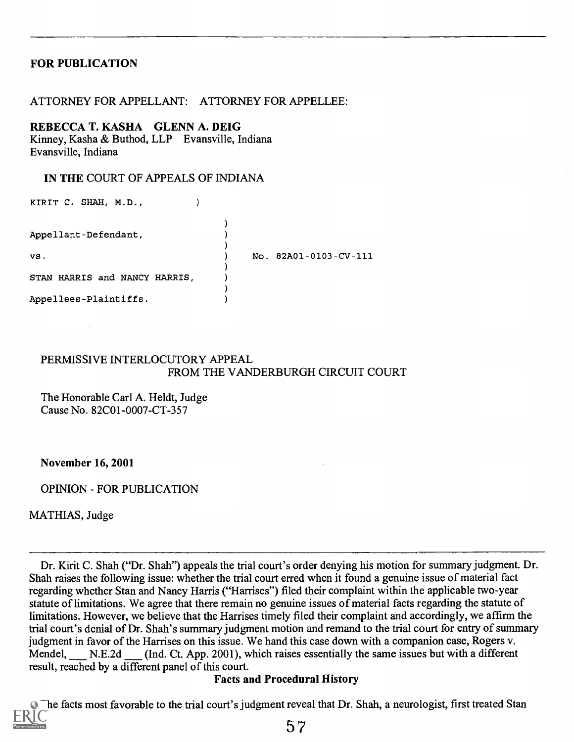**FOR PUBLICATION**

ATTORNEY FOR APPELLANT: ATTORNEY FOR APPELLEE:

**REBECCA T. KASHA GLENN A. DEIG**
Kinney, Kasha & Buthod, LLP Evansville, Indiana
Evansville, Indiana

**IN THE** COURT OF APPEALS OF INDIANA

```
KIRIT C. SHAH, M.D.,           )
                               )
Appellant-Defendant,           )
                               )
vs.                            )      No. 82A01-0103-CV-111
                               )
STAN HARRIS and NANCY HARRIS,  )
                               )
Appellees-Plaintiffs.          )
```

PERMISSIVE INTERLOCUTORY APPEAL
FROM THE VANDERBURGH CIRCUIT COURT

The Honorable Carl A. Heldt, Judge
Cause No. 82C01-0007-CT-357

**November 16, 2001**

OPINION - FOR PUBLICATION

MATHIAS, Judge

---

Dr. Kirit C. Shah ("Dr. Shah") appeals the trial court's order denying his motion for summary judgment. Dr. Shah raises the following issue: whether the trial court erred when it found a genuine issue of material fact regarding whether Stan and Nancy Harris ("Harrises") filed their complaint within the applicable two-year statute of limitations. We agree that there remain no genuine issues of material facts regarding the statute of limitations. However, we believe that the Harrises timely filed their complaint and accordingly, we affirm the trial court's denial of Dr. Shah's summary judgment motion and remand to the trial court for entry of summary judgment in favor of the Harrises on this issue. We hand this case down with a companion case, Rogers v. Mendel, \_\_\_ N.E.2d \_\_\_ (Ind. Ct. App. 2001), which raises essentially the same issues but with a different result, reached by a different panel of this court.

**Facts and Procedural History**

The facts most favorable to the trial court's judgment reveal that Dr. Shah, a neurologist, first treated Stan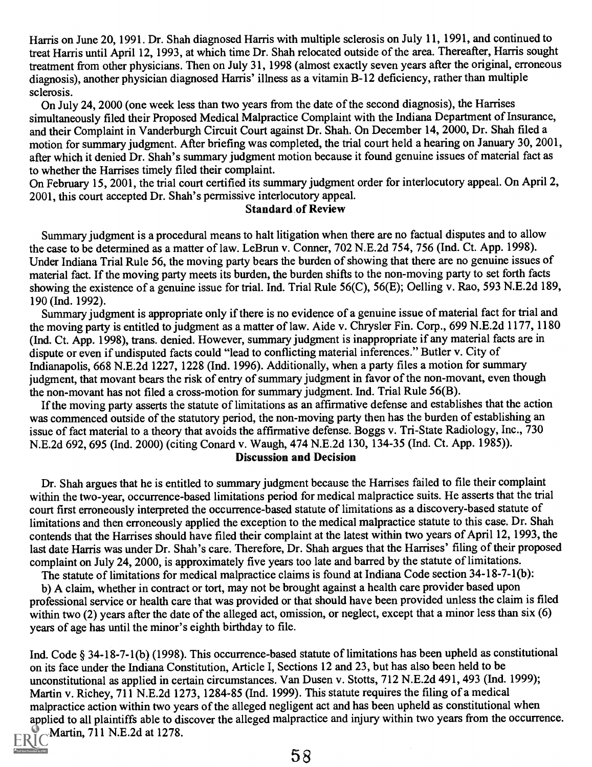Harris on June 20, 1991. Dr. Shah diagnosed Harris with multiple sclerosis on July 11, 1991, and continued to treat Harris until April 12, 1993, at which time Dr. Shah relocated outside of the area. Thereafter, Harris sought treatment from other physicians. Then on July 31, 1998 (almost exactly seven years after the original, erroneous diagnosis), another physician diagnosed Harris' illness as a vitamin B-12 deficiency, rather than multiple sclerosis.

On July 24, 2000 (one week less than two years from the date of the second diagnosis), the Harrises simultaneously filed their Proposed Medical Malpractice Complaint with the Indiana Department of Insurance, and their Complaint in Vanderburgh Circuit Court against Dr. Shah. On December 14, 2000, Dr. Shah filed a motion for summary judgment. After briefing was completed, the trial court held a hearing on January 30, 2001, after which it denied Dr. Shah's summary judgment motion because it found genuine issues of material fact as to whether the Harrises timely filed their complaint.

On February 15, 2001, the trial court certified its summary judgment order for interlocutory appeal. On April 2, 2001, this court accepted Dr. Shah's permissive interlocutory appeal.

## Standard of Review

Summary judgment is a procedural means to halt litigation when there are no factual disputes and to allow the case to be determined as a matter of law. LeBrun v. Conner, 702 N.E.2d 754, 756 (Ind. Ct. App. 1998). Under Indiana Trial Rule 56, the moving party bears the burden of showing that there are no genuine issues of material fact. If the moving party meets its burden, the burden shifts to the non-moving party to set forth facts showing the existence of a genuine issue for trial. Ind. Trial Rule 56(C), 56(E); Oelling v. Rao, 593 N.E.2d 189, 190 (Ind. 1992).

Summary judgment is appropriate only if there is no evidence of a genuine issue of material fact for trial and the moving party is entitled to judgment as a matter of law. Aide v. Chrysler Fin. Corp., 699 N.E.2d 1177, 1180 (Ind. Ct. App. 1998), trans. denied. However, summary judgment is inappropriate if any material facts are in dispute or even if undisputed facts could "lead to conflicting material inferences." Butler v. City of Indianapolis, 668 N.E.2d 1227, 1228 (Ind. 1996). Additionally, when a party files a motion for summary judgment, that movant bears the risk of entry of summary judgment in favor of the non-movant, even though the non-movant has not filed a cross-motion for summary judgment. Ind. Trial Rule 56(B).

If the moving party asserts the statute of limitations as an affirmative defense and establishes that the action was commenced outside of the statutory period, the non-moving party then has the burden of establishing an issue of fact material to a theory that avoids the affirmative defense. Boggs v. Tri-State Radiology, Inc., 730 N.E.2d 692, 695 (Ind. 2000) (citing Conard v. Waugh, 474 N.E.2d 130, 134-35 (Ind. Ct. App. 1985)).

## Discussion and Decision

Dr. Shah argues that he is entitled to summary judgment because the Harrises failed to file their complaint within the two-year, occurrence-based limitations period for medical malpractice suits. He asserts that the trial court first erroneously interpreted the occurrence-based statute of limitations as a discovery-based statute of limitations and then erroneously applied the exception to the medical malpractice statute to this case. Dr. Shah contends that the Harrises should have filed their complaint at the latest within two years of April 12, 1993, the last date Harris was under Dr. Shah's care. Therefore, Dr. Shah argues that the Harrises' filing of their proposed complaint on July 24, 2000, is approximately five years too late and barred by the statute of limitations.

The statute of limitations for medical malpractice claims is found at Indiana Code section 34-18-7-1(b):

b) A claim, whether in contract or tort, may not be brought against a health care provider based upon professional service or health care that was provided or that should have been provided unless the claim is filed within two (2) years after the date of the alleged act, omission, or neglect, except that a minor less than six (6) years of age has until the minor's eighth birthday to file.

Ind. Code § 34-18-7-1(b) (1998). This occurrence-based statute of limitations has been upheld as constitutional on its face under the Indiana Constitution, Article I, Sections 12 and 23, but has also been held to be unconstitutional as applied in certain circumstances. Van Dusen v. Stotts, 712 N.E.2d 491, 493 (Ind. 1999); Martin v. Richey, 711 N.E.2d 1273, 1284-85 (Ind. 1999). This statute requires the filing of a medical malpractice action within two years of the alleged negligent act and has been upheld as constitutional when applied to all plaintiffs able to discover the alleged malpractice and injury within two years from the occurrence. Martin, 711 N.E.2d at 1278.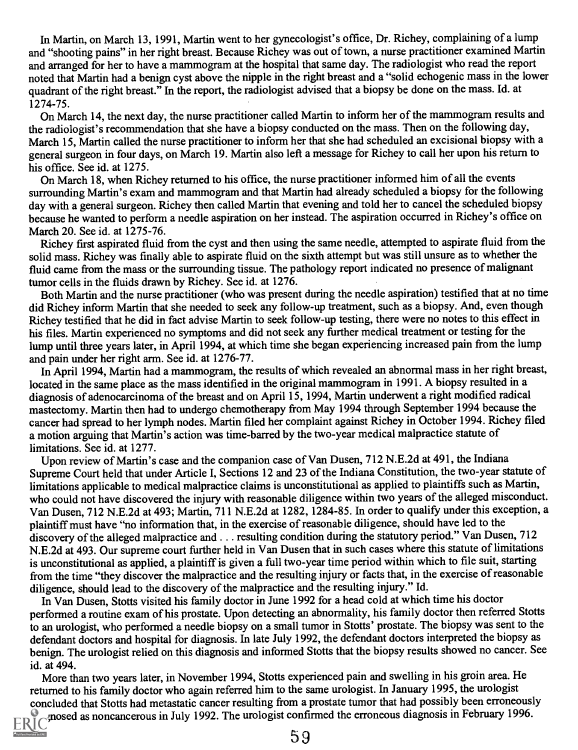In Martin, on March 13, 1991, Martin went to her gynecologist's office, Dr. Richey, complaining of a lump and "shooting pains" in her right breast. Because Richey was out of town, a nurse practitioner examined Martin and arranged for her to have a mammogram at the hospital that same day. The radiologist who read the report noted that Martin had a benign cyst above the nipple in the right breast and a "solid echogenic mass in the lower quadrant of the right breast." In the report, the radiologist advised that a biopsy be done on the mass. Id. at 1274-75.

On March 14, the next day, the nurse practitioner called Martin to inform her of the mammogram results and the radiologist's recommendation that she have a biopsy conducted on the mass. Then on the following day, March 15, Martin called the nurse practitioner to inform her that she had scheduled an excisional biopsy with a general surgeon in four days, on March 19. Martin also left a message for Richey to call her upon his return to his office. See id. at 1275.

On March 18, when Richey returned to his office, the nurse practitioner informed him of all the events surrounding Martin's exam and mammogram and that Martin had already scheduled a biopsy for the following day with a general surgeon. Richey then called Martin that evening and told her to cancel the scheduled biopsy because he wanted to perform a needle aspiration on her instead. The aspiration occurred in Richey's office on March 20. See id. at 1275-76.

Richey first aspirated fluid from the cyst and then using the same needle, attempted to aspirate fluid from the solid mass. Richey was finally able to aspirate fluid on the sixth attempt but was still unsure as to whether the fluid came from the mass or the surrounding tissue. The pathology report indicated no presence of malignant tumor cells in the fluids drawn by Richey. See id. at 1276.

Both Martin and the nurse practitioner (who was present during the needle aspiration) testified that at no time did Richey inform Martin that she needed to seek any follow-up treatment, such as a biopsy. And, even though Richey testified that he did in fact advise Martin to seek follow-up testing, there were no notes to this effect in his files. Martin experienced no symptoms and did not seek any further medical treatment or testing for the lump until three years later, in April 1994, at which time she began experiencing increased pain from the lump and pain under her right arm. See id. at 1276-77.

In April 1994, Martin had a mammogram, the results of which revealed an abnormal mass in her right breast, located in the same place as the mass identified in the original mammogram in 1991. A biopsy resulted in a diagnosis of adenocarcinoma of the breast and on April 15, 1994, Martin underwent a right modified radical mastectomy. Martin then had to undergo chemotherapy from May 1994 through September 1994 because the cancer had spread to her lymph nodes. Martin filed her complaint against Richey in October 1994. Richey filed a motion arguing that Martin's action was time-barred by the two-year medical malpractice statute of limitations. See id. at 1277.

Upon review of Martin's case and the companion case of Van Dusen, 712 N.E.2d at 491, the Indiana Supreme Court held that under Article I, Sections 12 and 23 of the Indiana Constitution, the two-year statute of limitations applicable to medical malpractice claims is unconstitutional as applied to plaintiffs such as Martin, who could not have discovered the injury with reasonable diligence within two years of the alleged misconduct. Van Dusen, 712 N.E.2d at 493; Martin, 711 N.E.2d at 1282, 1284-85. In order to qualify under this exception, a plaintiff must have "no information that, in the exercise of reasonable diligence, should have led to the discovery of the alleged malpractice and . . . resulting condition during the statutory period." Van Dusen, 712 N.E.2d at 493. Our supreme court further held in Van Dusen that in such cases where this statute of limitations is unconstitutional as applied, a plaintiff is given a full two-year time period within which to file suit, starting from the time "they discover the malpractice and the resulting injury or facts that, in the exercise of reasonable diligence, should lead to the discovery of the malpractice and the resulting injury." Id.

In Van Dusen, Stotts visited his family doctor in June 1992 for a head cold at which time his doctor performed a routine exam of his prostate. Upon detecting an abnormality, his family doctor then referred Stotts to an urologist, who performed a needle biopsy on a small tumor in Stotts' prostate. The biopsy was sent to the defendant doctors and hospital for diagnosis. In late July 1992, the defendant doctors interpreted the biopsy as benign. The urologist relied on this diagnosis and informed Stotts that the biopsy results showed no cancer. See id. at 494.

More than two years later, in November 1994, Stotts experienced pain and swelling in his groin area. He returned to his family doctor who again referred him to the same urologist. In January 1995, the urologist concluded that Stotts had metastatic cancer resulting from a prostate tumor that had possibly been erroneously diagnosed as noncancerous in July 1992. The urologist confirmed the erroneous diagnosis in February 1996.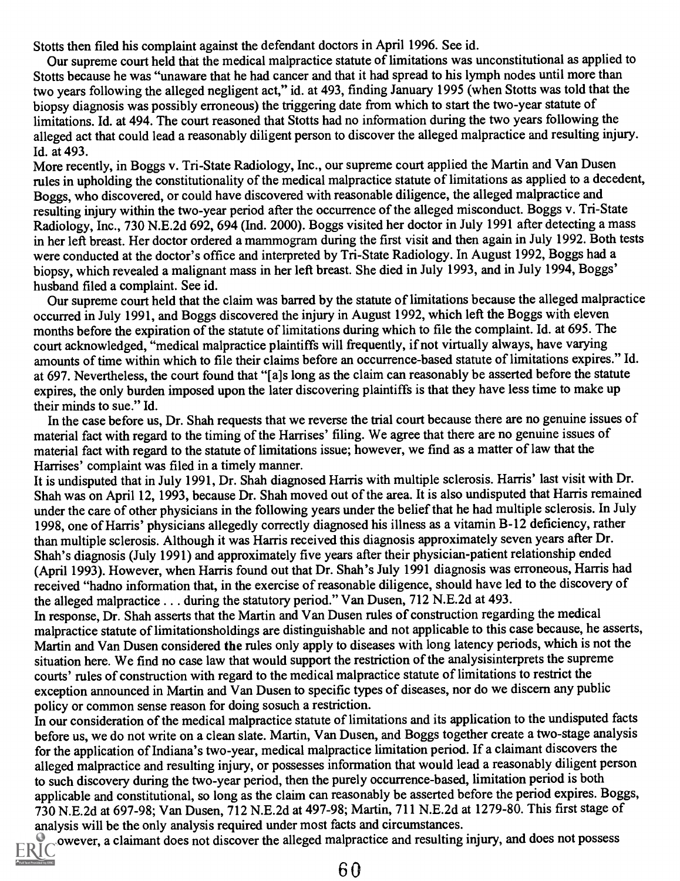Stotts then filed his complaint against the defendant doctors in April 1996. See id.

Our supreme court held that the medical malpractice statute of limitations was unconstitutional as applied to Stotts because he was "unaware that he had cancer and that it had spread to his lymph nodes until more than two years following the alleged negligent act," id. at 493, finding January 1995 (when Stotts was told that the biopsy diagnosis was possibly erroneous) the triggering date from which to start the two-year statute of limitations. Id. at 494. The court reasoned that Stotts had no information during the two years following the alleged act that could lead a reasonably diligent person to discover the alleged malpractice and resulting injury. Id. at 493.

More recently, in Boggs v. Tri-State Radiology, Inc., our supreme court applied the Martin and Van Dusen rules in upholding the constitutionality of the medical malpractice statute of limitations as applied to a decedent, Boggs, who discovered, or could have discovered with reasonable diligence, the alleged malpractice and resulting injury within the two-year period after the occurrence of the alleged misconduct. Boggs v. Tri-State Radiology, Inc., 730 N.E.2d 692, 694 (Ind. 2000). Boggs visited her doctor in July 1991 after detecting a mass in her left breast. Her doctor ordered a mammogram during the first visit and then again in July 1992. Both tests were conducted at the doctor's office and interpreted by Tri-State Radiology. In August 1992, Boggs had a biopsy, which revealed a malignant mass in her left breast. She died in July 1993, and in July 1994, Boggs' husband filed a complaint. See id.

Our supreme court held that the claim was barred by the statute of limitations because the alleged malpractice occurred in July 1991, and Boggs discovered the injury in August 1992, which left the Boggs with eleven months before the expiration of the statute of limitations during which to file the complaint. Id. at 695. The court acknowledged, "medical malpractice plaintiffs will frequently, if not virtually always, have varying amounts of time within which to file their claims before an occurrence-based statute of limitations expires." Id. at 697. Nevertheless, the court found that "[a]s long as the claim can reasonably be asserted before the statute expires, the only burden imposed upon the later discovering plaintiffs is that they have less time to make up their minds to sue." Id.

In the case before us, Dr. Shah requests that we reverse the trial court because there are no genuine issues of material fact with regard to the timing of the Harrises' filing. We agree that there are no genuine issues of material fact with regard to the statute of limitations issue; however, we find as a matter of law that the Harrises' complaint was filed in a timely manner.

It is undisputed that in July 1991, Dr. Shah diagnosed Harris with multiple sclerosis. Harris' last visit with Dr. Shah was on April 12, 1993, because Dr. Shah moved out of the area. It is also undisputed that Harris remained under the care of other physicians in the following years under the belief that he had multiple sclerosis. In July 1998, one of Harris' physicians allegedly correctly diagnosed his illness as a vitamin B-12 deficiency, rather than multiple sclerosis. Although it was Harris received this diagnosis approximately seven years after Dr. Shah's diagnosis (July 1991) and approximately five years after their physician-patient relationship ended (April 1993). However, when Harris found out that Dr. Shah's July 1991 diagnosis was erroneous, Harris had received "hadno information that, in the exercise of reasonable diligence, should have led to the discovery of the alleged malpractice . . . during the statutory period." Van Dusen, 712 N.E.2d at 493.

In response, Dr. Shah asserts that the Martin and Van Dusen rules of construction regarding the medical malpractice statute of limitationsholdings are distinguishable and not applicable to this case because, he asserts, Martin and Van Dusen considered the rules only apply to diseases with long latency periods, which is not the situation here. We find no case law that would support the restriction of the analysisinterprets the supreme courts' rules of construction with regard to the medical malpractice statute of limitations to restrict the exception announced in Martin and Van Dusen to specific types of diseases, nor do we discern any public policy or common sense reason for doing sosuch a restriction.

In our consideration of the medical malpractice statute of limitations and its application to the undisputed facts before us, we do not write on a clean slate. Martin, Van Dusen, and Boggs together create a two-stage analysis for the application of Indiana's two-year, medical malpractice limitation period. If a claimant discovers the alleged malpractice and resulting injury, or possesses information that would lead a reasonably diligent person to such discovery during the two-year period, then the purely occurrence-based, limitation period is both applicable and constitutional, so long as the claim can reasonably be asserted before the period expires. Boggs, 730 N.E.2d at 697-98; Van Dusen, 712 N.E.2d at 497-98; Martin, 711 N.E.2d at 1279-80. This first stage of analysis will be the only analysis required under most facts and circumstances.

owever, a claimant does not discover the alleged malpractice and resulting injury, and does not possess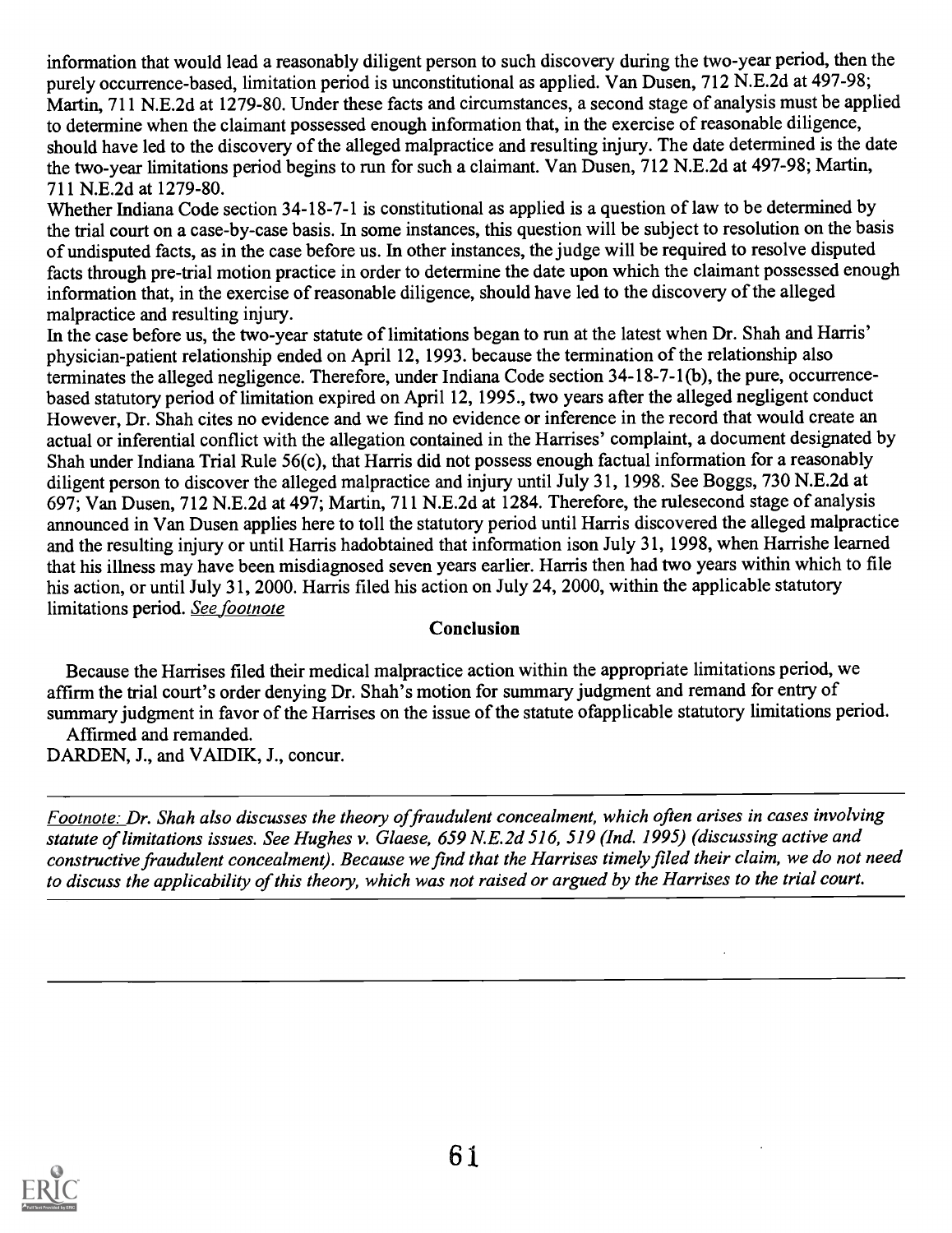information that would lead a reasonably diligent person to such discovery during the two-year period, then the purely occurrence-based, limitation period is unconstitutional as applied. Van Dusen, 712 N.E.2d at 497-98; Martin, 711 N.E.2d at 1279-80. Under these facts and circumstances, a second stage of analysis must be applied to determine when the claimant possessed enough information that, in the exercise of reasonable diligence, should have led to the discovery of the alleged malpractice and resulting injury. The date determined is the date the two-year limitations period begins to run for such a claimant. Van Dusen, 712 N.E.2d at 497-98; Martin, 711 N.E.2d at 1279-80.

Whether Indiana Code section 34-18-7-1 is constitutional as applied is a question of law to be determined by the trial court on a case-by-case basis. In some instances, this question will be subject to resolution on the basis of undisputed facts, as in the case before us. In other instances, the judge will be required to resolve disputed facts through pre-trial motion practice in order to determine the date upon which the claimant possessed enough information that, in the exercise of reasonable diligence, should have led to the discovery of the alleged malpractice and resulting injury.

In the case before us, the two-year statute of limitations began to run at the latest when Dr. Shah and Harris' physician-patient relationship ended on April 12, 1993. because the termination of the relationship also terminates the alleged negligence. Therefore, under Indiana Code section 34-18-7-1(b), the pure, occurrence-based statutory period of limitation expired on April 12, 1995., two years after the alleged negligent conduct However, Dr. Shah cites no evidence and we find no evidence or inference in the record that would create an actual or inferential conflict with the allegation contained in the Harrises' complaint, a document designated by Shah under Indiana Trial Rule 56(c), that Harris did not possess enough factual information for a reasonably diligent person to discover the alleged malpractice and injury until July 31, 1998. See Boggs, 730 N.E.2d at 697; Van Dusen, 712 N.E.2d at 497; Martin, 711 N.E.2d at 1284. Therefore, the rulesecond stage of analysis announced in Van Dusen applies here to toll the statutory period until Harris discovered the alleged malpractice and the resulting injury or until Harris hadobtained that information ison July 31, 1998, when Harrishe learned that his illness may have been misdiagnosed seven years earlier. Harris then had two years within which to file his action, or until July 31, 2000. Harris filed his action on July 24, 2000, within the applicable statutory limitations period. See footnote

## Conclusion

Because the Harrises filed their medical malpractice action within the appropriate limitations period, we affirm the trial court's order denying Dr. Shah's motion for summary judgment and remand for entry of summary judgment in favor of the Harrises on the issue of the statute ofapplicable statutory limitations period.

Affirmed and remanded.

DARDEN, J., and VAIDIK, J., concur.

---

*Footnote: Dr. Shah also discusses the theory of fraudulent concealment, which often arises in cases involving statute of limitations issues. See Hughes v. Glaese, 659 N.E.2d 516, 519 (Ind. 1995) (discussing active and constructive fraudulent concealment). Because we find that the Harrises timely filed their claim, we do not need to discuss the applicability of this theory, which was not raised or argued by the Harrises to the trial court.*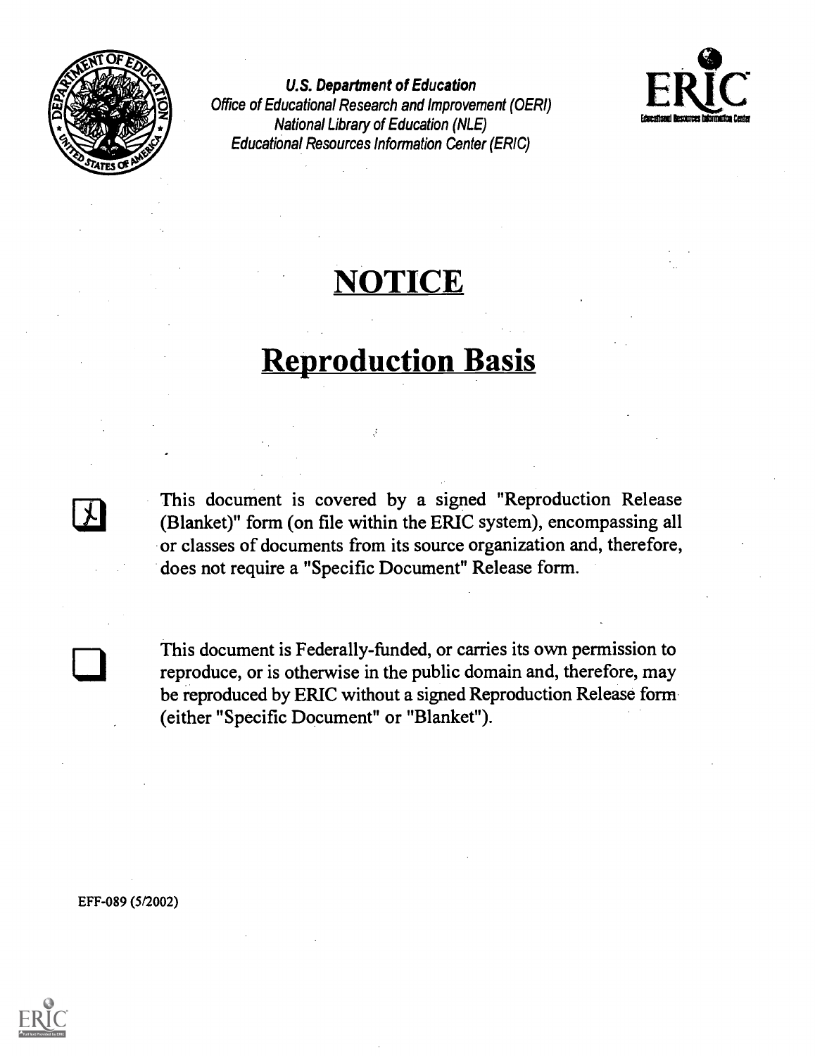U.S. Department of Education
Office of Educational Research and Improvement (OERI)
National Library of Education (NLE)
Educational Resources Information Center (ERIC)

# NOTICE

# Reproduction Basis

- [x] This document is covered by a signed "Reproduction Release (Blanket)" form (on file within the ERIC system), encompassing all or classes of documents from its source organization and, therefore, does not require a "Specific Document" Release form.

- [ ] This document is Federally-funded, or carries its own permission to reproduce, or is otherwise in the public domain and, therefore, may be reproduced by ERIC without a signed Reproduction Release form (either "Specific Document" or "Blanket").

EFF-089 (5/2002)